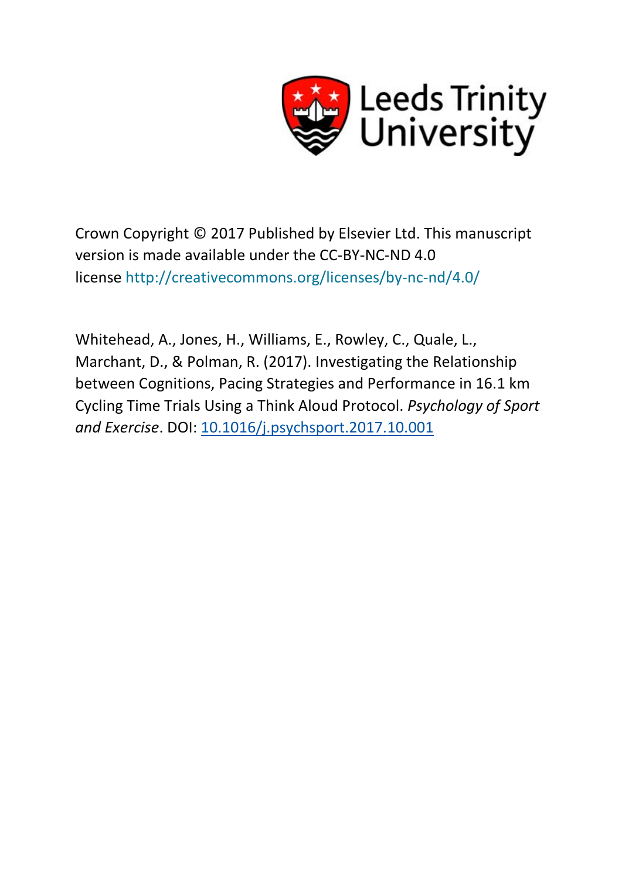Leeds Trinity University

Crown Copyright © 2017 Published by Elsevier Ltd. This manuscript version is made available under the CC-BY-NC-ND 4.0 license http://creativecommons.org/licenses/by-nc-nd/4.0/

Whitehead, A., Jones, H., Williams, E., Rowley, C., Quale, L., Marchant, D., & Polman, R. (2017). Investigating the Relationship between Cognitions, Pacing Strategies and Performance in 16.1 km Cycling Time Trials Using a Think Aloud Protocol. *Psychology of Sport and Exercise*. DOI: 10.1016/j.psychsport.2017.10.001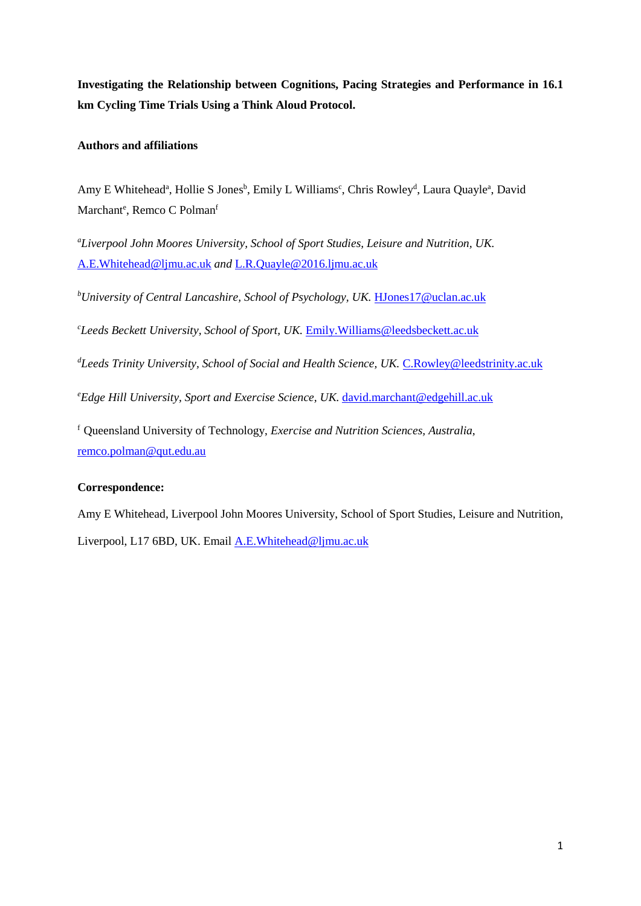**Investigating the Relationship between Cognitions, Pacing Strategies and Performance in 16.1 km Cycling Time Trials Using a Think Aloud Protocol.**

**Authors and affiliations**

Amy E Whitehead[a], Hollie S Jones[b], Emily L Williams[c], Chris Rowley[d], Laura Quayle[a], David Marchant[e], Remco C Polman[f]

[a]*Liverpool John Moores University, School of Sport Studies, Leisure and Nutrition, UK.* A.E.Whitehead@ljmu.ac.uk *and* L.R.Quayle@2016.ljmu.ac.uk

[b]*University of Central Lancashire, School of Psychology, UK.* HJones17@uclan.ac.uk

[c]*Leeds Beckett University, School of Sport, UK.* Emily.Williams@leedsbeckett.ac.uk

[d]*Leeds Trinity University, School of Social and Health Science, UK.* C.Rowley@leedstrinity.ac.uk

[e]*Edge Hill University, Sport and Exercise Science, UK.* david.marchant@edgehill.ac.uk

[f] Queensland University of Technology, *Exercise and Nutrition Sciences, Australia,* remco.polman@qut.edu.au

**Correspondence:**

Amy E Whitehead, Liverpool John Moores University, School of Sport Studies, Leisure and Nutrition, Liverpool, L17 6BD, UK. Email A.E.Whitehead@ljmu.ac.uk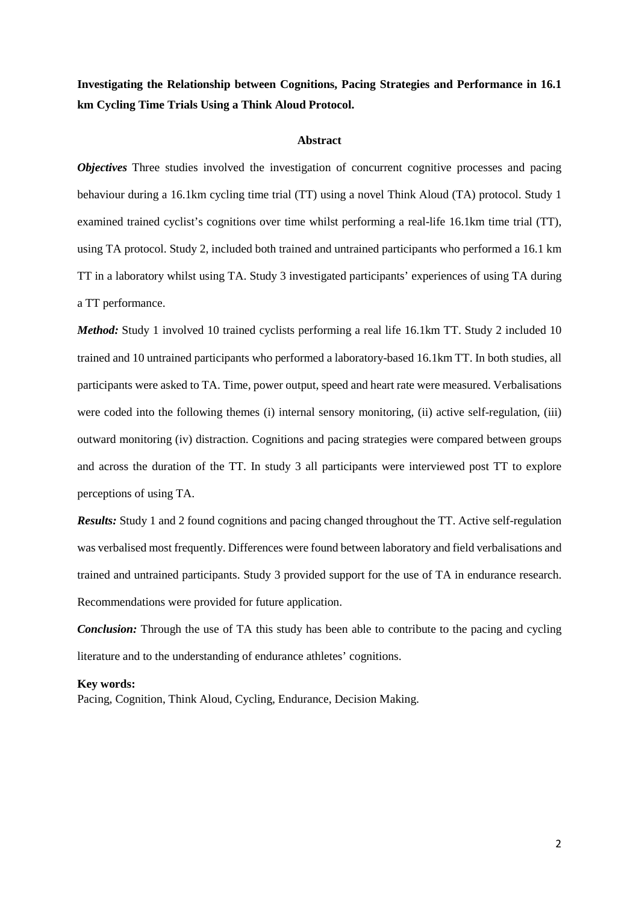**Investigating the Relationship between Cognitions, Pacing Strategies and Performance in 16.1 km Cycling Time Trials Using a Think Aloud Protocol.**

## Abstract

***Objectives*** Three studies involved the investigation of concurrent cognitive processes and pacing behaviour during a 16.1km cycling time trial (TT) using a novel Think Aloud (TA) protocol. Study 1 examined trained cyclist's cognitions over time whilst performing a real-life 16.1km time trial (TT), using TA protocol. Study 2, included both trained and untrained participants who performed a 16.1 km TT in a laboratory whilst using TA. Study 3 investigated participants' experiences of using TA during a TT performance.

***Method:*** Study 1 involved 10 trained cyclists performing a real life 16.1km TT. Study 2 included 10 trained and 10 untrained participants who performed a laboratory-based 16.1km TT. In both studies, all participants were asked to TA. Time, power output, speed and heart rate were measured. Verbalisations were coded into the following themes (i) internal sensory monitoring, (ii) active self-regulation, (iii) outward monitoring (iv) distraction. Cognitions and pacing strategies were compared between groups and across the duration of the TT. In study 3 all participants were interviewed post TT to explore perceptions of using TA.

***Results:*** Study 1 and 2 found cognitions and pacing changed throughout the TT. Active self-regulation was verbalised most frequently. Differences were found between laboratory and field verbalisations and trained and untrained participants. Study 3 provided support for the use of TA in endurance research. Recommendations were provided for future application.

***Conclusion:*** Through the use of TA this study has been able to contribute to the pacing and cycling literature and to the understanding of endurance athletes' cognitions.

**Key words:**
Pacing, Cognition, Think Aloud, Cycling, Endurance, Decision Making.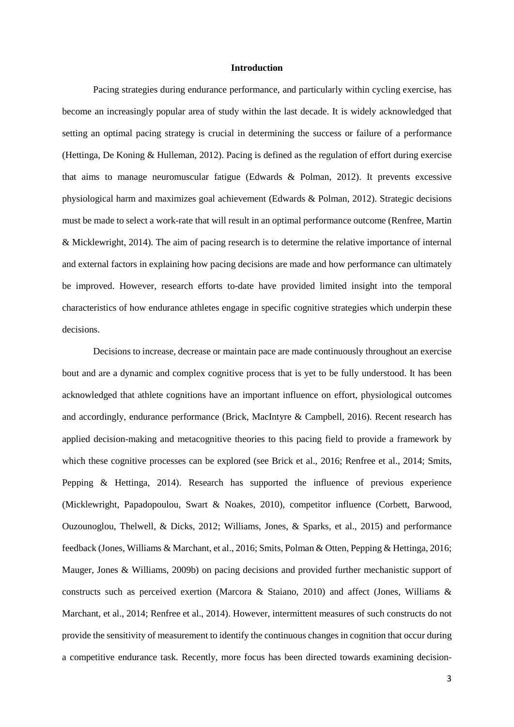## Introduction

Pacing strategies during endurance performance, and particularly within cycling exercise, has become an increasingly popular area of study within the last decade. It is widely acknowledged that setting an optimal pacing strategy is crucial in determining the success or failure of a performance (Hettinga, De Koning & Hulleman, 2012). Pacing is defined as the regulation of effort during exercise that aims to manage neuromuscular fatigue (Edwards & Polman, 2012). It prevents excessive physiological harm and maximizes goal achievement (Edwards & Polman, 2012). Strategic decisions must be made to select a work-rate that will result in an optimal performance outcome (Renfree, Martin & Micklewright, 2014). The aim of pacing research is to determine the relative importance of internal and external factors in explaining how pacing decisions are made and how performance can ultimately be improved. However, research efforts to-date have provided limited insight into the temporal characteristics of how endurance athletes engage in specific cognitive strategies which underpin these decisions.

Decisions to increase, decrease or maintain pace are made continuously throughout an exercise bout and are a dynamic and complex cognitive process that is yet to be fully understood. It has been acknowledged that athlete cognitions have an important influence on effort, physiological outcomes and accordingly, endurance performance (Brick, MacIntyre & Campbell, 2016). Recent research has applied decision-making and metacognitive theories to this pacing field to provide a framework by which these cognitive processes can be explored (see Brick et al., 2016; Renfree et al., 2014; Smits, Pepping & Hettinga, 2014). Research has supported the influence of previous experience (Micklewright, Papadopoulou, Swart & Noakes, 2010), competitor influence (Corbett, Barwood, Ouzounoglou, Thelwell, & Dicks, 2012; Williams, Jones, & Sparks, et al., 2015) and performance feedback (Jones, Williams & Marchant, et al., 2016; Smits, Polman & Otten, Pepping & Hettinga, 2016; Mauger, Jones & Williams, 2009b) on pacing decisions and provided further mechanistic support of constructs such as perceived exertion (Marcora & Staiano, 2010) and affect (Jones, Williams & Marchant, et al., 2014; Renfree et al., 2014). However, intermittent measures of such constructs do not provide the sensitivity of measurement to identify the continuous changes in cognition that occur during a competitive endurance task. Recently, more focus has been directed towards examining decision-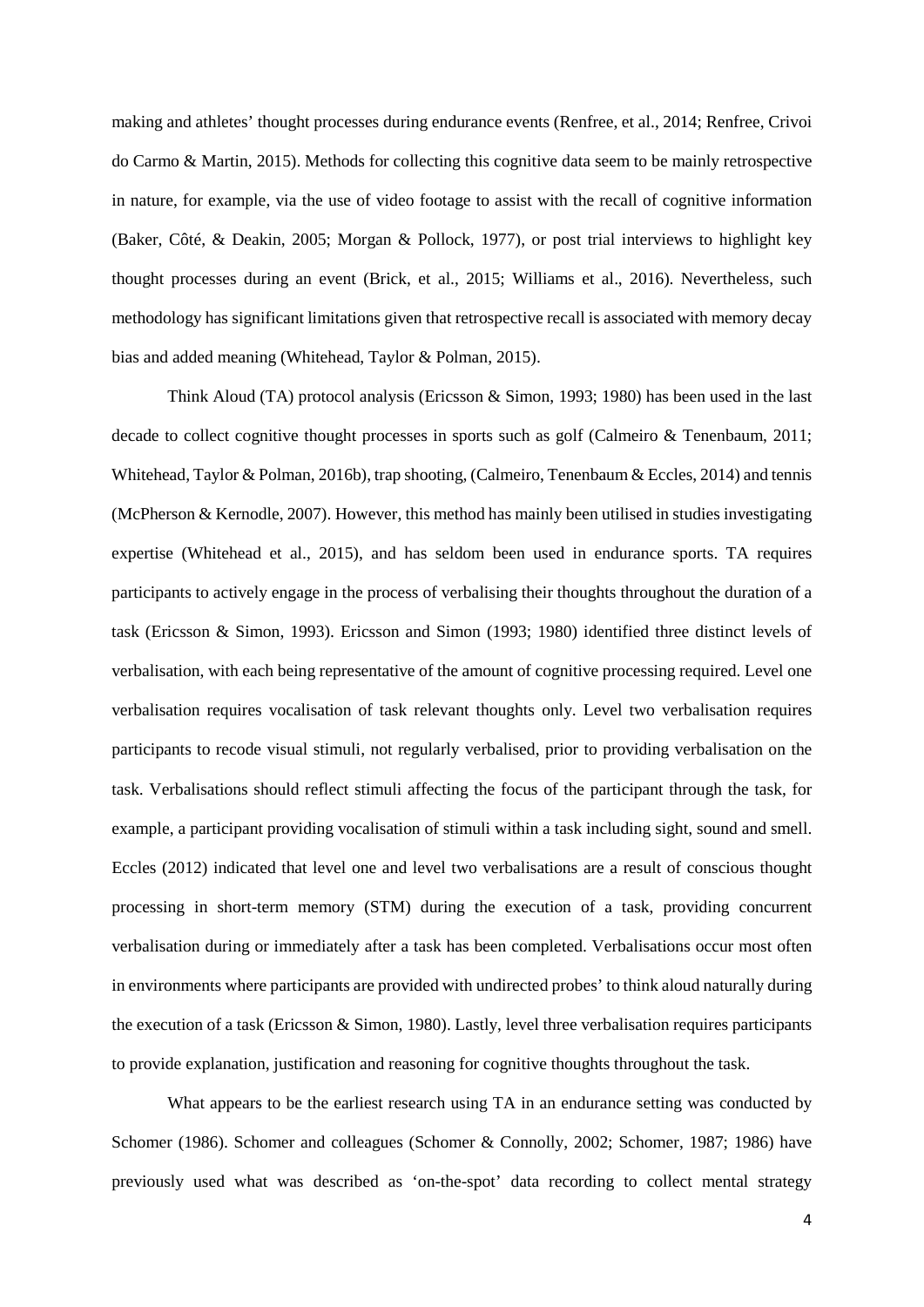making and athletes' thought processes during endurance events (Renfree, et al., 2014; Renfree, Crivoi do Carmo & Martin, 2015). Methods for collecting this cognitive data seem to be mainly retrospective in nature, for example, via the use of video footage to assist with the recall of cognitive information (Baker, Côté, & Deakin, 2005; Morgan & Pollock, 1977), or post trial interviews to highlight key thought processes during an event (Brick, et al., 2015; Williams et al., 2016). Nevertheless, such methodology has significant limitations given that retrospective recall is associated with memory decay bias and added meaning (Whitehead, Taylor & Polman, 2015).

Think Aloud (TA) protocol analysis (Ericsson & Simon, 1993; 1980) has been used in the last decade to collect cognitive thought processes in sports such as golf (Calmeiro & Tenenbaum, 2011; Whitehead, Taylor & Polman, 2016b), trap shooting, (Calmeiro, Tenenbaum & Eccles, 2014) and tennis (McPherson & Kernodle, 2007). However, this method has mainly been utilised in studies investigating expertise (Whitehead et al., 2015), and has seldom been used in endurance sports. TA requires participants to actively engage in the process of verbalising their thoughts throughout the duration of a task (Ericsson & Simon, 1993). Ericsson and Simon (1993; 1980) identified three distinct levels of verbalisation, with each being representative of the amount of cognitive processing required. Level one verbalisation requires vocalisation of task relevant thoughts only. Level two verbalisation requires participants to recode visual stimuli, not regularly verbalised, prior to providing verbalisation on the task. Verbalisations should reflect stimuli affecting the focus of the participant through the task, for example, a participant providing vocalisation of stimuli within a task including sight, sound and smell. Eccles (2012) indicated that level one and level two verbalisations are a result of conscious thought processing in short-term memory (STM) during the execution of a task, providing concurrent verbalisation during or immediately after a task has been completed. Verbalisations occur most often in environments where participants are provided with undirected probes' to think aloud naturally during the execution of a task (Ericsson & Simon, 1980). Lastly, level three verbalisation requires participants to provide explanation, justification and reasoning for cognitive thoughts throughout the task.

What appears to be the earliest research using TA in an endurance setting was conducted by Schomer (1986). Schomer and colleagues (Schomer & Connolly, 2002; Schomer, 1987; 1986) have previously used what was described as 'on-the-spot' data recording to collect mental strategy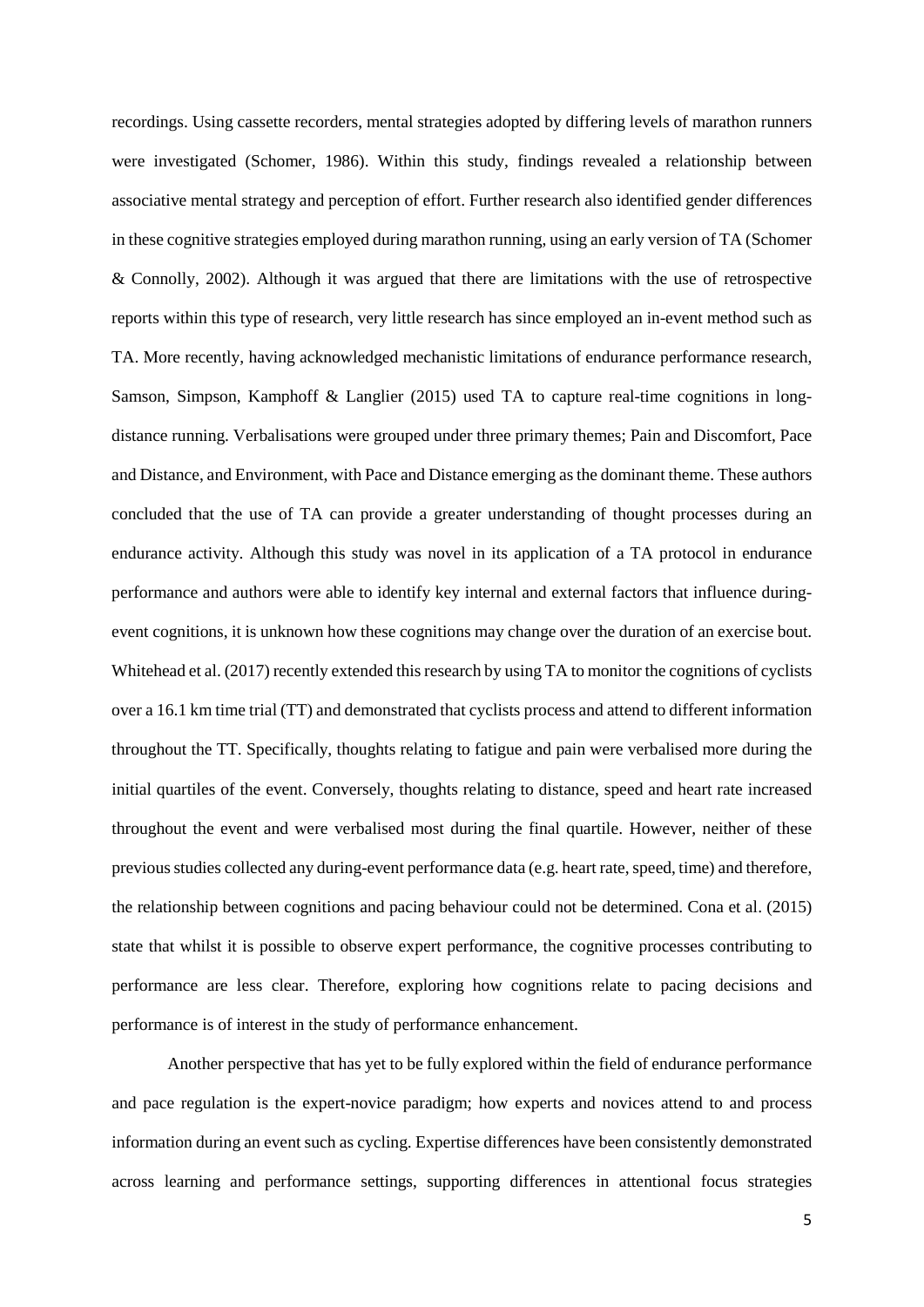recordings. Using cassette recorders, mental strategies adopted by differing levels of marathon runners were investigated (Schomer, 1986). Within this study, findings revealed a relationship between associative mental strategy and perception of effort. Further research also identified gender differences in these cognitive strategies employed during marathon running, using an early version of TA (Schomer & Connolly, 2002). Although it was argued that there are limitations with the use of retrospective reports within this type of research, very little research has since employed an in-event method such as TA. More recently, having acknowledged mechanistic limitations of endurance performance research, Samson, Simpson, Kamphoff & Langlier (2015) used TA to capture real-time cognitions in long-distance running. Verbalisations were grouped under three primary themes; Pain and Discomfort, Pace and Distance, and Environment, with Pace and Distance emerging as the dominant theme. These authors concluded that the use of TA can provide a greater understanding of thought processes during an endurance activity. Although this study was novel in its application of a TA protocol in endurance performance and authors were able to identify key internal and external factors that influence during-event cognitions, it is unknown how these cognitions may change over the duration of an exercise bout. Whitehead et al. (2017) recently extended this research by using TA to monitor the cognitions of cyclists over a 16.1 km time trial (TT) and demonstrated that cyclists process and attend to different information throughout the TT. Specifically, thoughts relating to fatigue and pain were verbalised more during the initial quartiles of the event. Conversely, thoughts relating to distance, speed and heart rate increased throughout the event and were verbalised most during the final quartile. However, neither of these previous studies collected any during-event performance data (e.g. heart rate, speed, time) and therefore, the relationship between cognitions and pacing behaviour could not be determined. Cona et al. (2015) state that whilst it is possible to observe expert performance, the cognitive processes contributing to performance are less clear. Therefore, exploring how cognitions relate to pacing decisions and performance is of interest in the study of performance enhancement.

Another perspective that has yet to be fully explored within the field of endurance performance and pace regulation is the expert-novice paradigm; how experts and novices attend to and process information during an event such as cycling. Expertise differences have been consistently demonstrated across learning and performance settings, supporting differences in attentional focus strategies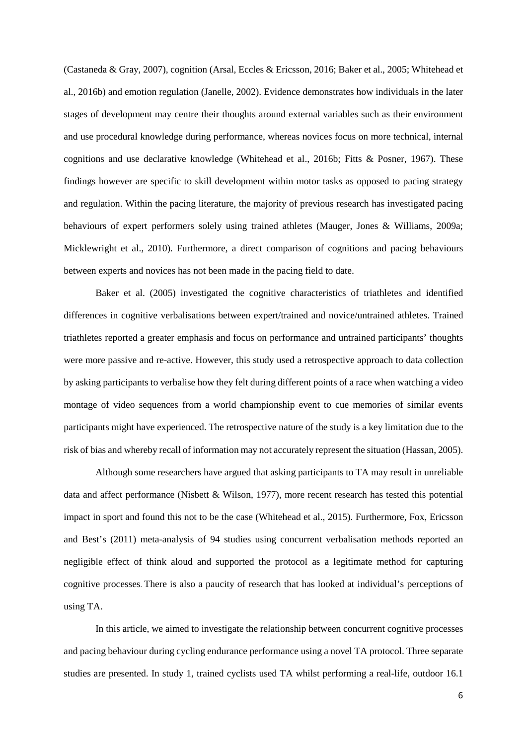(Castaneda & Gray, 2007), cognition (Arsal, Eccles & Ericsson, 2016; Baker et al., 2005; Whitehead et al., 2016b) and emotion regulation (Janelle, 2002). Evidence demonstrates how individuals in the later stages of development may centre their thoughts around external variables such as their environment and use procedural knowledge during performance, whereas novices focus on more technical, internal cognitions and use declarative knowledge (Whitehead et al., 2016b; Fitts & Posner, 1967). These findings however are specific to skill development within motor tasks as opposed to pacing strategy and regulation. Within the pacing literature, the majority of previous research has investigated pacing behaviours of expert performers solely using trained athletes (Mauger, Jones & Williams, 2009a; Micklewright et al., 2010). Furthermore, a direct comparison of cognitions and pacing behaviours between experts and novices has not been made in the pacing field to date.

Baker et al. (2005) investigated the cognitive characteristics of triathletes and identified differences in cognitive verbalisations between expert/trained and novice/untrained athletes. Trained triathletes reported a greater emphasis and focus on performance and untrained participants' thoughts were more passive and re-active. However, this study used a retrospective approach to data collection by asking participants to verbalise how they felt during different points of a race when watching a video montage of video sequences from a world championship event to cue memories of similar events participants might have experienced. The retrospective nature of the study is a key limitation due to the risk of bias and whereby recall of information may not accurately represent the situation (Hassan, 2005).

Although some researchers have argued that asking participants to TA may result in unreliable data and affect performance (Nisbett & Wilson, 1977), more recent research has tested this potential impact in sport and found this not to be the case (Whitehead et al., 2015). Furthermore, Fox, Ericsson and Best's (2011) meta-analysis of 94 studies using concurrent verbalisation methods reported an negligible effect of think aloud and supported the protocol as a legitimate method for capturing cognitive processes. There is also a paucity of research that has looked at individual's perceptions of using TA.

In this article, we aimed to investigate the relationship between concurrent cognitive processes and pacing behaviour during cycling endurance performance using a novel TA protocol. Three separate studies are presented. In study 1, trained cyclists used TA whilst performing a real-life, outdoor 16.1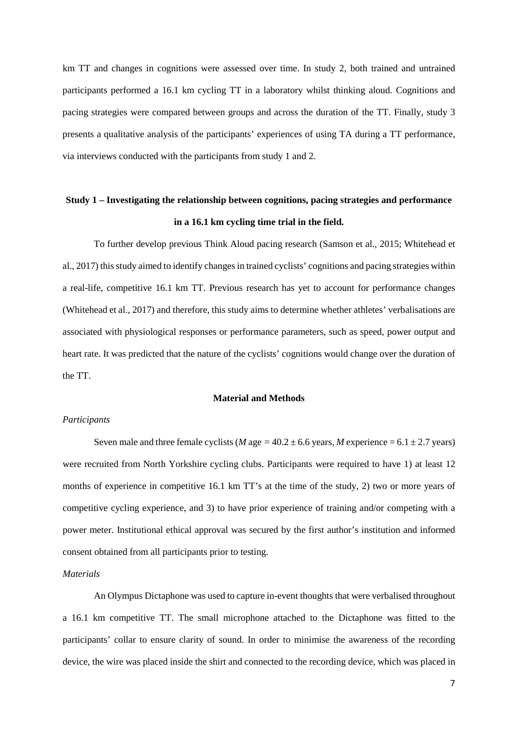km TT and changes in cognitions were assessed over time. In study 2, both trained and untrained participants performed a 16.1 km cycling TT in a laboratory whilst thinking aloud. Cognitions and pacing strategies were compared between groups and across the duration of the TT. Finally, study 3 presents a qualitative analysis of the participants' experiences of using TA during a TT performance, via interviews conducted with the participants from study 1 and 2.

## Study 1 – Investigating the relationship between cognitions, pacing strategies and performance in a 16.1 km cycling time trial in the field.

To further develop previous Think Aloud pacing research (Samson et al., 2015; Whitehead et al., 2017) this study aimed to identify changes in trained cyclists' cognitions and pacing strategies within a real-life, competitive 16.1 km TT. Previous research has yet to account for performance changes (Whitehead et al., 2017) and therefore, this study aims to determine whether athletes' verbalisations are associated with physiological responses or performance parameters, such as speed, power output and heart rate. It was predicted that the nature of the cyclists' cognitions would change over the duration of the TT.

### Material and Methods

*Participants*

Seven male and three female cyclists (*M* age = 40.2 ± 6.6 years, *M* experience = 6.1 ± 2.7 years) were recruited from North Yorkshire cycling clubs. Participants were required to have 1) at least 12 months of experience in competitive 16.1 km TT's at the time of the study, 2) two or more years of competitive cycling experience, and 3) to have prior experience of training and/or competing with a power meter. Institutional ethical approval was secured by the first author's institution and informed consent obtained from all participants prior to testing.

*Materials*

An Olympus Dictaphone was used to capture in-event thoughts that were verbalised throughout a 16.1 km competitive TT. The small microphone attached to the Dictaphone was fitted to the participants' collar to ensure clarity of sound. In order to minimise the awareness of the recording device, the wire was placed inside the shirt and connected to the recording device, which was placed in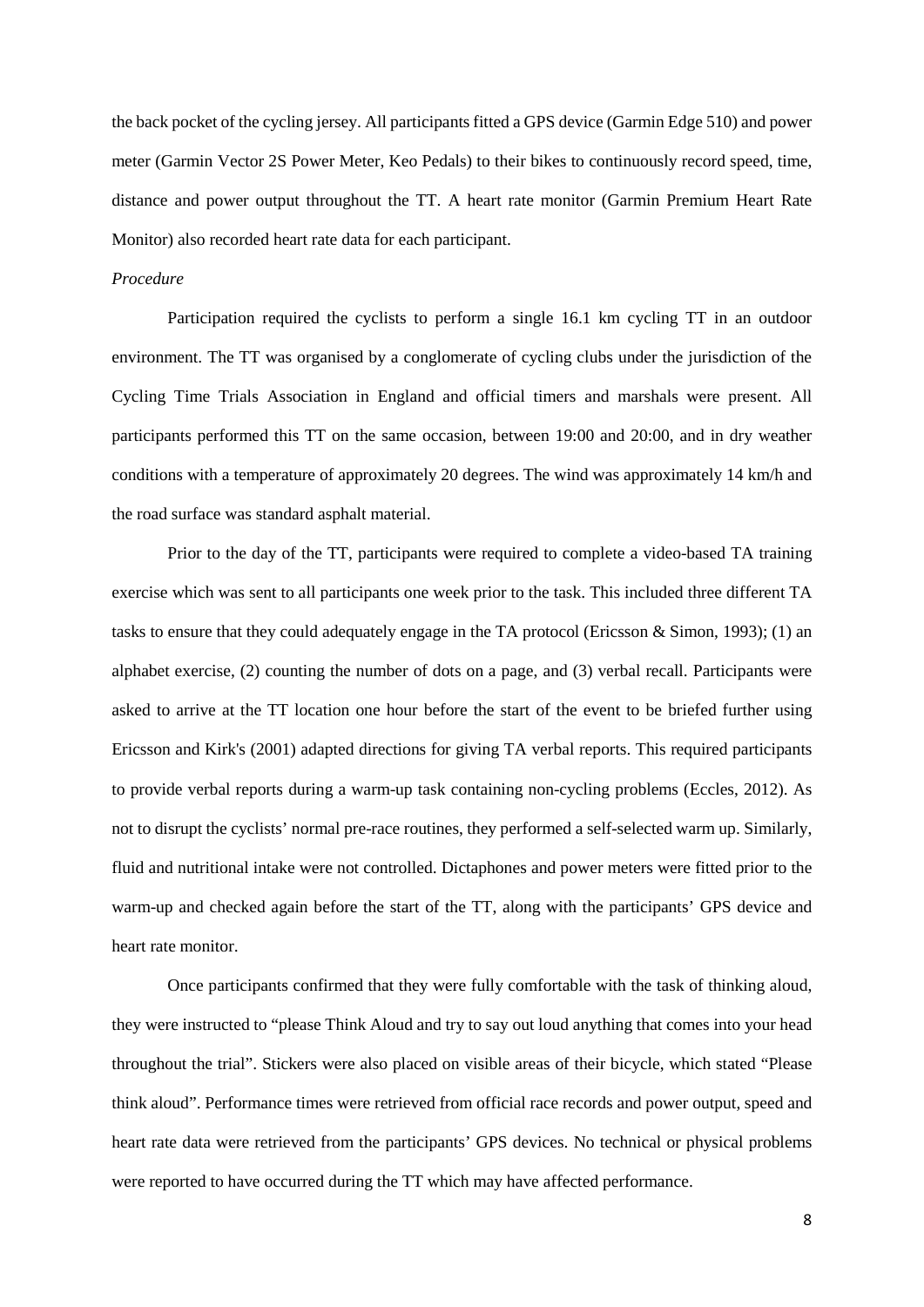the back pocket of the cycling jersey. All participants fitted a GPS device (Garmin Edge 510) and power meter (Garmin Vector 2S Power Meter, Keo Pedals) to their bikes to continuously record speed, time, distance and power output throughout the TT. A heart rate monitor (Garmin Premium Heart Rate Monitor) also recorded heart rate data for each participant.

*Procedure*

Participation required the cyclists to perform a single 16.1 km cycling TT in an outdoor environment. The TT was organised by a conglomerate of cycling clubs under the jurisdiction of the Cycling Time Trials Association in England and official timers and marshals were present. All participants performed this TT on the same occasion, between 19:00 and 20:00, and in dry weather conditions with a temperature of approximately 20 degrees. The wind was approximately 14 km/h and the road surface was standard asphalt material.

Prior to the day of the TT, participants were required to complete a video-based TA training exercise which was sent to all participants one week prior to the task. This included three different TA tasks to ensure that they could adequately engage in the TA protocol (Ericsson & Simon, 1993); (1) an alphabet exercise, (2) counting the number of dots on a page, and (3) verbal recall. Participants were asked to arrive at the TT location one hour before the start of the event to be briefed further using Ericsson and Kirk's (2001) adapted directions for giving TA verbal reports. This required participants to provide verbal reports during a warm-up task containing non-cycling problems (Eccles, 2012). As not to disrupt the cyclists' normal pre-race routines, they performed a self-selected warm up. Similarly, fluid and nutritional intake were not controlled. Dictaphones and power meters were fitted prior to the warm-up and checked again before the start of the TT, along with the participants' GPS device and heart rate monitor.

Once participants confirmed that they were fully comfortable with the task of thinking aloud, they were instructed to "please Think Aloud and try to say out loud anything that comes into your head throughout the trial". Stickers were also placed on visible areas of their bicycle, which stated "Please think aloud". Performance times were retrieved from official race records and power output, speed and heart rate data were retrieved from the participants' GPS devices. No technical or physical problems were reported to have occurred during the TT which may have affected performance.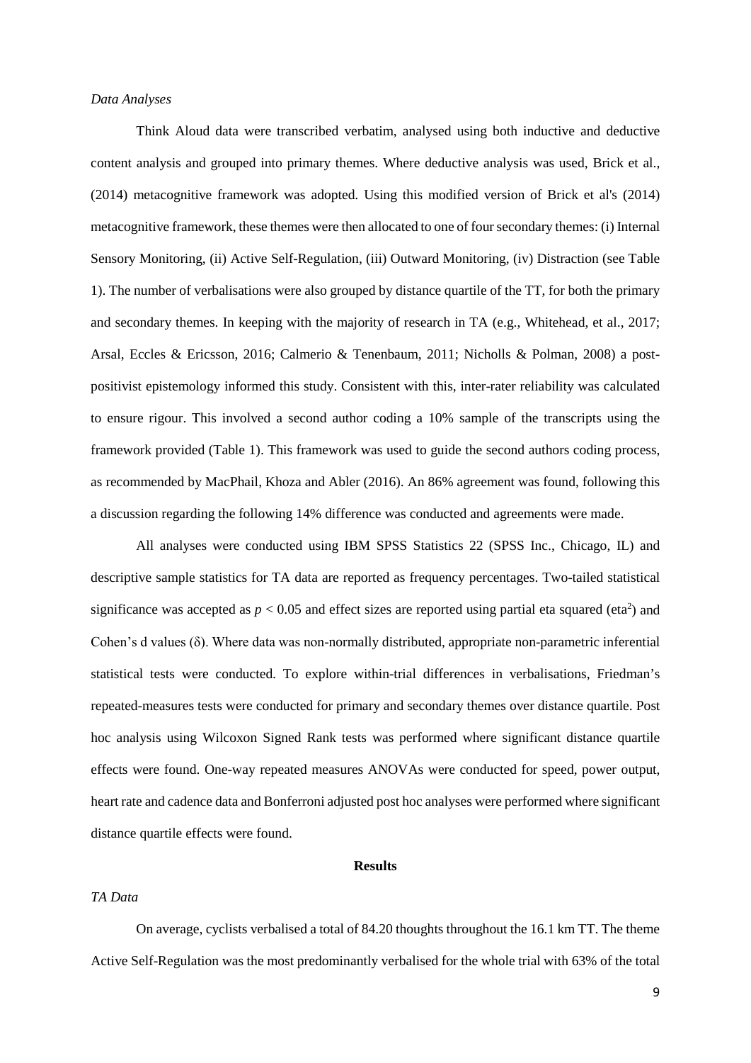*Data Analyses*

Think Aloud data were transcribed verbatim, analysed using both inductive and deductive content analysis and grouped into primary themes. Where deductive analysis was used, Brick et al., (2014) metacognitive framework was adopted. Using this modified version of Brick et al's (2014) metacognitive framework, these themes were then allocated to one of four secondary themes: (i) Internal Sensory Monitoring, (ii) Active Self-Regulation, (iii) Outward Monitoring, (iv) Distraction (see Table 1). The number of verbalisations were also grouped by distance quartile of the TT, for both the primary and secondary themes. In keeping with the majority of research in TA (e.g., Whitehead, et al., 2017; Arsal, Eccles & Ericsson, 2016; Calmerio & Tenenbaum, 2011; Nicholls & Polman, 2008) a post-positivist epistemology informed this study. Consistent with this, inter-rater reliability was calculated to ensure rigour. This involved a second author coding a 10% sample of the transcripts using the framework provided (Table 1). This framework was used to guide the second authors coding process, as recommended by MacPhail, Khoza and Abler (2016). An 86% agreement was found, following this a discussion regarding the following 14% difference was conducted and agreements were made.

All analyses were conducted using IBM SPSS Statistics 22 (SPSS Inc., Chicago, IL) and descriptive sample statistics for TA data are reported as frequency percentages. Two-tailed statistical significance was accepted as $p < 0.05$ and effect sizes are reported using partial eta squared ($eta^2$) and Cohen's d values ($\delta$). Where data was non-normally distributed, appropriate non-parametric inferential statistical tests were conducted. To explore within-trial differences in verbalisations, Friedman's repeated-measures tests were conducted for primary and secondary themes over distance quartile. Post hoc analysis using Wilcoxon Signed Rank tests was performed where significant distance quartile effects were found. One-way repeated measures ANOVAs were conducted for speed, power output, heart rate and cadence data and Bonferroni adjusted post hoc analyses were performed where significant distance quartile effects were found.

## Results

*TA Data*

On average, cyclists verbalised a total of 84.20 thoughts throughout the 16.1 km TT. The theme Active Self-Regulation was the most predominantly verbalised for the whole trial with 63% of the total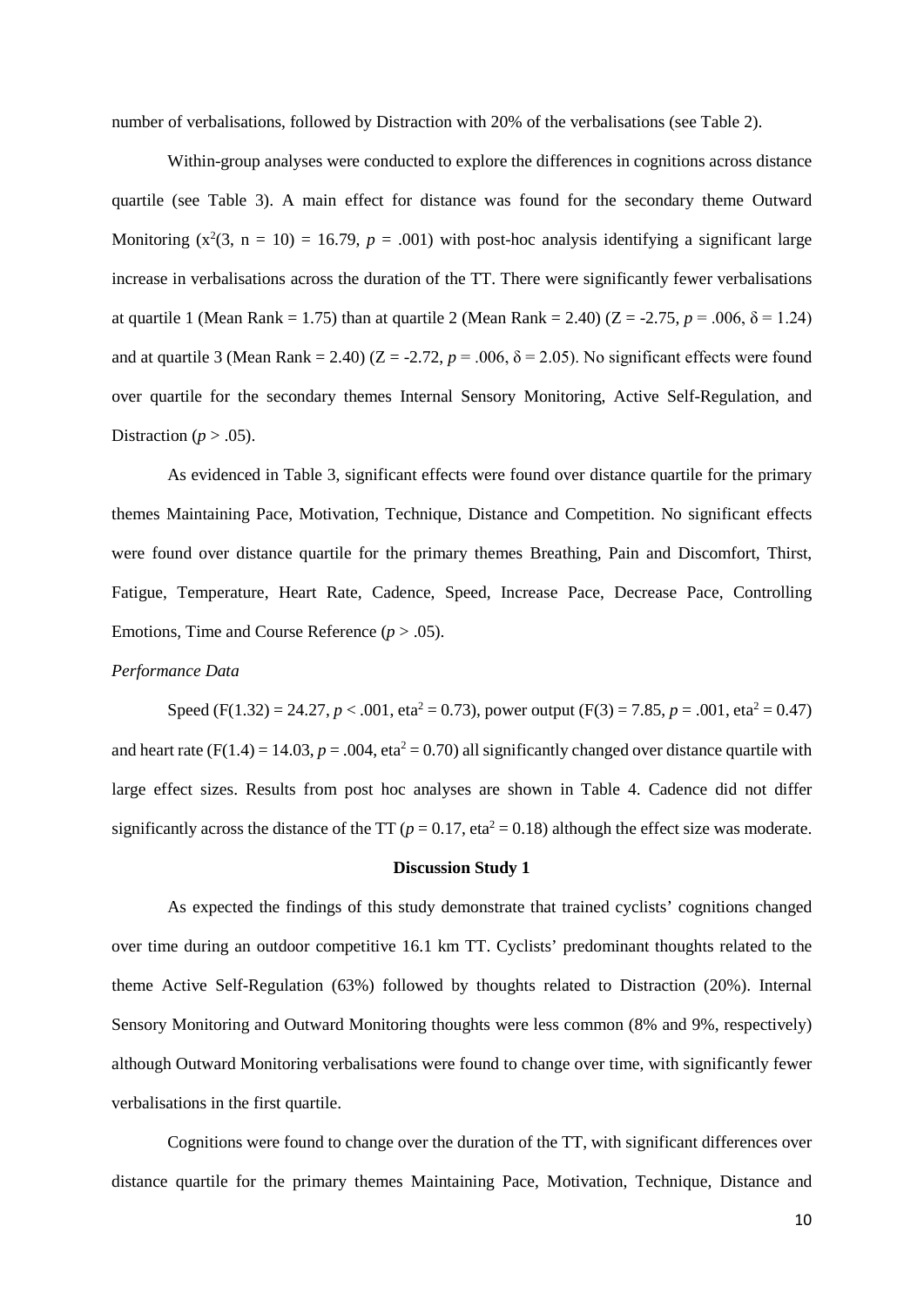number of verbalisations, followed by Distraction with 20% of the verbalisations (see Table 2).

Within-group analyses were conducted to explore the differences in cognitions across distance quartile (see Table 3). A main effect for distance was found for the secondary theme Outward Monitoring ($x^2(3, n = 10) = 16.79$, $p = .001$) with post-hoc analysis identifying a significant large increase in verbalisations across the duration of the TT. There were significantly fewer verbalisations at quartile 1 (Mean Rank = 1.75) than at quartile 2 (Mean Rank = 2.40) ($Z = -2.75$, $p = .006$, $\delta = 1.24$) and at quartile 3 (Mean Rank = 2.40) ($Z = -2.72$, $p = .006$, $\delta = 2.05$). No significant effects were found over quartile for the secondary themes Internal Sensory Monitoring, Active Self-Regulation, and Distraction ($p > .05$).

As evidenced in Table 3, significant effects were found over distance quartile for the primary themes Maintaining Pace, Motivation, Technique, Distance and Competition. No significant effects were found over distance quartile for the primary themes Breathing, Pain and Discomfort, Thirst, Fatigue, Temperature, Heart Rate, Cadence, Speed, Increase Pace, Decrease Pace, Controlling Emotions, Time and Course Reference ($p > .05$).

*Performance Data*

Speed ($F(1.32) = 24.27$, $p < .001$, $\text{eta}^2 = 0.73$), power output ($F(3) = 7.85$, $p = .001$, $\text{eta}^2 = 0.47$) and heart rate ($F(1.4) = 14.03$, $p = .004$, $\text{eta}^2 = 0.70$) all significantly changed over distance quartile with large effect sizes. Results from post hoc analyses are shown in Table 4. Cadence did not differ significantly across the distance of the TT ($p = 0.17$, $\text{eta}^2 = 0.18$) although the effect size was moderate.

## Discussion Study 1

As expected the findings of this study demonstrate that trained cyclists' cognitions changed over time during an outdoor competitive 16.1 km TT. Cyclists' predominant thoughts related to the theme Active Self-Regulation (63%) followed by thoughts related to Distraction (20%). Internal Sensory Monitoring and Outward Monitoring thoughts were less common (8% and 9%, respectively) although Outward Monitoring verbalisations were found to change over time, with significantly fewer verbalisations in the first quartile.

Cognitions were found to change over the duration of the TT, with significant differences over distance quartile for the primary themes Maintaining Pace, Motivation, Technique, Distance and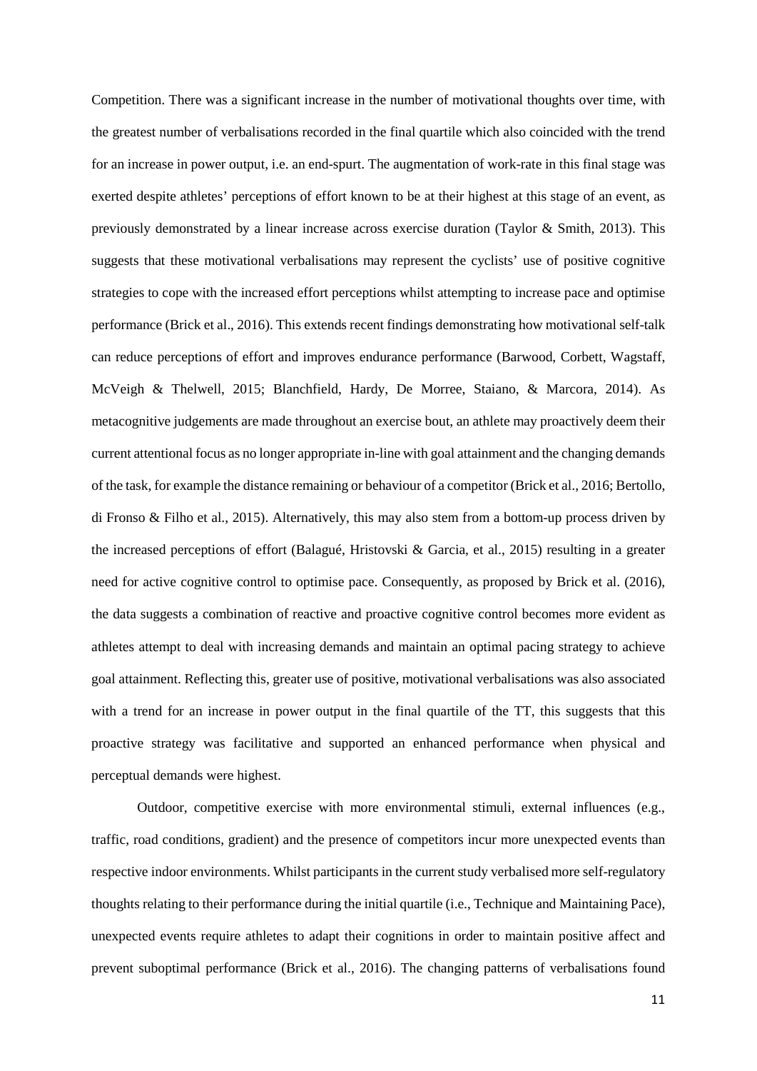Competition. There was a significant increase in the number of motivational thoughts over time, with the greatest number of verbalisations recorded in the final quartile which also coincided with the trend for an increase in power output, i.e. an end-spurt. The augmentation of work-rate in this final stage was exerted despite athletes' perceptions of effort known to be at their highest at this stage of an event, as previously demonstrated by a linear increase across exercise duration (Taylor & Smith, 2013). This suggests that these motivational verbalisations may represent the cyclists' use of positive cognitive strategies to cope with the increased effort perceptions whilst attempting to increase pace and optimise performance (Brick et al., 2016). This extends recent findings demonstrating how motivational self-talk can reduce perceptions of effort and improves endurance performance (Barwood, Corbett, Wagstaff, McVeigh & Thelwell, 2015; Blanchfield, Hardy, De Morree, Staiano, & Marcora, 2014). As metacognitive judgements are made throughout an exercise bout, an athlete may proactively deem their current attentional focus as no longer appropriate in-line with goal attainment and the changing demands of the task, for example the distance remaining or behaviour of a competitor (Brick et al., 2016; Bertollo, di Fronso & Filho et al., 2015). Alternatively, this may also stem from a bottom-up process driven by the increased perceptions of effort (Balagué, Hristovski & Garcia, et al., 2015) resulting in a greater need for active cognitive control to optimise pace. Consequently, as proposed by Brick et al. (2016), the data suggests a combination of reactive and proactive cognitive control becomes more evident as athletes attempt to deal with increasing demands and maintain an optimal pacing strategy to achieve goal attainment. Reflecting this, greater use of positive, motivational verbalisations was also associated with a trend for an increase in power output in the final quartile of the TT, this suggests that this proactive strategy was facilitative and supported an enhanced performance when physical and perceptual demands were highest.

Outdoor, competitive exercise with more environmental stimuli, external influences (e.g., traffic, road conditions, gradient) and the presence of competitors incur more unexpected events than respective indoor environments. Whilst participants in the current study verbalised more self-regulatory thoughts relating to their performance during the initial quartile (i.e., Technique and Maintaining Pace), unexpected events require athletes to adapt their cognitions in order to maintain positive affect and prevent suboptimal performance (Brick et al., 2016). The changing patterns of verbalisations found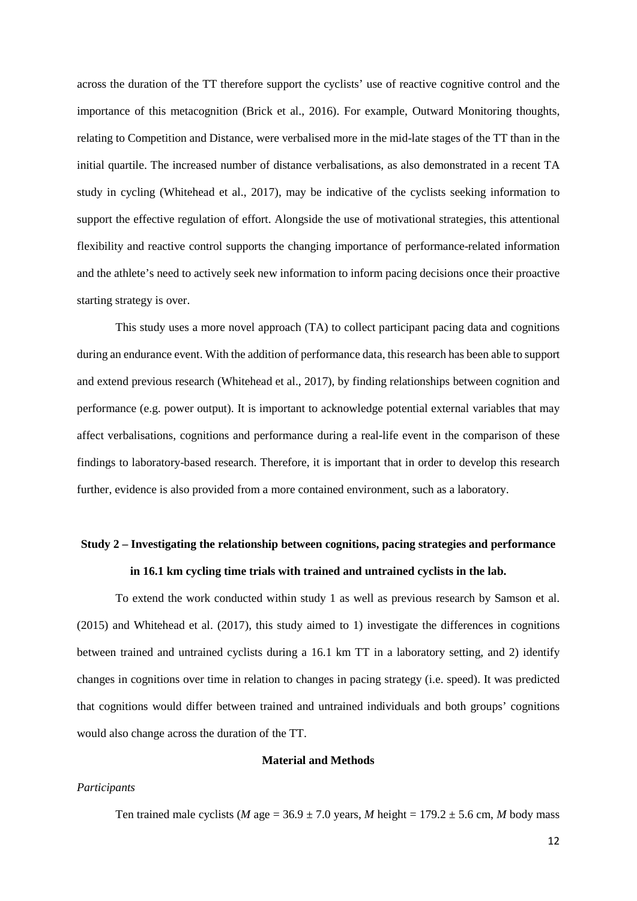across the duration of the TT therefore support the cyclists' use of reactive cognitive control and the importance of this metacognition (Brick et al., 2016). For example, Outward Monitoring thoughts, relating to Competition and Distance, were verbalised more in the mid-late stages of the TT than in the initial quartile. The increased number of distance verbalisations, as also demonstrated in a recent TA study in cycling (Whitehead et al., 2017), may be indicative of the cyclists seeking information to support the effective regulation of effort. Alongside the use of motivational strategies, this attentional flexibility and reactive control supports the changing importance of performance-related information and the athlete's need to actively seek new information to inform pacing decisions once their proactive starting strategy is over.

This study uses a more novel approach (TA) to collect participant pacing data and cognitions during an endurance event. With the addition of performance data, this research has been able to support and extend previous research (Whitehead et al., 2017), by finding relationships between cognition and performance (e.g. power output). It is important to acknowledge potential external variables that may affect verbalisations, cognitions and performance during a real-life event in the comparison of these findings to laboratory-based research. Therefore, it is important that in order to develop this research further, evidence is also provided from a more contained environment, such as a laboratory.

## Study 2 – Investigating the relationship between cognitions, pacing strategies and performance in 16.1 km cycling time trials with trained and untrained cyclists in the lab.

To extend the work conducted within study 1 as well as previous research by Samson et al. (2015) and Whitehead et al. (2017), this study aimed to 1) investigate the differences in cognitions between trained and untrained cyclists during a 16.1 km TT in a laboratory setting, and 2) identify changes in cognitions over time in relation to changes in pacing strategy (i.e. speed). It was predicted that cognitions would differ between trained and untrained individuals and both groups' cognitions would also change across the duration of the TT.

### Material and Methods

*Participants*

Ten trained male cyclists (*M* age = 36.9 ± 7.0 years, *M* height = 179.2 ± 5.6 cm, *M* body mass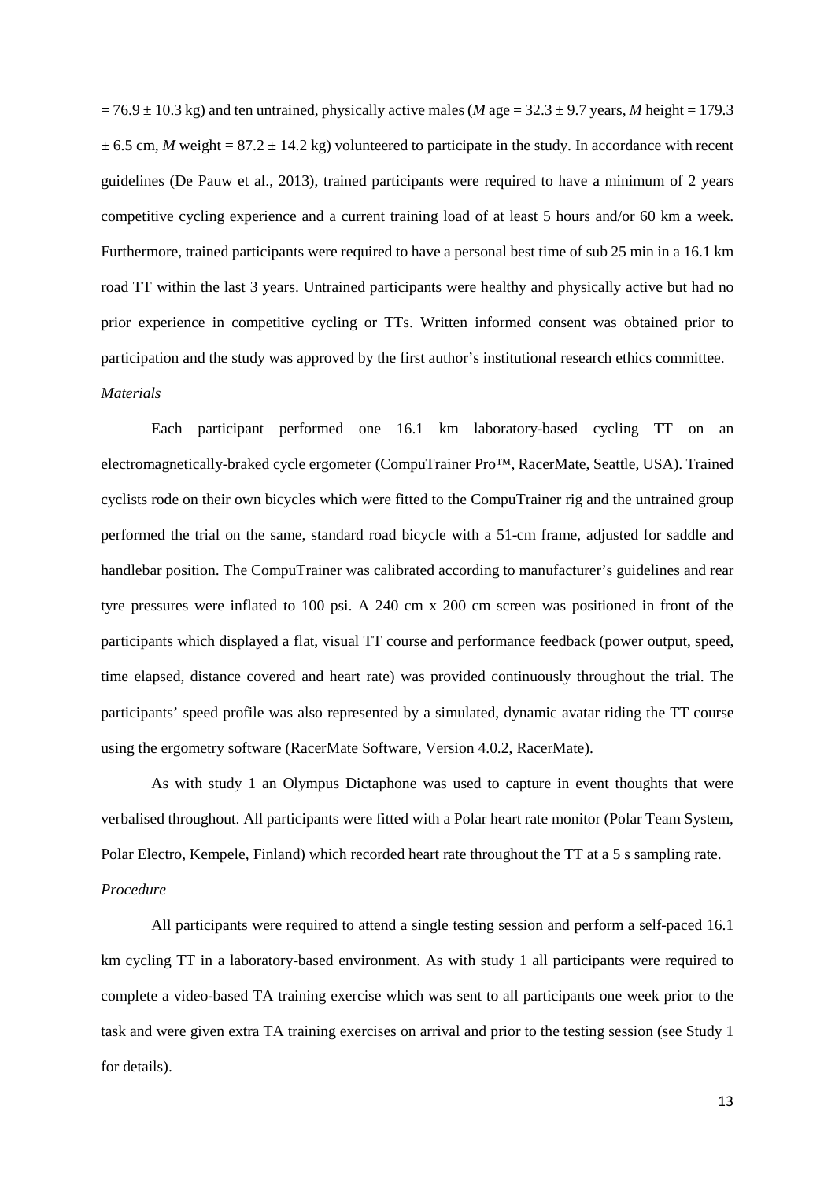= 76.9 ± 10.3 kg) and ten untrained, physically active males (*M* age = 32.3 ± 9.7 years, *M* height = 179.3 ± 6.5 cm, *M* weight = 87.2 ± 14.2 kg) volunteered to participate in the study. In accordance with recent guidelines (De Pauw et al., 2013), trained participants were required to have a minimum of 2 years competitive cycling experience and a current training load of at least 5 hours and/or 60 km a week. Furthermore, trained participants were required to have a personal best time of sub 25 min in a 16.1 km road TT within the last 3 years. Untrained participants were healthy and physically active but had no prior experience in competitive cycling or TTs. Written informed consent was obtained prior to participation and the study was approved by the first author's institutional research ethics committee.

*Materials*

Each participant performed one 16.1 km laboratory-based cycling TT on an electromagnetically-braked cycle ergometer (CompuTrainer Pro™, RacerMate, Seattle, USA). Trained cyclists rode on their own bicycles which were fitted to the CompuTrainer rig and the untrained group performed the trial on the same, standard road bicycle with a 51-cm frame, adjusted for saddle and handlebar position. The CompuTrainer was calibrated according to manufacturer's guidelines and rear tyre pressures were inflated to 100 psi. A 240 cm x 200 cm screen was positioned in front of the participants which displayed a flat, visual TT course and performance feedback (power output, speed, time elapsed, distance covered and heart rate) was provided continuously throughout the trial. The participants' speed profile was also represented by a simulated, dynamic avatar riding the TT course using the ergometry software (RacerMate Software, Version 4.0.2, RacerMate).

As with study 1 an Olympus Dictaphone was used to capture in event thoughts that were verbalised throughout. All participants were fitted with a Polar heart rate monitor (Polar Team System, Polar Electro, Kempele, Finland) which recorded heart rate throughout the TT at a 5 s sampling rate.

*Procedure*

All participants were required to attend a single testing session and perform a self-paced 16.1 km cycling TT in a laboratory-based environment. As with study 1 all participants were required to complete a video-based TA training exercise which was sent to all participants one week prior to the task and were given extra TA training exercises on arrival and prior to the testing session (see Study 1 for details).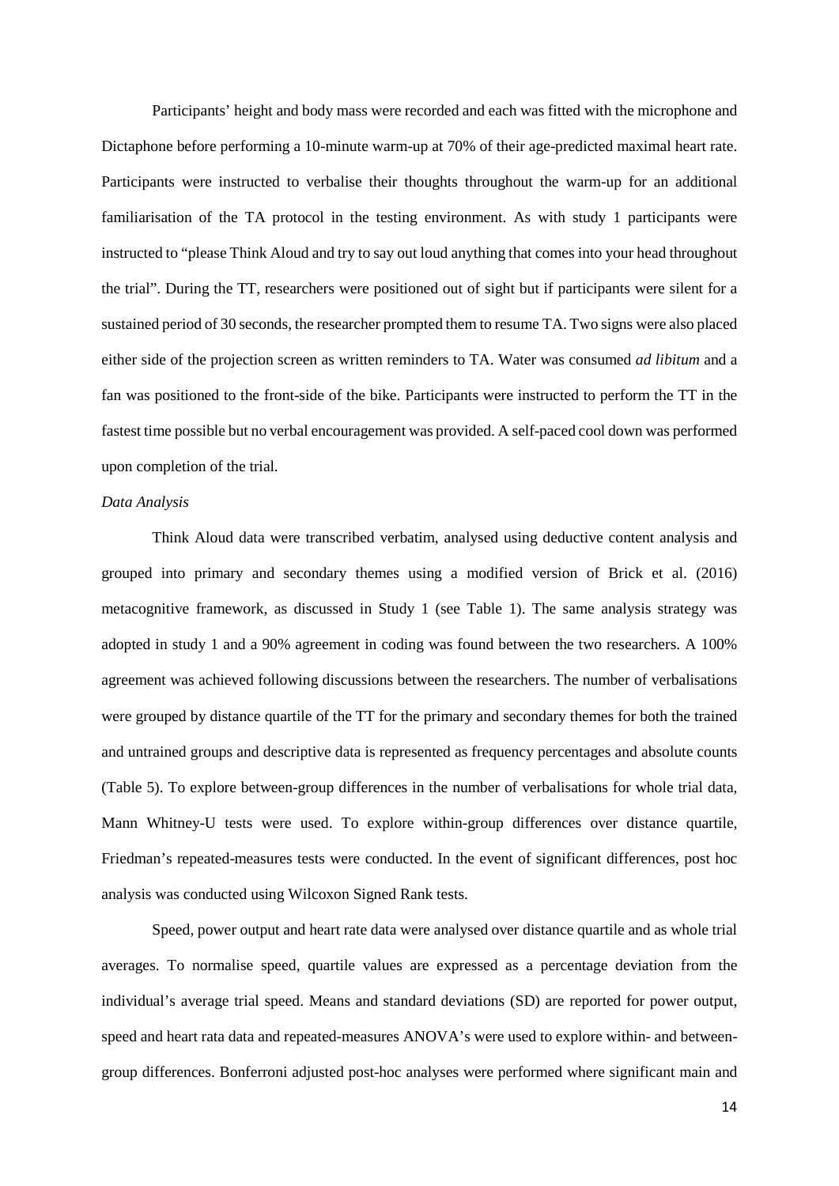Participants' height and body mass were recorded and each was fitted with the microphone and Dictaphone before performing a 10-minute warm-up at 70% of their age-predicted maximal heart rate. Participants were instructed to verbalise their thoughts throughout the warm-up for an additional familiarisation of the TA protocol in the testing environment. As with study 1 participants were instructed to "please Think Aloud and try to say out loud anything that comes into your head throughout the trial". During the TT, researchers were positioned out of sight but if participants were silent for a sustained period of 30 seconds, the researcher prompted them to resume TA. Two signs were also placed either side of the projection screen as written reminders to TA. Water was consumed *ad libitum* and a fan was positioned to the front-side of the bike. Participants were instructed to perform the TT in the fastest time possible but no verbal encouragement was provided. A self-paced cool down was performed upon completion of the trial.

*Data Analysis*

Think Aloud data were transcribed verbatim, analysed using deductive content analysis and grouped into primary and secondary themes using a modified version of Brick et al. (2016) metacognitive framework, as discussed in Study 1 (see Table 1). The same analysis strategy was adopted in study 1 and a 90% agreement in coding was found between the two researchers. A 100% agreement was achieved following discussions between the researchers. The number of verbalisations were grouped by distance quartile of the TT for the primary and secondary themes for both the trained and untrained groups and descriptive data is represented as frequency percentages and absolute counts (Table 5). To explore between-group differences in the number of verbalisations for whole trial data, Mann Whitney-U tests were used. To explore within-group differences over distance quartile, Friedman's repeated-measures tests were conducted. In the event of significant differences, post hoc analysis was conducted using Wilcoxon Signed Rank tests.

Speed, power output and heart rate data were analysed over distance quartile and as whole trial averages. To normalise speed, quartile values are expressed as a percentage deviation from the individual's average trial speed. Means and standard deviations (SD) are reported for power output, speed and heart rata data and repeated-measures ANOVA's were used to explore within- and between-group differences. Bonferroni adjusted post-hoc analyses were performed where significant main and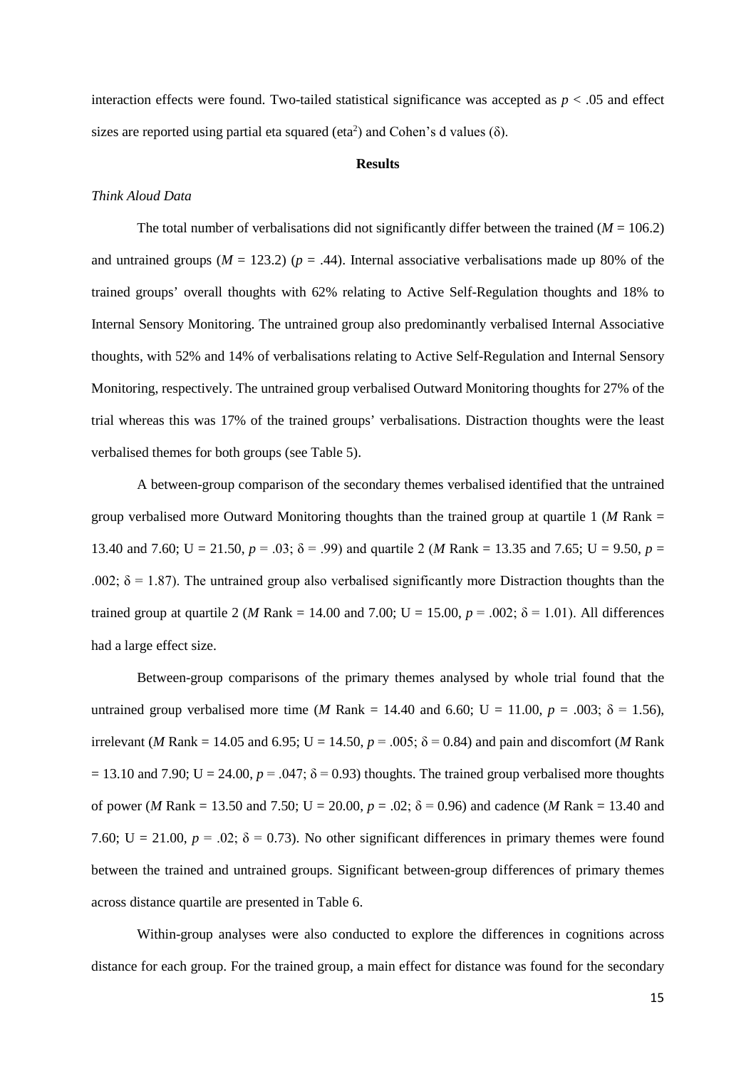interaction effects were found. Two-tailed statistical significance was accepted as $p < .05$ and effect sizes are reported using partial eta squared ($eta^2$) and Cohen's d values (δ).

## Results

### *Think Aloud Data*

The total number of verbalisations did not significantly differ between the trained ($M = 106.2$) and untrained groups ($M = 123.2$) ($p = .44$). Internal associative verbalisations made up 80% of the trained groups' overall thoughts with 62% relating to Active Self-Regulation thoughts and 18% to Internal Sensory Monitoring. The untrained group also predominantly verbalised Internal Associative thoughts, with 52% and 14% of verbalisations relating to Active Self-Regulation and Internal Sensory Monitoring, respectively. The untrained group verbalised Outward Monitoring thoughts for 27% of the trial whereas this was 17% of the trained groups' verbalisations. Distraction thoughts were the least verbalised themes for both groups (see Table 5).

A between-group comparison of the secondary themes verbalised identified that the untrained group verbalised more Outward Monitoring thoughts than the trained group at quartile 1 (*M* Rank = 13.40 and 7.60; U = 21.50, $p = .03$; $\delta = .99$) and quartile 2 (*M* Rank = 13.35 and 7.65; U = 9.50, $p = .002$; $\delta = 1.87$). The untrained group also verbalised significantly more Distraction thoughts than the trained group at quartile 2 (*M* Rank = 14.00 and 7.00; U = 15.00, $p = .002$; $\delta = 1.01$). All differences had a large effect size.

Between-group comparisons of the primary themes analysed by whole trial found that the untrained group verbalised more time (*M* Rank = 14.40 and 6.60; U = 11.00, $p = .003$; $\delta = 1.56$), irrelevant (*M* Rank = 14.05 and 6.95; U = 14.50, $p = .005$; $\delta = 0.84$) and pain and discomfort (*M* Rank = 13.10 and 7.90; U = 24.00, $p = .047$; $\delta = 0.93$) thoughts. The trained group verbalised more thoughts of power (*M* Rank = 13.50 and 7.50; U = 20.00, $p = .02$; $\delta = 0.96$) and cadence (*M* Rank = 13.40 and 7.60; U = 21.00, $p = .02$; $\delta = 0.73$). No other significant differences in primary themes were found between the trained and untrained groups. Significant between-group differences of primary themes across distance quartile are presented in Table 6.

Within-group analyses were also conducted to explore the differences in cognitions across distance for each group. For the trained group, a main effect for distance was found for the secondary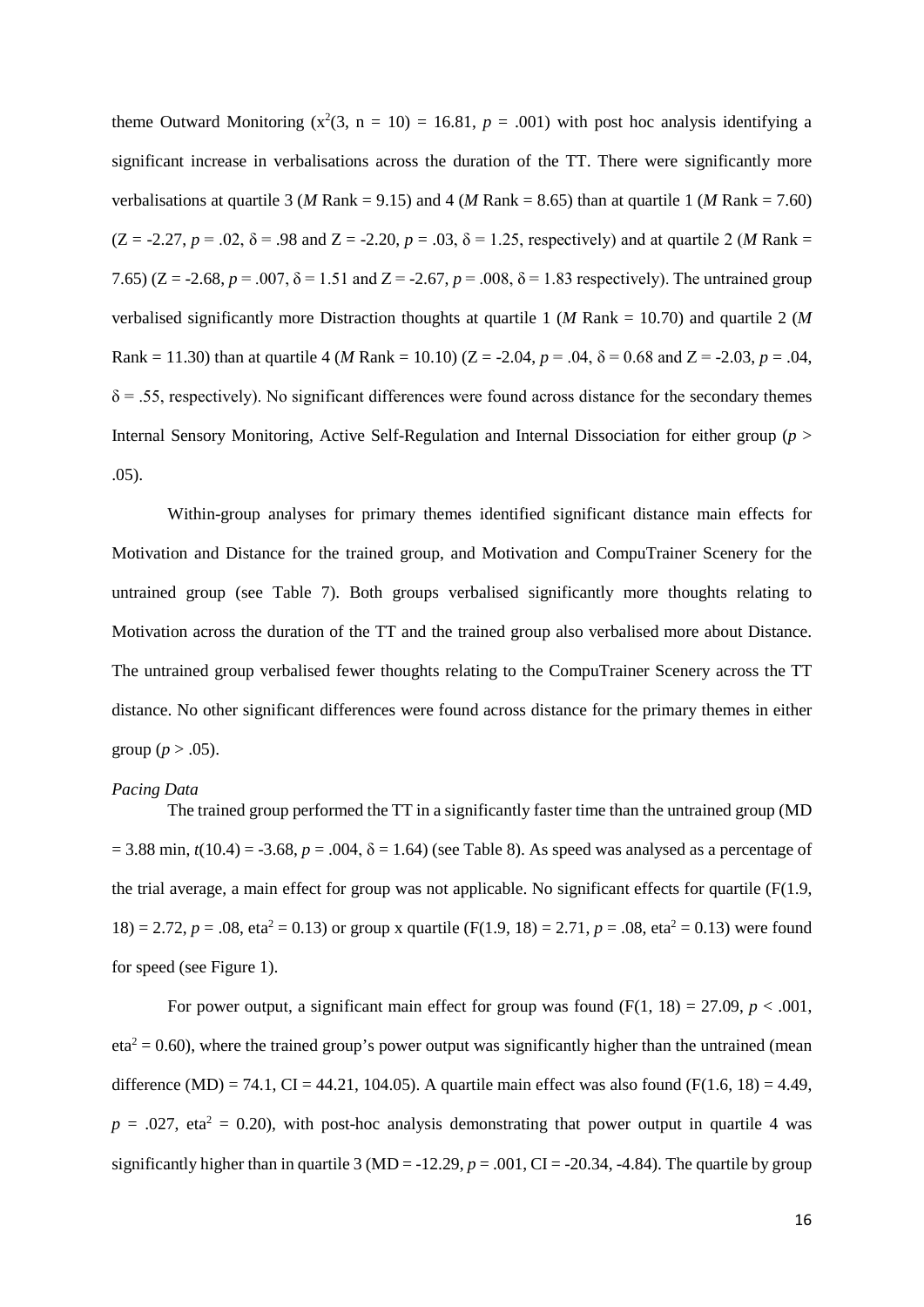theme Outward Monitoring ($x^2$(3, n = 10) = 16.81, *p* = .001) with post hoc analysis identifying a significant increase in verbalisations across the duration of the TT. There were significantly more verbalisations at quartile 3 (*M* Rank = 9.15) and 4 (*M* Rank = 8.65) than at quartile 1 (*M* Rank = 7.60) (Z = -2.27, *p* = .02, δ = .98 and Z = -2.20, *p* = .03, δ = 1.25, respectively) and at quartile 2 (*M* Rank = 7.65) (Z = -2.68, *p* = .007, δ = 1.51 and Z = -2.67, *p* = .008, δ = 1.83 respectively). The untrained group verbalised significantly more Distraction thoughts at quartile 1 (*M* Rank = 10.70) and quartile 2 (*M* Rank = 11.30) than at quartile 4 (*M* Rank = 10.10) (Z = -2.04, *p* = .04, δ = 0.68 and Z = -2.03, *p* = .04, δ = .55, respectively). No significant differences were found across distance for the secondary themes Internal Sensory Monitoring, Active Self-Regulation and Internal Dissociation for either group ($p > .05$).

Within-group analyses for primary themes identified significant distance main effects for Motivation and Distance for the trained group, and Motivation and CompuTrainer Scenery for the untrained group (see Table 7). Both groups verbalised significantly more thoughts relating to Motivation across the duration of the TT and the trained group also verbalised more about Distance. The untrained group verbalised fewer thoughts relating to the CompuTrainer Scenery across the TT distance. No other significant differences were found across distance for the primary themes in either group ($p > .05$).

*Pacing Data*

The trained group performed the TT in a significantly faster time than the untrained group (MD = 3.88 min, *t*(10.4) = -3.68, *p* = .004, δ = 1.64) (see Table 8). As speed was analysed as a percentage of the trial average, a main effect for group was not applicable. No significant effects for quartile (F(1.9, 18) = 2.72, *p* = .08, eta$^2$ = 0.13) or group x quartile (F(1.9, 18) = 2.71, *p* = .08, eta$^2$ = 0.13) were found for speed (see Figure 1).

For power output, a significant main effect for group was found (F(1, 18) = 27.09, $p < .001$, eta$^2$ = 0.60), where the trained group's power output was significantly higher than the untrained (mean difference (MD) = 74.1, CI = 44.21, 104.05). A quartile main effect was also found (F(1.6, 18) = 4.49, *p* = .027, eta$^2$ = 0.20), with post-hoc analysis demonstrating that power output in quartile 4 was significantly higher than in quartile 3 (MD = -12.29, *p* = .001, CI = -20.34, -4.84). The quartile by group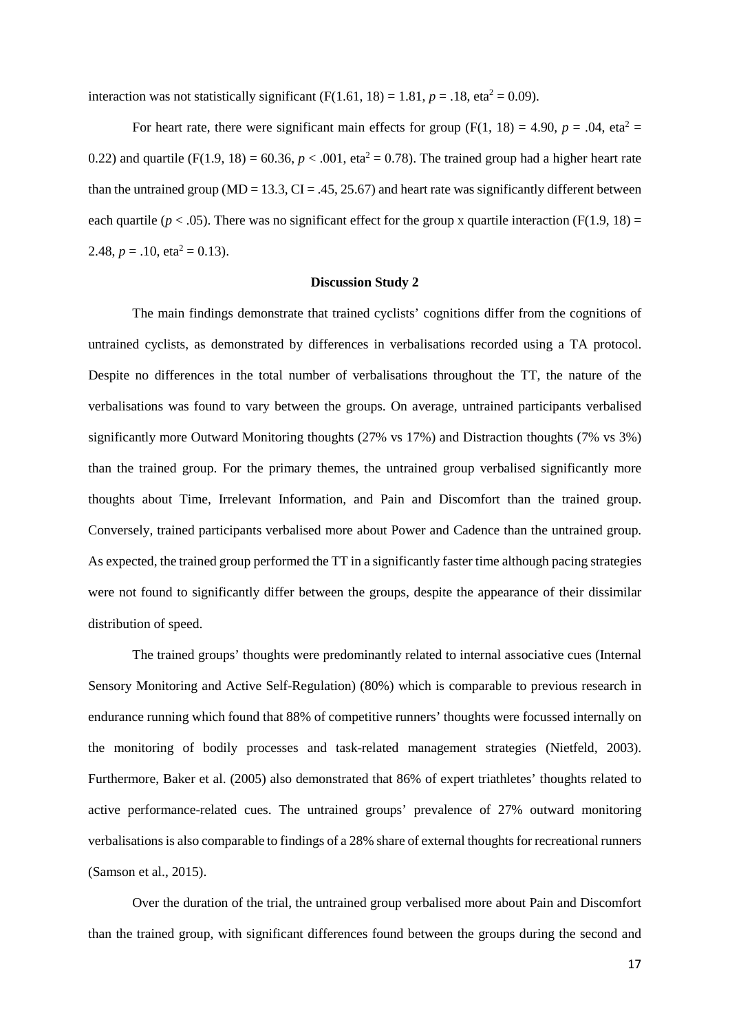interaction was not statistically significant ($F(1.61, 18) = 1.81$, $p = .18$, $eta^2 = 0.09$).

For heart rate, there were significant main effects for group ($F(1, 18) = 4.90$, $p = .04$, $eta^2 = 0.22$) and quartile ($F(1.9, 18) = 60.36$, $p < .001$, $eta^2 = 0.78$). The trained group had a higher heart rate than the untrained group (MD = 13.3, CI = .45, 25.67) and heart rate was significantly different between each quartile ($p < .05$). There was no significant effect for the group x quartile interaction ($F(1.9, 18) = 2.48$, $p = .10$, $eta^2 = 0.13$).

## Discussion Study 2

The main findings demonstrate that trained cyclists' cognitions differ from the cognitions of untrained cyclists, as demonstrated by differences in verbalisations recorded using a TA protocol. Despite no differences in the total number of verbalisations throughout the TT, the nature of the verbalisations was found to vary between the groups. On average, untrained participants verbalised significantly more Outward Monitoring thoughts (27% vs 17%) and Distraction thoughts (7% vs 3%) than the trained group. For the primary themes, the untrained group verbalised significantly more thoughts about Time, Irrelevant Information, and Pain and Discomfort than the trained group. Conversely, trained participants verbalised more about Power and Cadence than the untrained group. As expected, the trained group performed the TT in a significantly faster time although pacing strategies were not found to significantly differ between the groups, despite the appearance of their dissimilar distribution of speed.

The trained groups' thoughts were predominantly related to internal associative cues (Internal Sensory Monitoring and Active Self-Regulation) (80%) which is comparable to previous research in endurance running which found that 88% of competitive runners' thoughts were focussed internally on the monitoring of bodily processes and task-related management strategies (Nietfeld, 2003). Furthermore, Baker et al. (2005) also demonstrated that 86% of expert triathletes' thoughts related to active performance-related cues. The untrained groups' prevalence of 27% outward monitoring verbalisations is also comparable to findings of a 28% share of external thoughts for recreational runners (Samson et al., 2015).

Over the duration of the trial, the untrained group verbalised more about Pain and Discomfort than the trained group, with significant differences found between the groups during the second and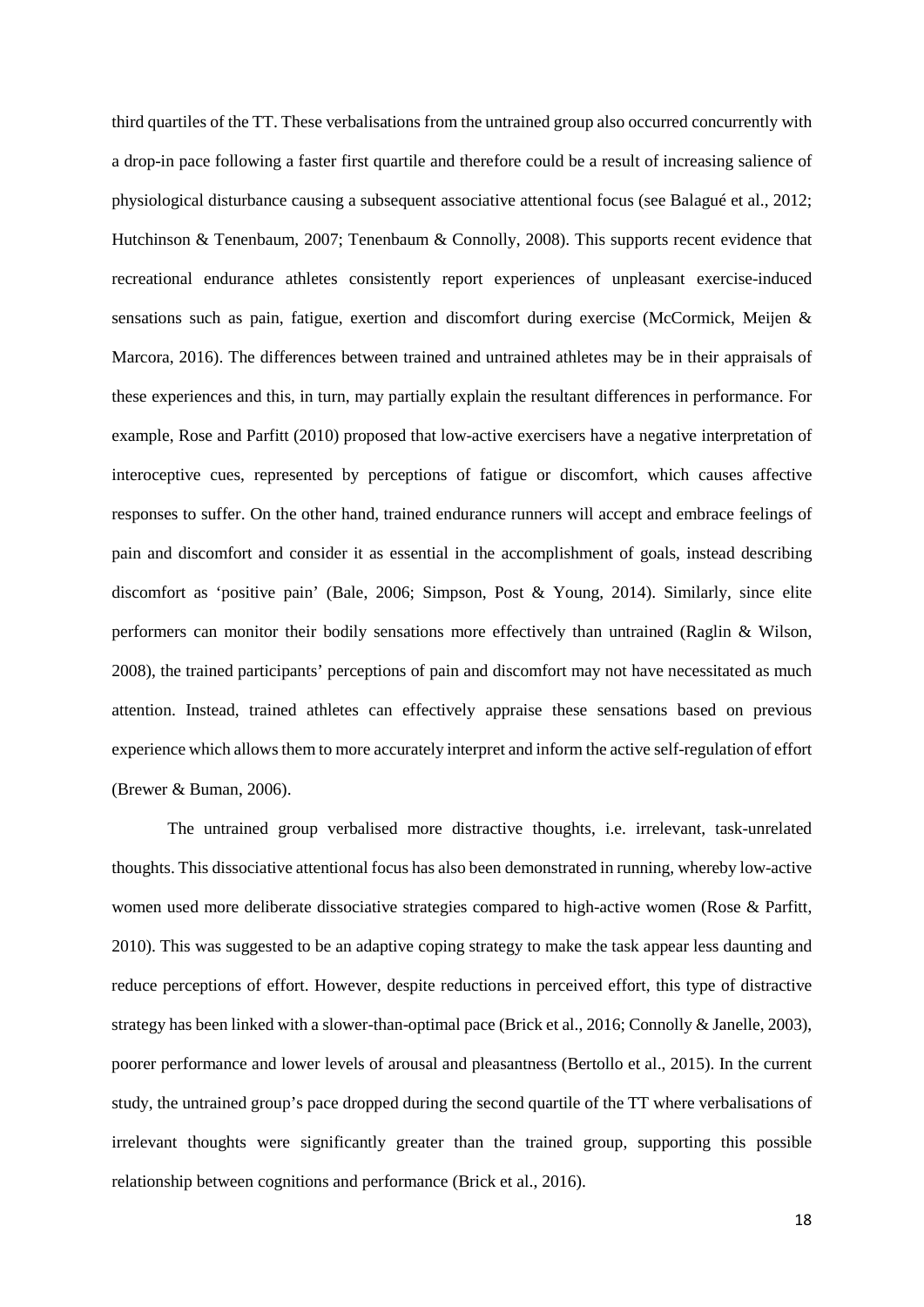third quartiles of the TT. These verbalisations from the untrained group also occurred concurrently with a drop-in pace following a faster first quartile and therefore could be a result of increasing salience of physiological disturbance causing a subsequent associative attentional focus (see Balagué et al., 2012; Hutchinson & Tenenbaum, 2007; Tenenbaum & Connolly, 2008). This supports recent evidence that recreational endurance athletes consistently report experiences of unpleasant exercise-induced sensations such as pain, fatigue, exertion and discomfort during exercise (McCormick, Meijen & Marcora, 2016). The differences between trained and untrained athletes may be in their appraisals of these experiences and this, in turn, may partially explain the resultant differences in performance. For example, Rose and Parfitt (2010) proposed that low-active exercisers have a negative interpretation of interoceptive cues, represented by perceptions of fatigue or discomfort, which causes affective responses to suffer. On the other hand, trained endurance runners will accept and embrace feelings of pain and discomfort and consider it as essential in the accomplishment of goals, instead describing discomfort as 'positive pain' (Bale, 2006; Simpson, Post & Young, 2014). Similarly, since elite performers can monitor their bodily sensations more effectively than untrained (Raglin & Wilson, 2008), the trained participants' perceptions of pain and discomfort may not have necessitated as much attention. Instead, trained athletes can effectively appraise these sensations based on previous experience which allows them to more accurately interpret and inform the active self-regulation of effort (Brewer & Buman, 2006).

The untrained group verbalised more distractive thoughts, i.e. irrelevant, task-unrelated thoughts. This dissociative attentional focus has also been demonstrated in running, whereby low-active women used more deliberate dissociative strategies compared to high-active women (Rose & Parfitt, 2010). This was suggested to be an adaptive coping strategy to make the task appear less daunting and reduce perceptions of effort. However, despite reductions in perceived effort, this type of distractive strategy has been linked with a slower-than-optimal pace (Brick et al., 2016; Connolly & Janelle, 2003), poorer performance and lower levels of arousal and pleasantness (Bertollo et al., 2015). In the current study, the untrained group's pace dropped during the second quartile of the TT where verbalisations of irrelevant thoughts were significantly greater than the trained group, supporting this possible relationship between cognitions and performance (Brick et al., 2016).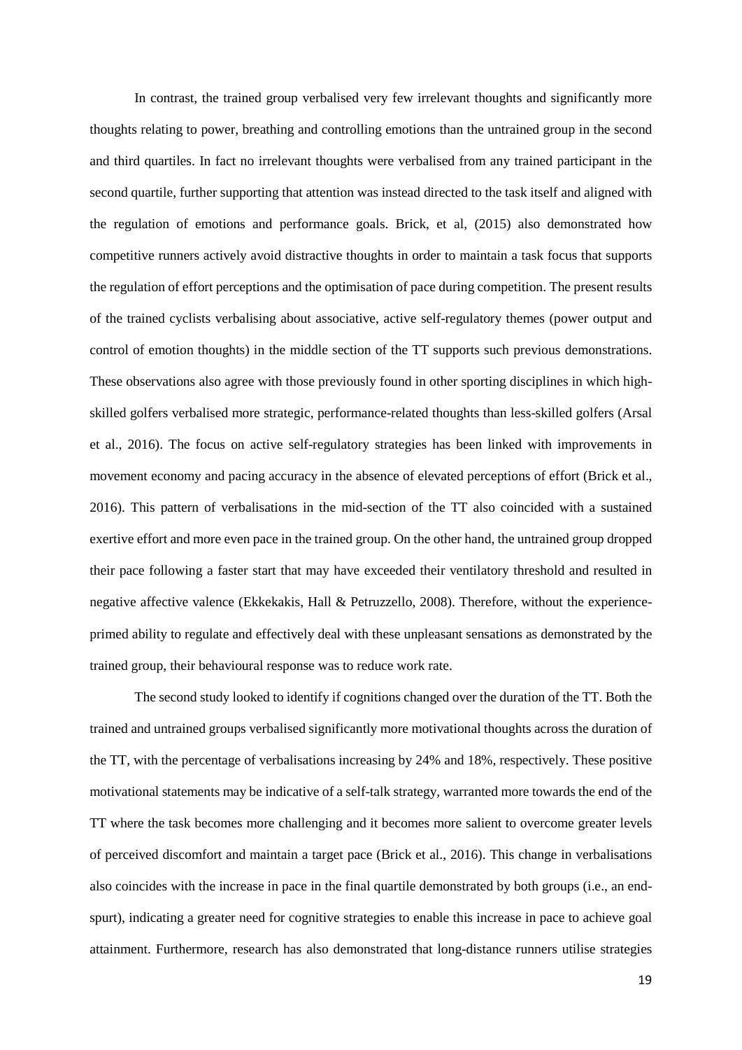In contrast, the trained group verbalised very few irrelevant thoughts and significantly more thoughts relating to power, breathing and controlling emotions than the untrained group in the second and third quartiles. In fact no irrelevant thoughts were verbalised from any trained participant in the second quartile, further supporting that attention was instead directed to the task itself and aligned with the regulation of emotions and performance goals. Brick, et al, (2015) also demonstrated how competitive runners actively avoid distractive thoughts in order to maintain a task focus that supports the regulation of effort perceptions and the optimisation of pace during competition. The present results of the trained cyclists verbalising about associative, active self-regulatory themes (power output and control of emotion thoughts) in the middle section of the TT supports such previous demonstrations. These observations also agree with those previously found in other sporting disciplines in which high-skilled golfers verbalised more strategic, performance-related thoughts than less-skilled golfers (Arsal et al., 2016). The focus on active self-regulatory strategies has been linked with improvements in movement economy and pacing accuracy in the absence of elevated perceptions of effort (Brick et al., 2016). This pattern of verbalisations in the mid-section of the TT also coincided with a sustained exertive effort and more even pace in the trained group. On the other hand, the untrained group dropped their pace following a faster start that may have exceeded their ventilatory threshold and resulted in negative affective valence (Ekkekakis, Hall & Petruzzello, 2008). Therefore, without the experience-primed ability to regulate and effectively deal with these unpleasant sensations as demonstrated by the trained group, their behavioural response was to reduce work rate.

The second study looked to identify if cognitions changed over the duration of the TT. Both the trained and untrained groups verbalised significantly more motivational thoughts across the duration of the TT, with the percentage of verbalisations increasing by 24% and 18%, respectively. These positive motivational statements may be indicative of a self-talk strategy, warranted more towards the end of the TT where the task becomes more challenging and it becomes more salient to overcome greater levels of perceived discomfort and maintain a target pace (Brick et al., 2016). This change in verbalisations also coincides with the increase in pace in the final quartile demonstrated by both groups (i.e., an end-spurt), indicating a greater need for cognitive strategies to enable this increase in pace to achieve goal attainment. Furthermore, research has also demonstrated that long-distance runners utilise strategies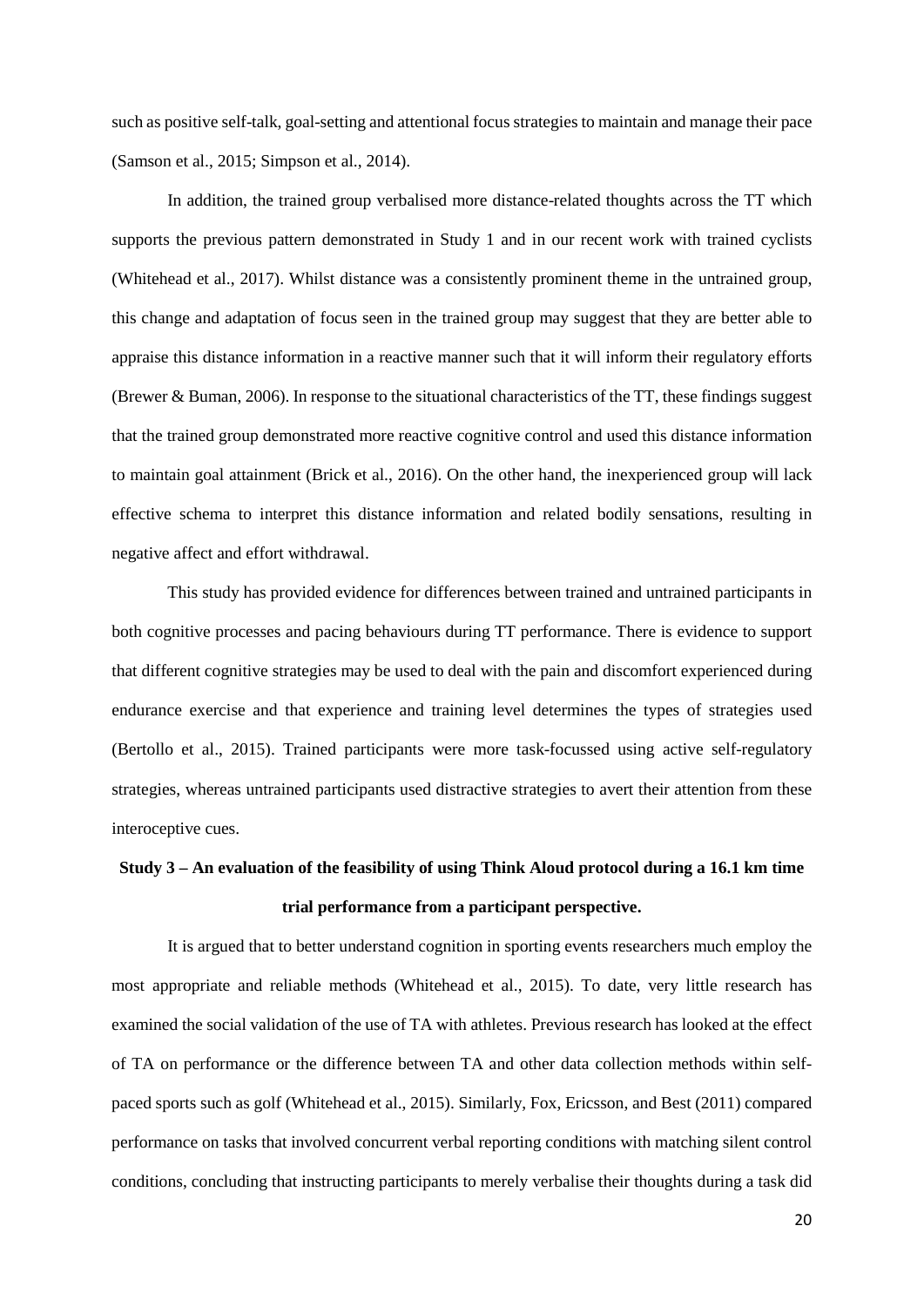such as positive self-talk, goal-setting and attentional focus strategies to maintain and manage their pace (Samson et al., 2015; Simpson et al., 2014).

In addition, the trained group verbalised more distance-related thoughts across the TT which supports the previous pattern demonstrated in Study 1 and in our recent work with trained cyclists (Whitehead et al., 2017). Whilst distance was a consistently prominent theme in the untrained group, this change and adaptation of focus seen in the trained group may suggest that they are better able to appraise this distance information in a reactive manner such that it will inform their regulatory efforts (Brewer & Buman, 2006). In response to the situational characteristics of the TT, these findings suggest that the trained group demonstrated more reactive cognitive control and used this distance information to maintain goal attainment (Brick et al., 2016). On the other hand, the inexperienced group will lack effective schema to interpret this distance information and related bodily sensations, resulting in negative affect and effort withdrawal.

This study has provided evidence for differences between trained and untrained participants in both cognitive processes and pacing behaviours during TT performance. There is evidence to support that different cognitive strategies may be used to deal with the pain and discomfort experienced during endurance exercise and that experience and training level determines the types of strategies used (Bertollo et al., 2015). Trained participants were more task-focussed using active self-regulatory strategies, whereas untrained participants used distractive strategies to avert their attention from these interoceptive cues.

## Study 3 – An evaluation of the feasibility of using Think Aloud protocol during a 16.1 km time trial performance from a participant perspective.

It is argued that to better understand cognition in sporting events researchers much employ the most appropriate and reliable methods (Whitehead et al., 2015). To date, very little research has examined the social validation of the use of TA with athletes. Previous research has looked at the effect of TA on performance or the difference between TA and other data collection methods within self-paced sports such as golf (Whitehead et al., 2015). Similarly, Fox, Ericsson, and Best (2011) compared performance on tasks that involved concurrent verbal reporting conditions with matching silent control conditions, concluding that instructing participants to merely verbalise their thoughts during a task did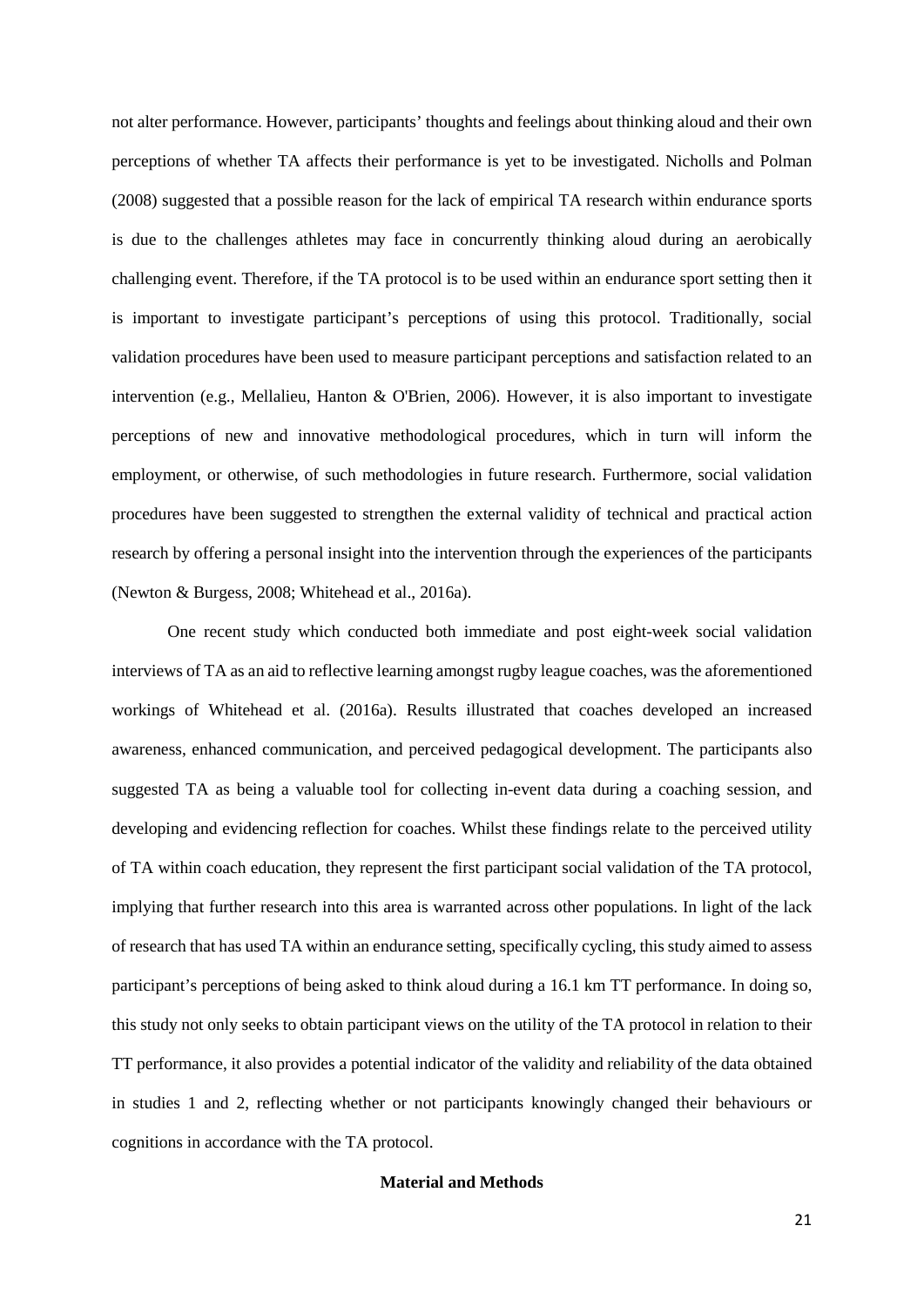not alter performance. However, participants' thoughts and feelings about thinking aloud and their own perceptions of whether TA affects their performance is yet to be investigated. Nicholls and Polman (2008) suggested that a possible reason for the lack of empirical TA research within endurance sports is due to the challenges athletes may face in concurrently thinking aloud during an aerobically challenging event. Therefore, if the TA protocol is to be used within an endurance sport setting then it is important to investigate participant's perceptions of using this protocol. Traditionally, social validation procedures have been used to measure participant perceptions and satisfaction related to an intervention (e.g., Mellalieu, Hanton & O'Brien, 2006). However, it is also important to investigate perceptions of new and innovative methodological procedures, which in turn will inform the employment, or otherwise, of such methodologies in future research. Furthermore, social validation procedures have been suggested to strengthen the external validity of technical and practical action research by offering a personal insight into the intervention through the experiences of the participants (Newton & Burgess, 2008; Whitehead et al., 2016a).

One recent study which conducted both immediate and post eight-week social validation interviews of TA as an aid to reflective learning amongst rugby league coaches, was the aforementioned workings of Whitehead et al. (2016a). Results illustrated that coaches developed an increased awareness, enhanced communication, and perceived pedagogical development. The participants also suggested TA as being a valuable tool for collecting in-event data during a coaching session, and developing and evidencing reflection for coaches. Whilst these findings relate to the perceived utility of TA within coach education, they represent the first participant social validation of the TA protocol, implying that further research into this area is warranted across other populations. In light of the lack of research that has used TA within an endurance setting, specifically cycling, this study aimed to assess participant's perceptions of being asked to think aloud during a 16.1 km TT performance. In doing so, this study not only seeks to obtain participant views on the utility of the TA protocol in relation to their TT performance, it also provides a potential indicator of the validity and reliability of the data obtained in studies 1 and 2, reflecting whether or not participants knowingly changed their behaviours or cognitions in accordance with the TA protocol.

**Material and Methods**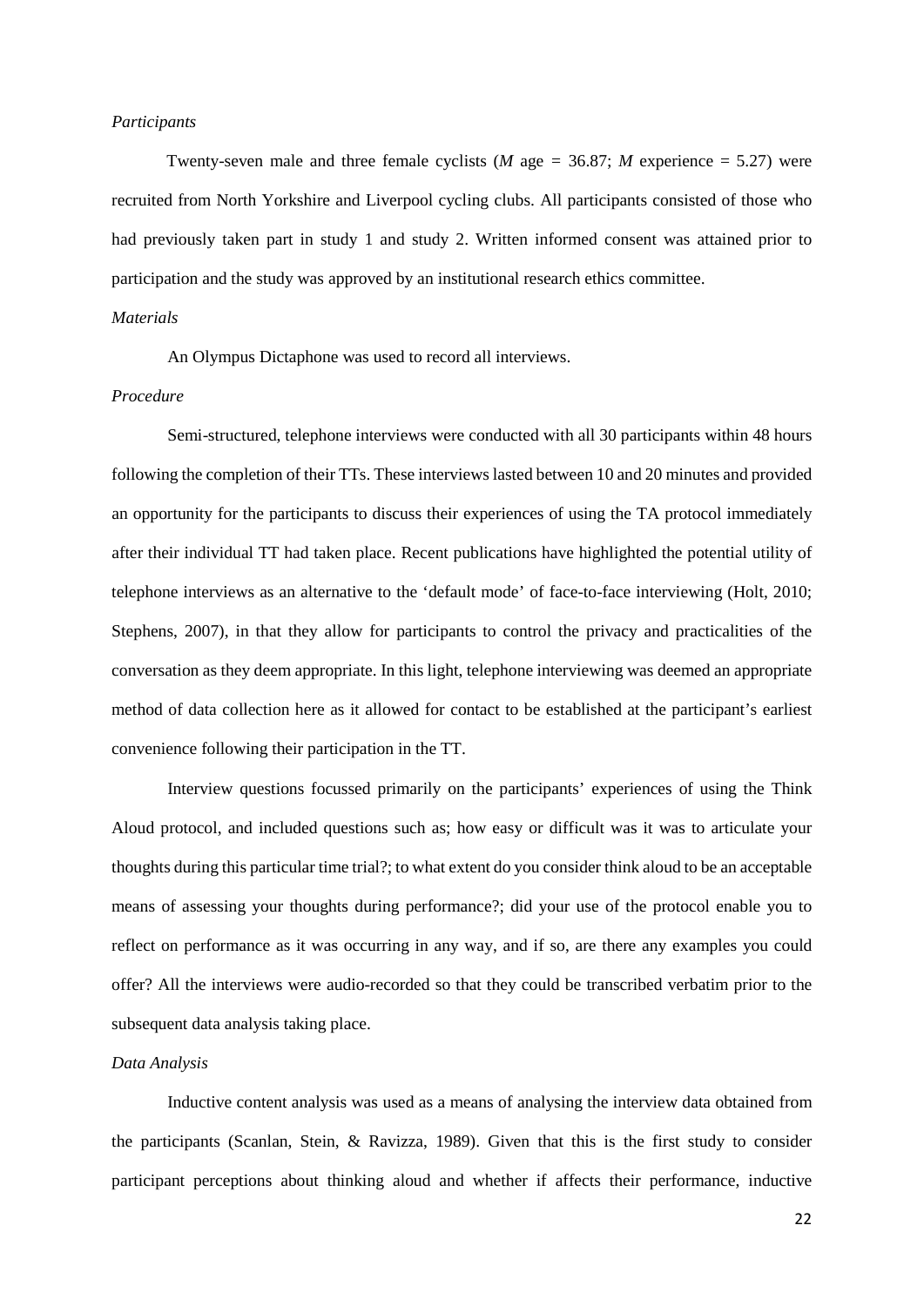*Participants*

Twenty-seven male and three female cyclists (*M* age = 36.87; *M* experience = 5.27) were recruited from North Yorkshire and Liverpool cycling clubs. All participants consisted of those who had previously taken part in study 1 and study 2. Written informed consent was attained prior to participation and the study was approved by an institutional research ethics committee.

*Materials*

An Olympus Dictaphone was used to record all interviews.

*Procedure*

Semi-structured, telephone interviews were conducted with all 30 participants within 48 hours following the completion of their TTs. These interviews lasted between 10 and 20 minutes and provided an opportunity for the participants to discuss their experiences of using the TA protocol immediately after their individual TT had taken place. Recent publications have highlighted the potential utility of telephone interviews as an alternative to the 'default mode' of face-to-face interviewing (Holt, 2010; Stephens, 2007), in that they allow for participants to control the privacy and practicalities of the conversation as they deem appropriate. In this light, telephone interviewing was deemed an appropriate method of data collection here as it allowed for contact to be established at the participant's earliest convenience following their participation in the TT.

Interview questions focussed primarily on the participants' experiences of using the Think Aloud protocol, and included questions such as; how easy or difficult was it was to articulate your thoughts during this particular time trial?; to what extent do you consider think aloud to be an acceptable means of assessing your thoughts during performance?; did your use of the protocol enable you to reflect on performance as it was occurring in any way, and if so, are there any examples you could offer? All the interviews were audio-recorded so that they could be transcribed verbatim prior to the subsequent data analysis taking place.

*Data Analysis*

Inductive content analysis was used as a means of analysing the interview data obtained from the participants (Scanlan, Stein, & Ravizza, 1989). Given that this is the first study to consider participant perceptions about thinking aloud and whether if affects their performance, inductive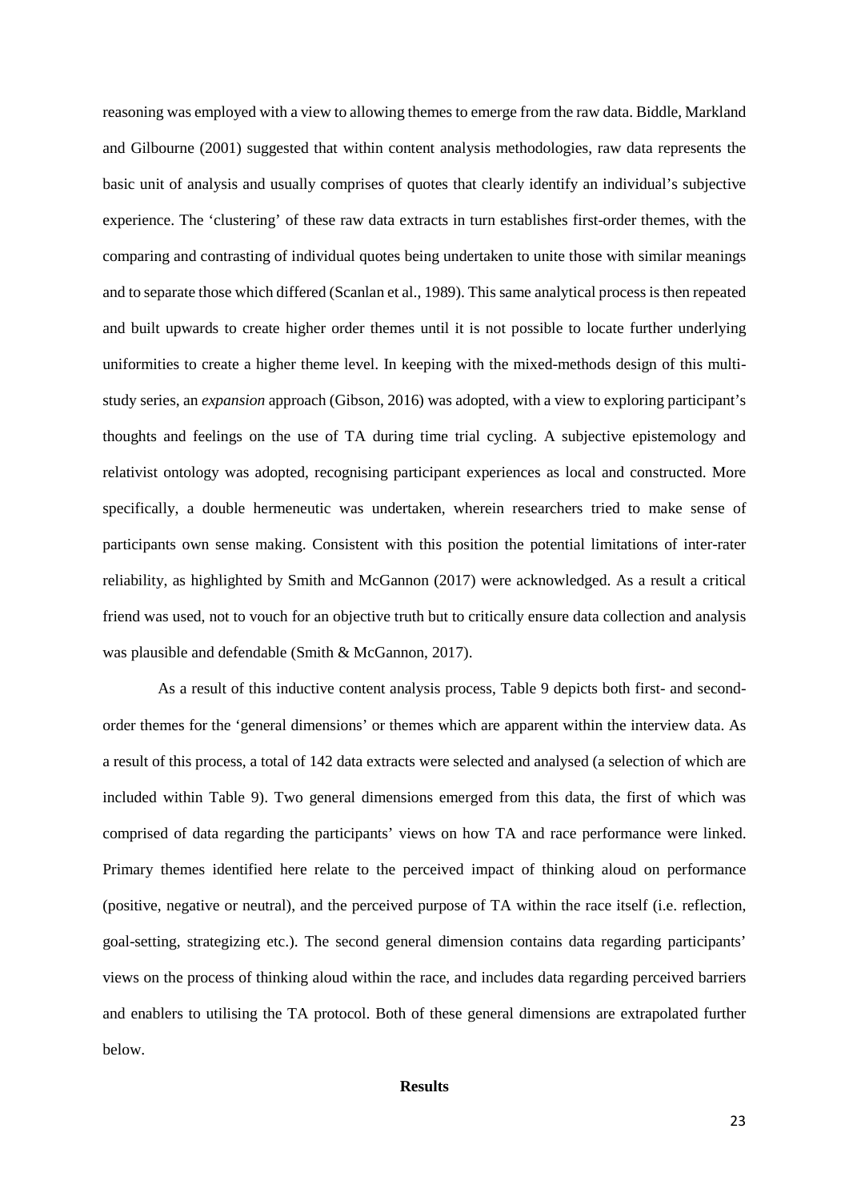reasoning was employed with a view to allowing themes to emerge from the raw data. Biddle, Markland and Gilbourne (2001) suggested that within content analysis methodologies, raw data represents the basic unit of analysis and usually comprises of quotes that clearly identify an individual's subjective experience. The 'clustering' of these raw data extracts in turn establishes first-order themes, with the comparing and contrasting of individual quotes being undertaken to unite those with similar meanings and to separate those which differed (Scanlan et al., 1989). This same analytical process is then repeated and built upwards to create higher order themes until it is not possible to locate further underlying uniformities to create a higher theme level. In keeping with the mixed-methods design of this multi-study series, an *expansion* approach (Gibson, 2016) was adopted, with a view to exploring participant's thoughts and feelings on the use of TA during time trial cycling. A subjective epistemology and relativist ontology was adopted, recognising participant experiences as local and constructed. More specifically, a double hermeneutic was undertaken, wherein researchers tried to make sense of participants own sense making. Consistent with this position the potential limitations of inter-rater reliability, as highlighted by Smith and McGannon (2017) were acknowledged. As a result a critical friend was used, not to vouch for an objective truth but to critically ensure data collection and analysis was plausible and defendable (Smith & McGannon, 2017).

As a result of this inductive content analysis process, Table 9 depicts both first- and second-order themes for the 'general dimensions' or themes which are apparent within the interview data. As a result of this process, a total of 142 data extracts were selected and analysed (a selection of which are included within Table 9). Two general dimensions emerged from this data, the first of which was comprised of data regarding the participants' views on how TA and race performance were linked. Primary themes identified here relate to the perceived impact of thinking aloud on performance (positive, negative or neutral), and the perceived purpose of TA within the race itself (i.e. reflection, goal-setting, strategizing etc.). The second general dimension contains data regarding participants' views on the process of thinking aloud within the race, and includes data regarding perceived barriers and enablers to utilising the TA protocol. Both of these general dimensions are extrapolated further below.

**Results**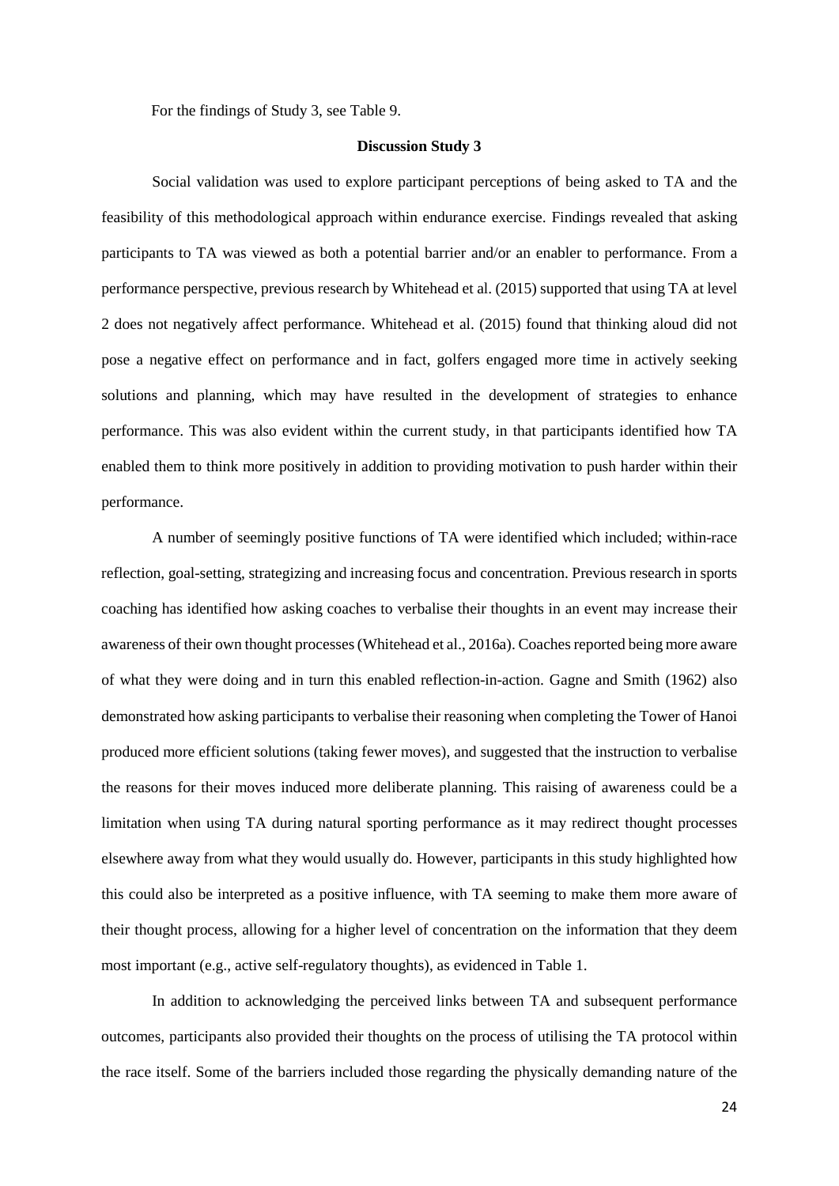For the findings of Study 3, see Table 9.

**Discussion Study 3**

Social validation was used to explore participant perceptions of being asked to TA and the feasibility of this methodological approach within endurance exercise. Findings revealed that asking participants to TA was viewed as both a potential barrier and/or an enabler to performance. From a performance perspective, previous research by Whitehead et al. (2015) supported that using TA at level 2 does not negatively affect performance. Whitehead et al. (2015) found that thinking aloud did not pose a negative effect on performance and in fact, golfers engaged more time in actively seeking solutions and planning, which may have resulted in the development of strategies to enhance performance. This was also evident within the current study, in that participants identified how TA enabled them to think more positively in addition to providing motivation to push harder within their performance.

A number of seemingly positive functions of TA were identified which included; within-race reflection, goal-setting, strategizing and increasing focus and concentration. Previous research in sports coaching has identified how asking coaches to verbalise their thoughts in an event may increase their awareness of their own thought processes (Whitehead et al., 2016a). Coaches reported being more aware of what they were doing and in turn this enabled reflection-in-action. Gagne and Smith (1962) also demonstrated how asking participants to verbalise their reasoning when completing the Tower of Hanoi produced more efficient solutions (taking fewer moves), and suggested that the instruction to verbalise the reasons for their moves induced more deliberate planning. This raising of awareness could be a limitation when using TA during natural sporting performance as it may redirect thought processes elsewhere away from what they would usually do. However, participants in this study highlighted how this could also be interpreted as a positive influence, with TA seeming to make them more aware of their thought process, allowing for a higher level of concentration on the information that they deem most important (e.g., active self-regulatory thoughts), as evidenced in Table 1.

In addition to acknowledging the perceived links between TA and subsequent performance outcomes, participants also provided their thoughts on the process of utilising the TA protocol within the race itself. Some of the barriers included those regarding the physically demanding nature of the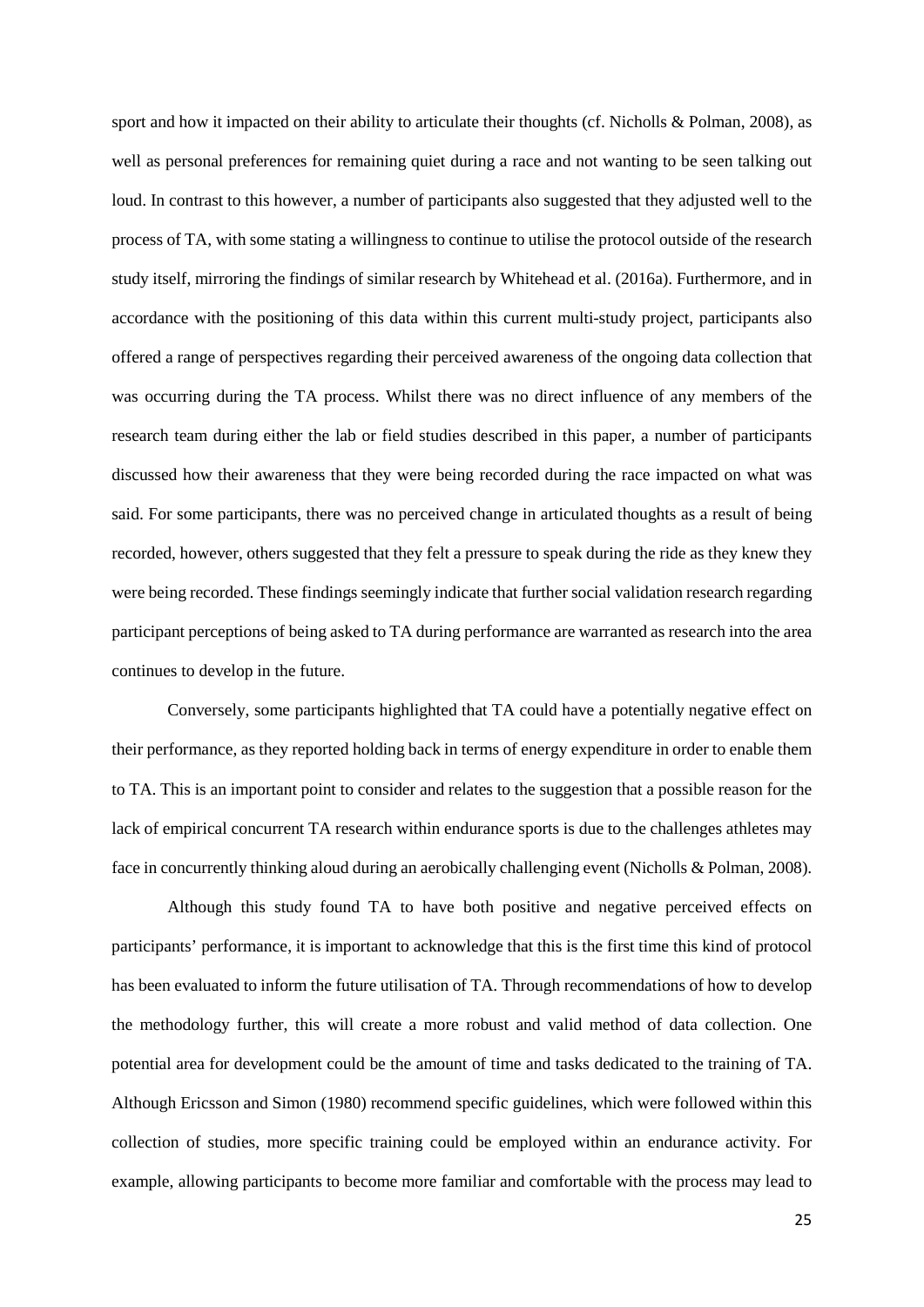sport and how it impacted on their ability to articulate their thoughts (cf. Nicholls & Polman, 2008), as well as personal preferences for remaining quiet during a race and not wanting to be seen talking out loud. In contrast to this however, a number of participants also suggested that they adjusted well to the process of TA, with some stating a willingness to continue to utilise the protocol outside of the research study itself, mirroring the findings of similar research by Whitehead et al. (2016a). Furthermore, and in accordance with the positioning of this data within this current multi-study project, participants also offered a range of perspectives regarding their perceived awareness of the ongoing data collection that was occurring during the TA process. Whilst there was no direct influence of any members of the research team during either the lab or field studies described in this paper, a number of participants discussed how their awareness that they were being recorded during the race impacted on what was said. For some participants, there was no perceived change in articulated thoughts as a result of being recorded, however, others suggested that they felt a pressure to speak during the ride as they knew they were being recorded. These findings seemingly indicate that further social validation research regarding participant perceptions of being asked to TA during performance are warranted as research into the area continues to develop in the future.

Conversely, some participants highlighted that TA could have a potentially negative effect on their performance, as they reported holding back in terms of energy expenditure in order to enable them to TA. This is an important point to consider and relates to the suggestion that a possible reason for the lack of empirical concurrent TA research within endurance sports is due to the challenges athletes may face in concurrently thinking aloud during an aerobically challenging event (Nicholls & Polman, 2008).

Although this study found TA to have both positive and negative perceived effects on participants' performance, it is important to acknowledge that this is the first time this kind of protocol has been evaluated to inform the future utilisation of TA. Through recommendations of how to develop the methodology further, this will create a more robust and valid method of data collection. One potential area for development could be the amount of time and tasks dedicated to the training of TA. Although Ericsson and Simon (1980) recommend specific guidelines, which were followed within this collection of studies, more specific training could be employed within an endurance activity. For example, allowing participants to become more familiar and comfortable with the process may lead to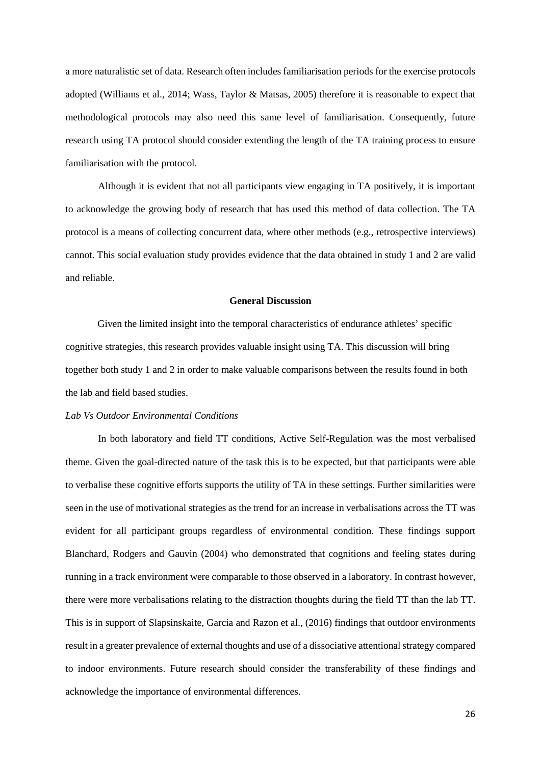a more naturalistic set of data. Research often includes familiarisation periods for the exercise protocols adopted (Williams et al., 2014; Wass, Taylor & Matsas, 2005) therefore it is reasonable to expect that methodological protocols may also need this same level of familiarisation. Consequently, future research using TA protocol should consider extending the length of the TA training process to ensure familiarisation with the protocol.

Although it is evident that not all participants view engaging in TA positively, it is important to acknowledge the growing body of research that has used this method of data collection. The TA protocol is a means of collecting concurrent data, where other methods (e.g., retrospective interviews) cannot. This social evaluation study provides evidence that the data obtained in study 1 and 2 are valid and reliable.

## General Discussion

Given the limited insight into the temporal characteristics of endurance athletes' specific cognitive strategies, this research provides valuable insight using TA. This discussion will bring together both study 1 and 2 in order to make valuable comparisons between the results found in both the lab and field based studies.

*Lab Vs Outdoor Environmental Conditions*

In both laboratory and field TT conditions, Active Self-Regulation was the most verbalised theme. Given the goal-directed nature of the task this is to be expected, but that participants were able to verbalise these cognitive efforts supports the utility of TA in these settings. Further similarities were seen in the use of motivational strategies as the trend for an increase in verbalisations across the TT was evident for all participant groups regardless of environmental condition. These findings support Blanchard, Rodgers and Gauvin (2004) who demonstrated that cognitions and feeling states during running in a track environment were comparable to those observed in a laboratory. In contrast however, there were more verbalisations relating to the distraction thoughts during the field TT than the lab TT. This is in support of Slapsinskaite, Garcia and Razon et al., (2016) findings that outdoor environments result in a greater prevalence of external thoughts and use of a dissociative attentional strategy compared to indoor environments. Future research should consider the transferability of these findings and acknowledge the importance of environmental differences.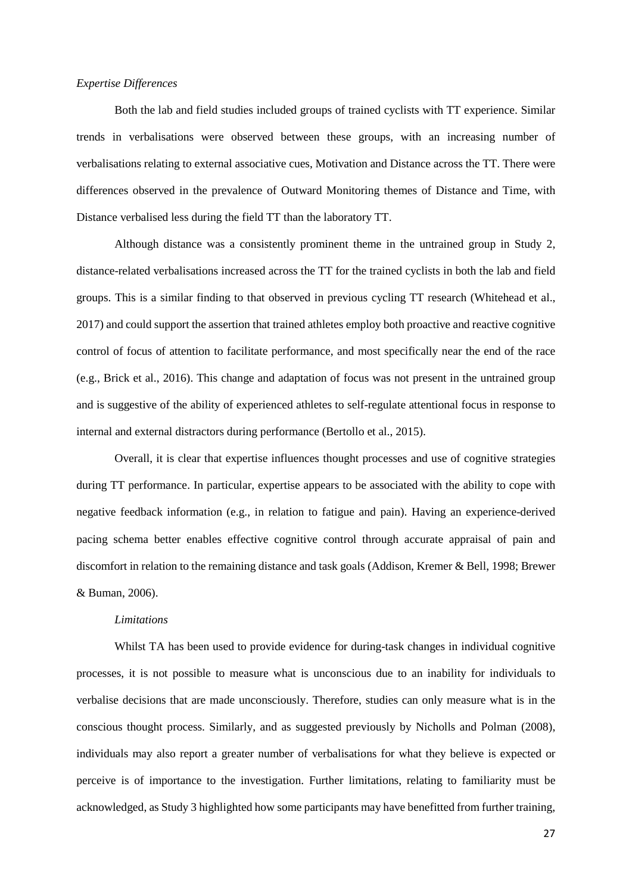*Expertise Differences*

Both the lab and field studies included groups of trained cyclists with TT experience. Similar trends in verbalisations were observed between these groups, with an increasing number of verbalisations relating to external associative cues, Motivation and Distance across the TT. There were differences observed in the prevalence of Outward Monitoring themes of Distance and Time, with Distance verbalised less during the field TT than the laboratory TT.

Although distance was a consistently prominent theme in the untrained group in Study 2, distance-related verbalisations increased across the TT for the trained cyclists in both the lab and field groups. This is a similar finding to that observed in previous cycling TT research (Whitehead et al., 2017) and could support the assertion that trained athletes employ both proactive and reactive cognitive control of focus of attention to facilitate performance, and most specifically near the end of the race (e.g., Brick et al., 2016). This change and adaptation of focus was not present in the untrained group and is suggestive of the ability of experienced athletes to self-regulate attentional focus in response to internal and external distractors during performance (Bertollo et al., 2015).

Overall, it is clear that expertise influences thought processes and use of cognitive strategies during TT performance. In particular, expertise appears to be associated with the ability to cope with negative feedback information (e.g., in relation to fatigue and pain). Having an experience-derived pacing schema better enables effective cognitive control through accurate appraisal of pain and discomfort in relation to the remaining distance and task goals (Addison, Kremer & Bell, 1998; Brewer & Buman, 2006).

*Limitations*

Whilst TA has been used to provide evidence for during-task changes in individual cognitive processes, it is not possible to measure what is unconscious due to an inability for individuals to verbalise decisions that are made unconsciously. Therefore, studies can only measure what is in the conscious thought process. Similarly, and as suggested previously by Nicholls and Polman (2008), individuals may also report a greater number of verbalisations for what they believe is expected or perceive is of importance to the investigation. Further limitations, relating to familiarity must be acknowledged, as Study 3 highlighted how some participants may have benefitted from further training,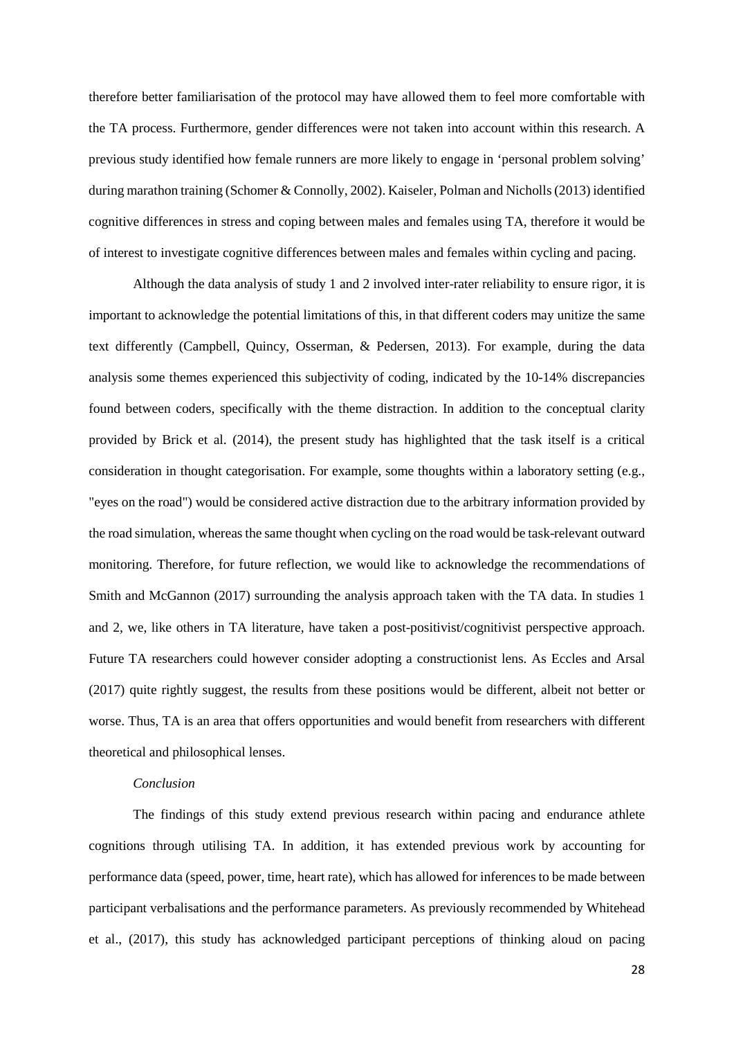therefore better familiarisation of the protocol may have allowed them to feel more comfortable with the TA process. Furthermore, gender differences were not taken into account within this research. A previous study identified how female runners are more likely to engage in 'personal problem solving' during marathon training (Schomer & Connolly, 2002). Kaiseler, Polman and Nicholls (2013) identified cognitive differences in stress and coping between males and females using TA, therefore it would be of interest to investigate cognitive differences between males and females within cycling and pacing.

Although the data analysis of study 1 and 2 involved inter-rater reliability to ensure rigor, it is important to acknowledge the potential limitations of this, in that different coders may unitize the same text differently (Campbell, Quincy, Osserman, & Pedersen, 2013). For example, during the data analysis some themes experienced this subjectivity of coding, indicated by the 10-14% discrepancies found between coders, specifically with the theme distraction. In addition to the conceptual clarity provided by Brick et al. (2014), the present study has highlighted that the task itself is a critical consideration in thought categorisation. For example, some thoughts within a laboratory setting (e.g., "eyes on the road") would be considered active distraction due to the arbitrary information provided by the road simulation, whereas the same thought when cycling on the road would be task-relevant outward monitoring. Therefore, for future reflection, we would like to acknowledge the recommendations of Smith and McGannon (2017) surrounding the analysis approach taken with the TA data. In studies 1 and 2, we, like others in TA literature, have taken a post-positivist/cognitivist perspective approach. Future TA researchers could however consider adopting a constructionist lens. As Eccles and Arsal (2017) quite rightly suggest, the results from these positions would be different, albeit not better or worse. Thus, TA is an area that offers opportunities and would benefit from researchers with different theoretical and philosophical lenses.

*Conclusion*

The findings of this study extend previous research within pacing and endurance athlete cognitions through utilising TA. In addition, it has extended previous work by accounting for performance data (speed, power, time, heart rate), which has allowed for inferences to be made between participant verbalisations and the performance parameters. As previously recommended by Whitehead et al., (2017), this study has acknowledged participant perceptions of thinking aloud on pacing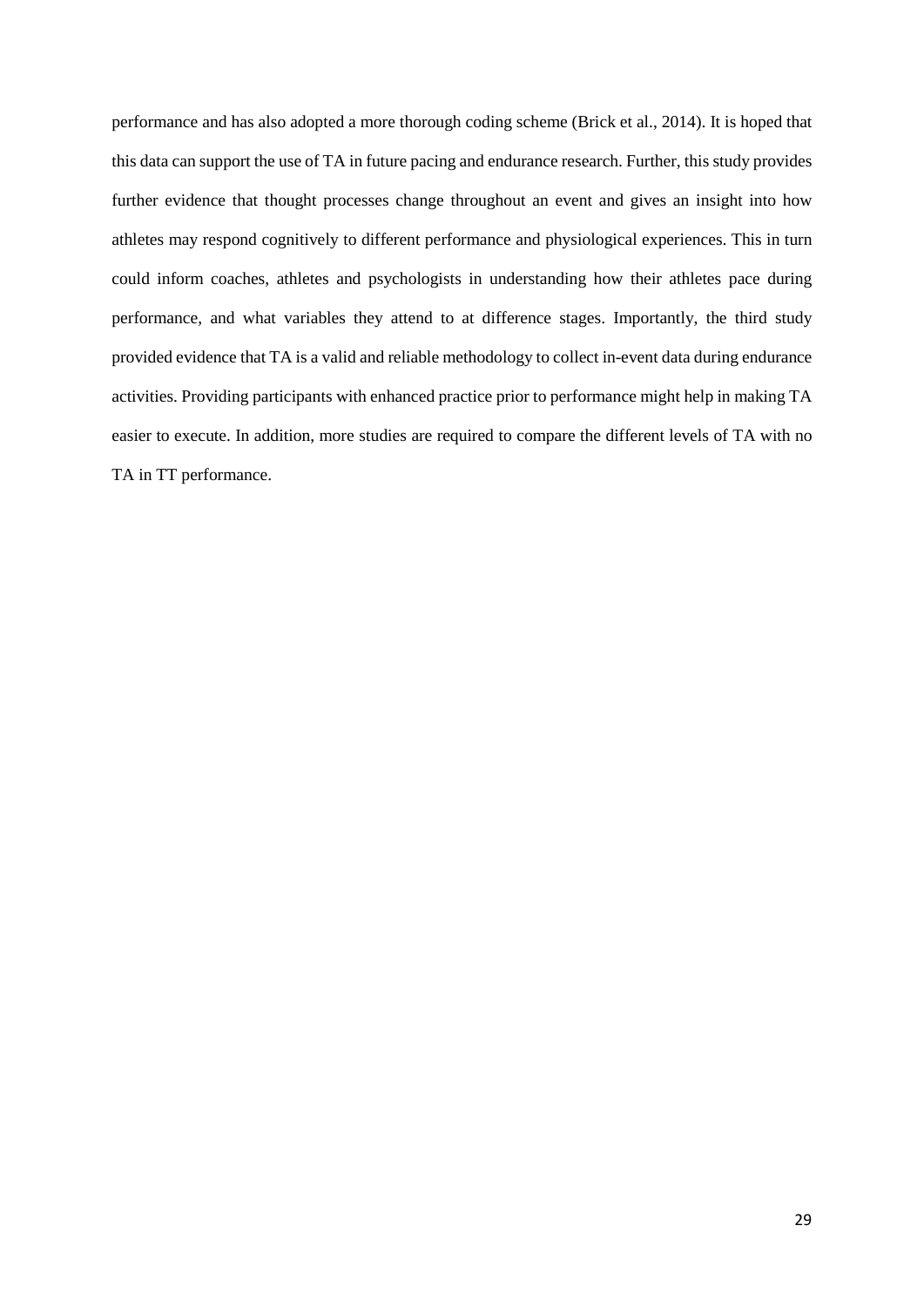performance and has also adopted a more thorough coding scheme (Brick et al., 2014). It is hoped that this data can support the use of TA in future pacing and endurance research. Further, this study provides further evidence that thought processes change throughout an event and gives an insight into how athletes may respond cognitively to different performance and physiological experiences. This in turn could inform coaches, athletes and psychologists in understanding how their athletes pace during performance, and what variables they attend to at difference stages. Importantly, the third study provided evidence that TA is a valid and reliable methodology to collect in-event data during endurance activities. Providing participants with enhanced practice prior to performance might help in making TA easier to execute. In addition, more studies are required to compare the different levels of TA with no TA in TT performance.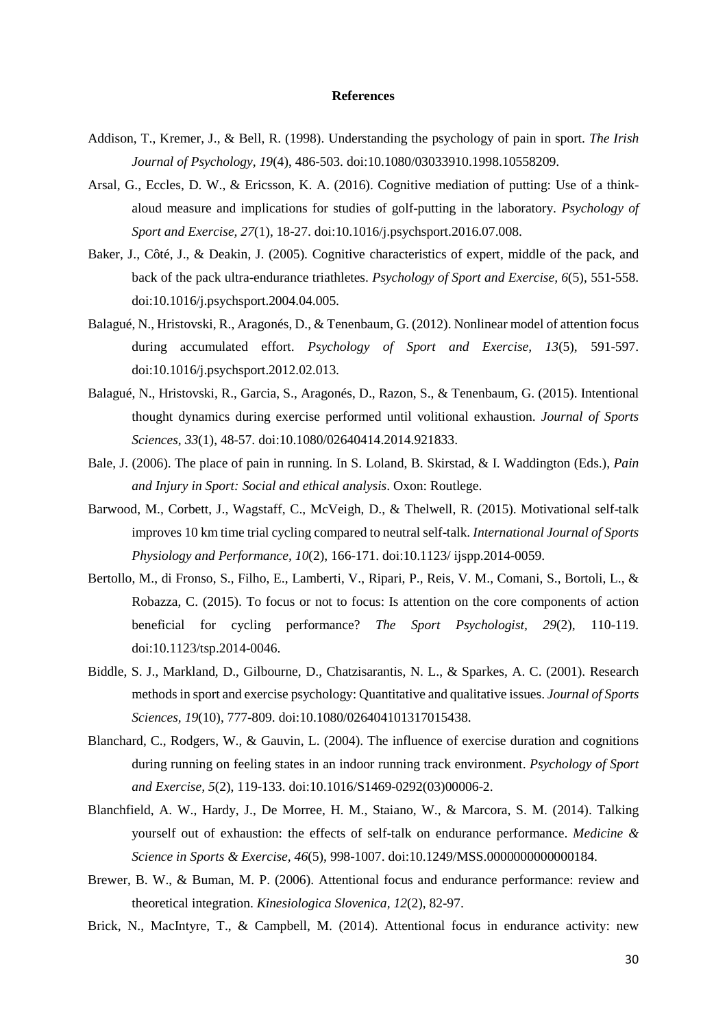# References

Addison, T., Kremer, J., & Bell, R. (1998). Understanding the psychology of pain in sport. *The Irish Journal of Psychology, 19*(4), 486-503. doi:10.1080/03033910.1998.10558209.

Arsal, G., Eccles, D. W., & Ericsson, K. A. (2016). Cognitive mediation of putting: Use of a think-aloud measure and implications for studies of golf-putting in the laboratory. *Psychology of Sport and Exercise, 27*(1), 18-27. doi:10.1016/j.psychsport.2016.07.008.

Baker, J., Côté, J., & Deakin, J. (2005). Cognitive characteristics of expert, middle of the pack, and back of the pack ultra-endurance triathletes. *Psychology of Sport and Exercise, 6*(5), 551-558. doi:10.1016/j.psychsport.2004.04.005.

Balagué, N., Hristovski, R., Aragonés, D., & Tenenbaum, G. (2012). Nonlinear model of attention focus during accumulated effort. *Psychology of Sport and Exercise, 13*(5), 591-597. doi:10.1016/j.psychsport.2012.02.013.

Balagué, N., Hristovski, R., Garcia, S., Aragonés, D., Razon, S., & Tenenbaum, G. (2015). Intentional thought dynamics during exercise performed until volitional exhaustion. *Journal of Sports Sciences, 33*(1), 48-57. doi:10.1080/02640414.2014.921833.

Bale, J. (2006). The place of pain in running. In S. Loland, B. Skirstad, & I. Waddington (Eds.), *Pain and Injury in Sport: Social and ethical analysis*. Oxon: Routlege.

Barwood, M., Corbett, J., Wagstaff, C., McVeigh, D., & Thelwell, R. (2015). Motivational self-talk improves 10 km time trial cycling compared to neutral self-talk. *International Journal of Sports Physiology and Performance, 10*(2), 166-171. doi:10.1123/ ijspp.2014-0059.

Bertollo, M., di Fronso, S., Filho, E., Lamberti, V., Ripari, P., Reis, V. M., Comani, S., Bortoli, L., & Robazza, C. (2015). To focus or not to focus: Is attention on the core components of action beneficial for cycling performance? *The Sport Psychologist, 29*(2), 110-119. doi:10.1123/tsp.2014-0046.

Biddle, S. J., Markland, D., Gilbourne, D., Chatzisarantis, N. L., & Sparkes, A. C. (2001). Research methods in sport and exercise psychology: Quantitative and qualitative issues. *Journal of Sports Sciences, 19*(10), 777-809. doi:10.1080/026404101317015438.

Blanchard, C., Rodgers, W., & Gauvin, L. (2004). The influence of exercise duration and cognitions during running on feeling states in an indoor running track environment. *Psychology of Sport and Exercise, 5*(2), 119-133. doi:10.1016/S1469-0292(03)00006-2.

Blanchfield, A. W., Hardy, J., De Morree, H. M., Staiano, W., & Marcora, S. M. (2014). Talking yourself out of exhaustion: the effects of self-talk on endurance performance. *Medicine & Science in Sports & Exercise, 46*(5), 998-1007. doi:10.1249/MSS.0000000000000184.

Brewer, B. W., & Buman, M. P. (2006). Attentional focus and endurance performance: review and theoretical integration. *Kinesiologica Slovenica, 12*(2), 82-97.

Brick, N., MacIntyre, T., & Campbell, M. (2014). Attentional focus in endurance activity: new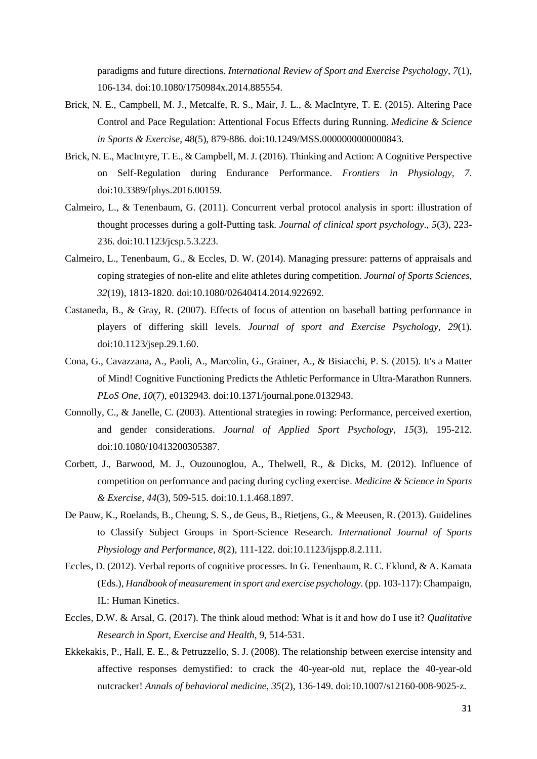paradigms and future directions. *International Review of Sport and Exercise Psychology, 7*(1), 106-134. doi:10.1080/1750984x.2014.885554.

Brick, N. E., Campbell, M. J., Metcalfe, R. S., Mair, J. L., & MacIntyre, T. E. (2015). Altering Pace Control and Pace Regulation: Attentional Focus Effects during Running. *Medicine & Science in Sports & Exercise*, 48(5), 879-886. doi:10.1249/MSS.0000000000000843.

Brick, N. E., MacIntyre, T. E., & Campbell, M. J. (2016). Thinking and Action: A Cognitive Perspective on Self-Regulation during Endurance Performance. *Frontiers in Physiology, 7*. doi:10.3389/fphys.2016.00159.

Calmeiro, L., & Tenenbaum, G. (2011). Concurrent verbal protocol analysis in sport: illustration of thought processes during a golf-Putting task. *Journal of clinical sport psychology., 5*(3), 223-236. doi:10.1123/jcsp.5.3.223.

Calmeiro, L., Tenenbaum, G., & Eccles, D. W. (2014). Managing pressure: patterns of appraisals and coping strategies of non-elite and elite athletes during competition. *Journal of Sports Sciences, 32*(19), 1813-1820. doi:10.1080/02640414.2014.922692.

Castaneda, B., & Gray, R. (2007). Effects of focus of attention on baseball batting performance in players of differing skill levels. *Journal of sport and Exercise Psychology, 29*(1). doi:10.1123/jsep.29.1.60.

Cona, G., Cavazzana, A., Paoli, A., Marcolin, G., Grainer, A., & Bisiacchi, P. S. (2015). It's a Matter of Mind! Cognitive Functioning Predicts the Athletic Performance in Ultra-Marathon Runners. *PLoS One, 10*(7), e0132943. doi:10.1371/journal.pone.0132943.

Connolly, C., & Janelle, C. (2003). Attentional strategies in rowing: Performance, perceived exertion, and gender considerations. *Journal of Applied Sport Psychology, 15*(3), 195-212. doi:10.1080/10413200305387.

Corbett, J., Barwood, M. J., Ouzounoglou, A., Thelwell, R., & Dicks, M. (2012). Influence of competition on performance and pacing during cycling exercise. *Medicine & Science in Sports & Exercise, 44*(3), 509-515. doi:10.1.1.468.1897.

De Pauw, K., Roelands, B., Cheung, S. S., de Geus, B., Rietjens, G., & Meeusen, R. (2013). Guidelines to Classify Subject Groups in Sport-Science Research. *International Journal of Sports Physiology and Performance, 8*(2), 111-122. doi:10.1123/ijspp.8.2.111.

Eccles, D. (2012). Verbal reports of cognitive processes. In G. Tenenbaum, R. C. Eklund, & A. Kamata (Eds.), *Handbook of measurement in sport and exercise psychology*. (pp. 103-117): Champaign, IL: Human Kinetics.

Eccles, D.W. & Arsal, G. (2017). The think aloud method: What is it and how do I use it? *Qualitative Research in Sport, Exercise and Health*, 9, 514-531.

Ekkekakis, P., Hall, E. E., & Petruzzello, S. J. (2008). The relationship between exercise intensity and affective responses demystified: to crack the 40-year-old nut, replace the 40-year-old nutcracker! *Annals of behavioral medicine, 35*(2), 136-149. doi:10.1007/s12160-008-9025-z.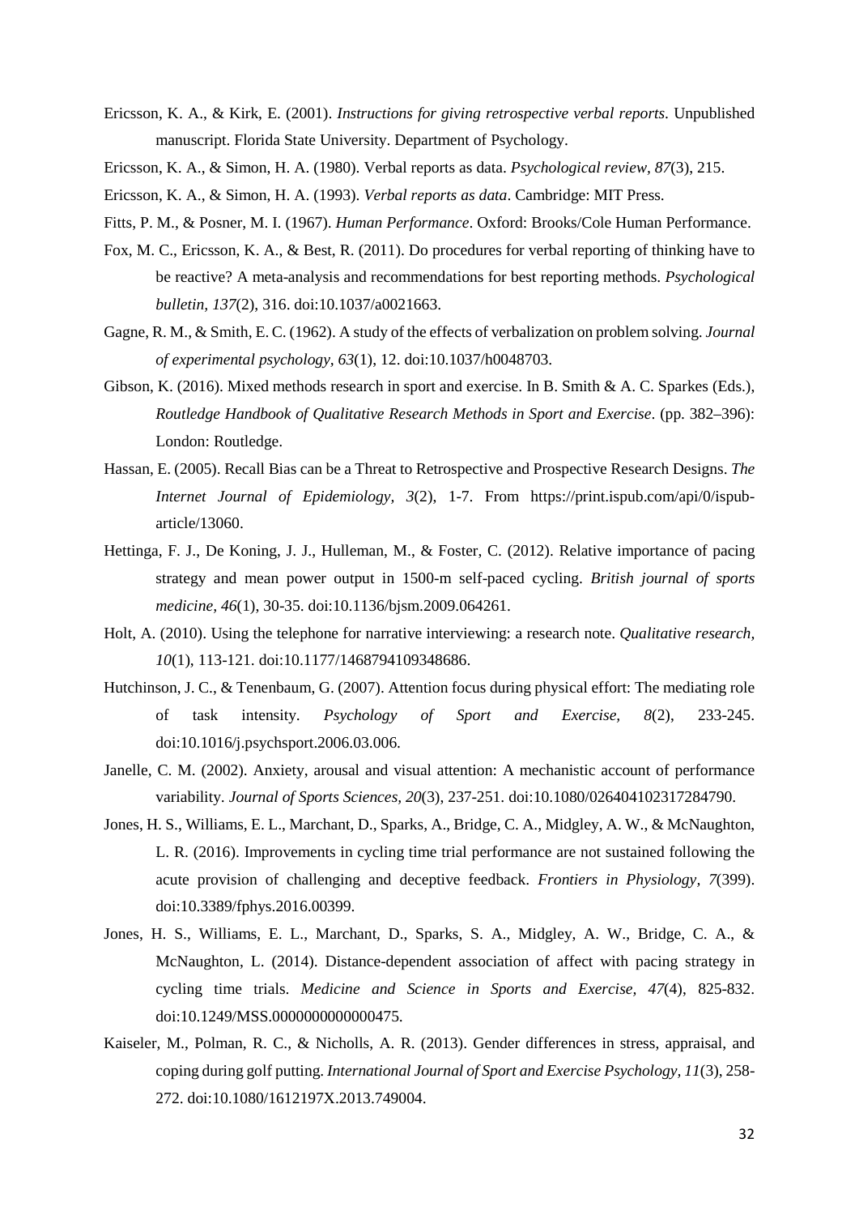Ericsson, K. A., & Kirk, E. (2001). *Instructions for giving retrospective verbal reports*. Unpublished manuscript. Florida State University. Department of Psychology.

Ericsson, K. A., & Simon, H. A. (1980). Verbal reports as data. *Psychological review, 87*(3), 215.

Ericsson, K. A., & Simon, H. A. (1993). *Verbal reports as data*. Cambridge: MIT Press.

Fitts, P. M., & Posner, M. I. (1967). *Human Performance*. Oxford: Brooks/Cole Human Performance.

Fox, M. C., Ericsson, K. A., & Best, R. (2011). Do procedures for verbal reporting of thinking have to be reactive? A meta-analysis and recommendations for best reporting methods. *Psychological bulletin, 137*(2), 316. doi:10.1037/a0021663.

Gagne, R. M., & Smith, E. C. (1962). A study of the effects of verbalization on problem solving. *Journal of experimental psychology, 63*(1), 12. doi:10.1037/h0048703.

Gibson, K. (2016). Mixed methods research in sport and exercise. In B. Smith & A. C. Sparkes (Eds.), *Routledge Handbook of Qualitative Research Methods in Sport and Exercise*. (pp. 382–396): London: Routledge.

Hassan, E. (2005). Recall Bias can be a Threat to Retrospective and Prospective Research Designs. *The Internet Journal of Epidemiology, 3*(2), 1-7. From https://print.ispub.com/api/0/ispub-article/13060.

Hettinga, F. J., De Koning, J. J., Hulleman, M., & Foster, C. (2012). Relative importance of pacing strategy and mean power output in 1500-m self-paced cycling. *British journal of sports medicine, 46*(1), 30-35. doi:10.1136/bjsm.2009.064261.

Holt, A. (2010). Using the telephone for narrative interviewing: a research note. *Qualitative research, 10*(1), 113-121. doi:10.1177/1468794109348686.

Hutchinson, J. C., & Tenenbaum, G. (2007). Attention focus during physical effort: The mediating role of task intensity. *Psychology of Sport and Exercise, 8*(2), 233-245. doi:10.1016/j.psychsport.2006.03.006.

Janelle, C. M. (2002). Anxiety, arousal and visual attention: A mechanistic account of performance variability. *Journal of Sports Sciences, 20*(3), 237-251. doi:10.1080/026404102317284790.

Jones, H. S., Williams, E. L., Marchant, D., Sparks, A., Bridge, C. A., Midgley, A. W., & McNaughton, L. R. (2016). Improvements in cycling time trial performance are not sustained following the acute provision of challenging and deceptive feedback. *Frontiers in Physiology, 7*(399). doi:10.3389/fphys.2016.00399.

Jones, H. S., Williams, E. L., Marchant, D., Sparks, S. A., Midgley, A. W., Bridge, C. A., & McNaughton, L. (2014). Distance-dependent association of affect with pacing strategy in cycling time trials. *Medicine and Science in Sports and Exercise, 47*(4), 825-832. doi:10.1249/MSS.0000000000000475.

Kaiseler, M., Polman, R. C., & Nicholls, A. R. (2013). Gender differences in stress, appraisal, and coping during golf putting. *International Journal of Sport and Exercise Psychology, 11*(3), 258-272. doi:10.1080/1612197X.2013.749004.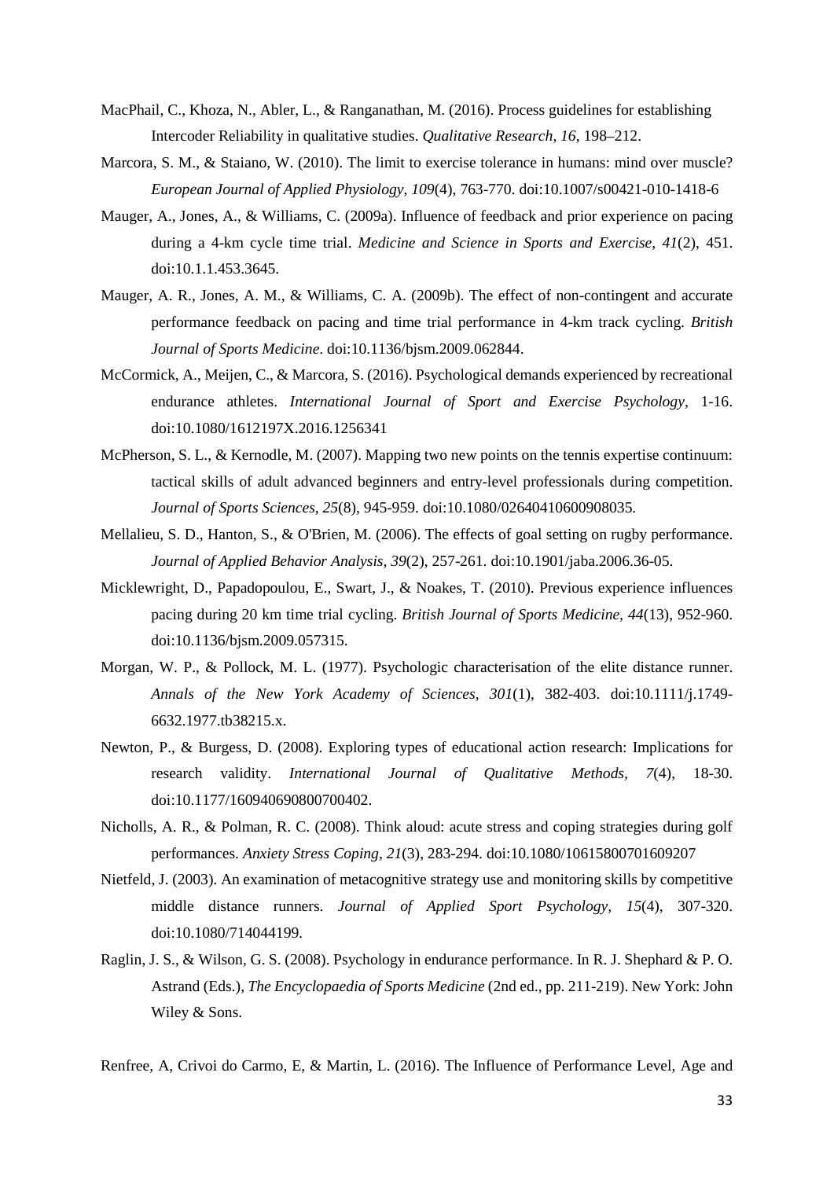MacPhail, C., Khoza, N., Abler, L., & Ranganathan, M. (2016). Process guidelines for establishing Intercoder Reliability in qualitative studies. *Qualitative Research, 16*, 198–212.

Marcora, S. M., & Staiano, W. (2010). The limit to exercise tolerance in humans: mind over muscle? *European Journal of Applied Physiology, 109*(4), 763-770. doi:10.1007/s00421-010-1418-6

Mauger, A., Jones, A., & Williams, C. (2009a). Influence of feedback and prior experience on pacing during a 4-km cycle time trial. *Medicine and Science in Sports and Exercise, 41*(2), 451. doi:10.1.1.453.3645.

Mauger, A. R., Jones, A. M., & Williams, C. A. (2009b). The effect of non-contingent and accurate performance feedback on pacing and time trial performance in 4-km track cycling. *British Journal of Sports Medicine*. doi:10.1136/bjsm.2009.062844.

McCormick, A., Meijen, C., & Marcora, S. (2016). Psychological demands experienced by recreational endurance athletes. *International Journal of Sport and Exercise Psychology*, 1-16. doi:10.1080/1612197X.2016.1256341

McPherson, S. L., & Kernodle, M. (2007). Mapping two new points on the tennis expertise continuum: tactical skills of adult advanced beginners and entry-level professionals during competition. *Journal of Sports Sciences, 25*(8), 945-959. doi:10.1080/02640410600908035.

Mellalieu, S. D., Hanton, S., & O'Brien, M. (2006). The effects of goal setting on rugby performance. *Journal of Applied Behavior Analysis, 39*(2), 257-261. doi:10.1901/jaba.2006.36-05.

Micklewright, D., Papadopoulou, E., Swart, J., & Noakes, T. (2010). Previous experience influences pacing during 20 km time trial cycling. *British Journal of Sports Medicine, 44*(13), 952-960. doi:10.1136/bjsm.2009.057315.

Morgan, W. P., & Pollock, M. L. (1977). Psychologic characterisation of the elite distance runner. *Annals of the New York Academy of Sciences, 301*(1), 382-403. doi:10.1111/j.1749-6632.1977.tb38215.x.

Newton, P., & Burgess, D. (2008). Exploring types of educational action research: Implications for research validity. *International Journal of Qualitative Methods, 7*(4), 18-30. doi:10.1177/160940690800700402.

Nicholls, A. R., & Polman, R. C. (2008). Think aloud: acute stress and coping strategies during golf performances. *Anxiety Stress Coping, 21*(3), 283-294. doi:10.1080/10615800701609207

Nietfeld, J. (2003). An examination of metacognitive strategy use and monitoring skills by competitive middle distance runners. *Journal of Applied Sport Psychology, 15*(4), 307-320. doi:10.1080/714044199.

Raglin, J. S., & Wilson, G. S. (2008). Psychology in endurance performance. In R. J. Shephard & P. O. Astrand (Eds.), *The Encyclopaedia of Sports Medicine* (2nd ed., pp. 211-219). New York: John Wiley & Sons.

Renfree, A, Crivoi do Carmo, E, & Martin, L. (2016). The Influence of Performance Level, Age and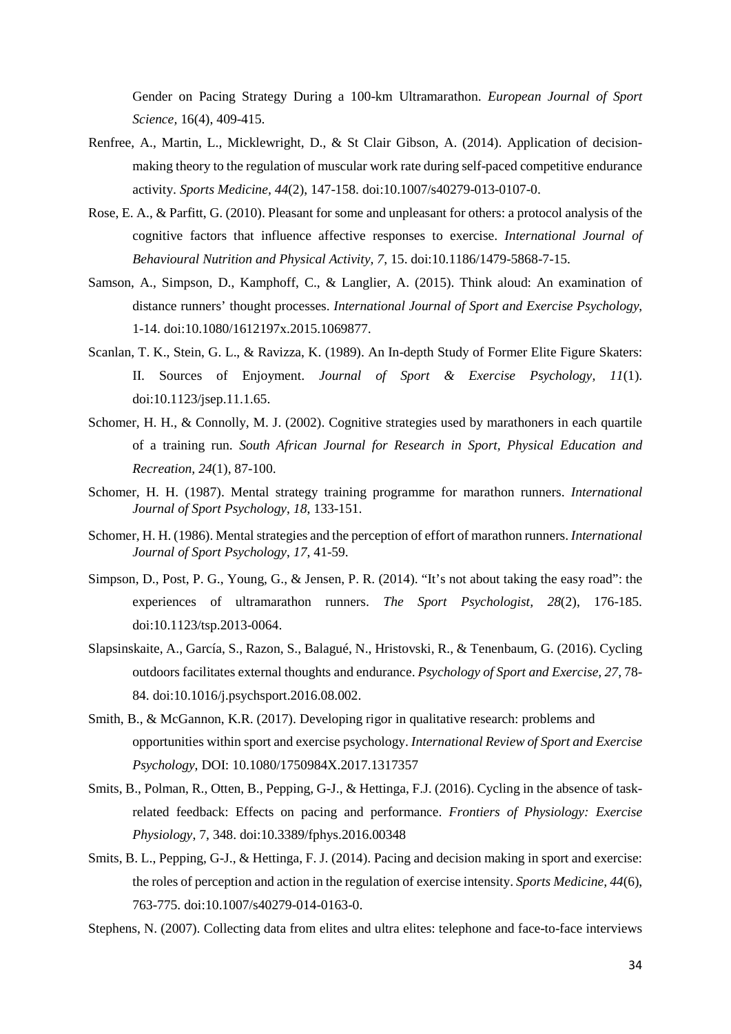Gender on Pacing Strategy During a 100-km Ultramarathon. *European Journal of Sport Science,* 16(4), 409-415.

Renfree, A., Martin, L., Micklewright, D., & St Clair Gibson, A. (2014). Application of decision-making theory to the regulation of muscular work rate during self-paced competitive endurance activity. *Sports Medicine, 44*(2), 147-158. doi:10.1007/s40279-013-0107-0.

Rose, E. A., & Parfitt, G. (2010). Pleasant for some and unpleasant for others: a protocol analysis of the cognitive factors that influence affective responses to exercise. *International Journal of Behavioural Nutrition and Physical Activity, 7*, 15. doi:10.1186/1479-5868-7-15.

Samson, A., Simpson, D., Kamphoff, C., & Langlier, A. (2015). Think aloud: An examination of distance runners' thought processes. *International Journal of Sport and Exercise Psychology*, 1-14. doi:10.1080/1612197x.2015.1069877.

Scanlan, T. K., Stein, G. L., & Ravizza, K. (1989). An In-depth Study of Former Elite Figure Skaters: II. Sources of Enjoyment. *Journal of Sport & Exercise Psychology, 11*(1). doi:10.1123/jsep.11.1.65.

Schomer, H. H., & Connolly, M. J. (2002). Cognitive strategies used by marathoners in each quartile of a training run. *South African Journal for Research in Sport, Physical Education and Recreation, 24*(1), 87-100.

Schomer, H. H. (1987). Mental strategy training programme for marathon runners. *International Journal of Sport Psychology*, *18*, 133-151.

Schomer, H. H. (1986). Mental strategies and the perception of effort of marathon runners. *International Journal of Sport Psychology*, *17*, 41-59.

Simpson, D., Post, P. G., Young, G., & Jensen, P. R. (2014). "It's not about taking the easy road": the experiences of ultramarathon runners. *The Sport Psychologist, 28*(2), 176-185. doi:10.1123/tsp.2013-0064.

Slapsinskaite, A., García, S., Razon, S., Balagué, N., Hristovski, R., & Tenenbaum, G. (2016). Cycling outdoors facilitates external thoughts and endurance. *Psychology of Sport and Exercise, 27*, 78-84. doi:10.1016/j.psychsport.2016.08.002.

Smith, B., & McGannon, K.R. (2017). Developing rigor in qualitative research: problems and opportunities within sport and exercise psychology. *International Review of Sport and Exercise Psychology*, DOI: 10.1080/1750984X.2017.1317357

Smits, B., Polman, R., Otten, B., Pepping, G-J., & Hettinga, F.J. (2016). Cycling in the absence of task-related feedback: Effects on pacing and performance. *Frontiers of Physiology: Exercise Physiology*, 7, 348. doi:10.3389/fphys.2016.00348

Smits, B. L., Pepping, G-J., & Hettinga, F. J. (2014). Pacing and decision making in sport and exercise: the roles of perception and action in the regulation of exercise intensity. *Sports Medicine, 44*(6), 763-775. doi:10.1007/s40279-014-0163-0.

Stephens, N. (2007). Collecting data from elites and ultra elites: telephone and face-to-face interviews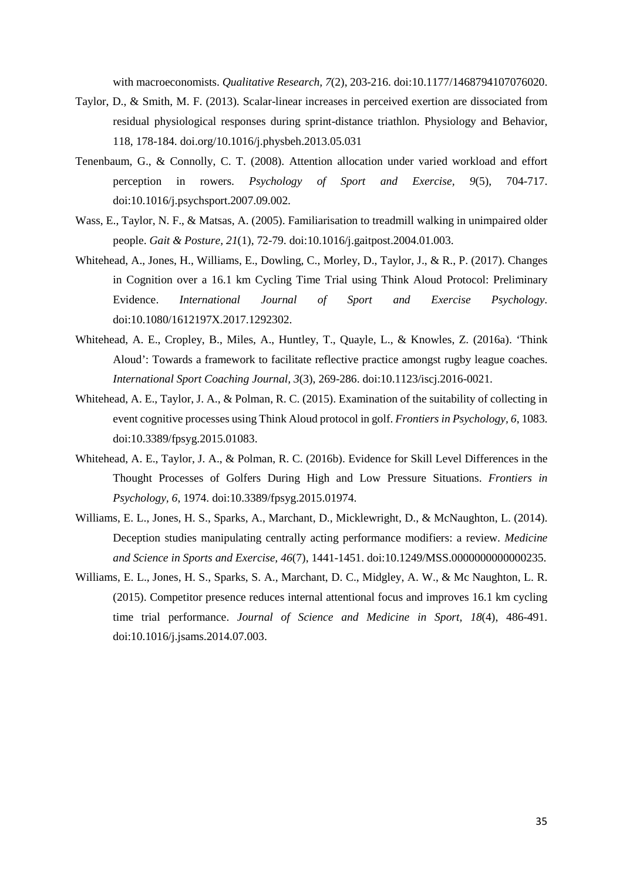with macroeconomists. *Qualitative Research, 7*(2), 203-216. doi:10.1177/1468794107076020.

Taylor, D., & Smith, M. F. (2013). Scalar-linear increases in perceived exertion are dissociated from residual physiological responses during sprint-distance triathlon. Physiology and Behavior, 118, 178-184. doi.org/10.1016/j.physbeh.2013.05.031

Tenenbaum, G., & Connolly, C. T. (2008). Attention allocation under varied workload and effort perception in rowers. *Psychology of Sport and Exercise*, *9*(5), 704-717. doi:10.1016/j.psychsport.2007.09.002.

Wass, E., Taylor, N. F., & Matsas, A. (2005). Familiarisation to treadmill walking in unimpaired older people. *Gait & Posture, 21*(1), 72-79. doi:10.1016/j.gaitpost.2004.01.003.

Whitehead, A., Jones, H., Williams, E., Dowling, C., Morley, D., Taylor, J., & R., P. (2017). Changes in Cognition over a 16.1 km Cycling Time Trial using Think Aloud Protocol: Preliminary Evidence. *International Journal of Sport and Exercise Psychology*. doi:10.1080/1612197X.2017.1292302.

Whitehead, A. E., Cropley, B., Miles, A., Huntley, T., Quayle, L., & Knowles, Z. (2016a). 'Think Aloud': Towards a framework to facilitate reflective practice amongst rugby league coaches. *International Sport Coaching Journal, 3*(3), 269-286. doi:10.1123/iscj.2016-0021.

Whitehead, A. E., Taylor, J. A., & Polman, R. C. (2015). Examination of the suitability of collecting in event cognitive processes using Think Aloud protocol in golf. *Frontiers in Psychology, 6*, 1083. doi:10.3389/fpsyg.2015.01083.

Whitehead, A. E., Taylor, J. A., & Polman, R. C. (2016b). Evidence for Skill Level Differences in the Thought Processes of Golfers During High and Low Pressure Situations. *Frontiers in Psychology, 6*, 1974. doi:10.3389/fpsyg.2015.01974.

Williams, E. L., Jones, H. S., Sparks, A., Marchant, D., Micklewright, D., & McNaughton, L. (2014). Deception studies manipulating centrally acting performance modifiers: a review. *Medicine and Science in Sports and Exercise, 46*(7), 1441-1451. doi:10.1249/MSS.0000000000000235.

Williams, E. L., Jones, H. S., Sparks, S. A., Marchant, D. C., Midgley, A. W., & Mc Naughton, L. R. (2015). Competitor presence reduces internal attentional focus and improves 16.1 km cycling time trial performance. *Journal of Science and Medicine in Sport, 18*(4), 486-491. doi:10.1016/j.jsams.2014.07.003.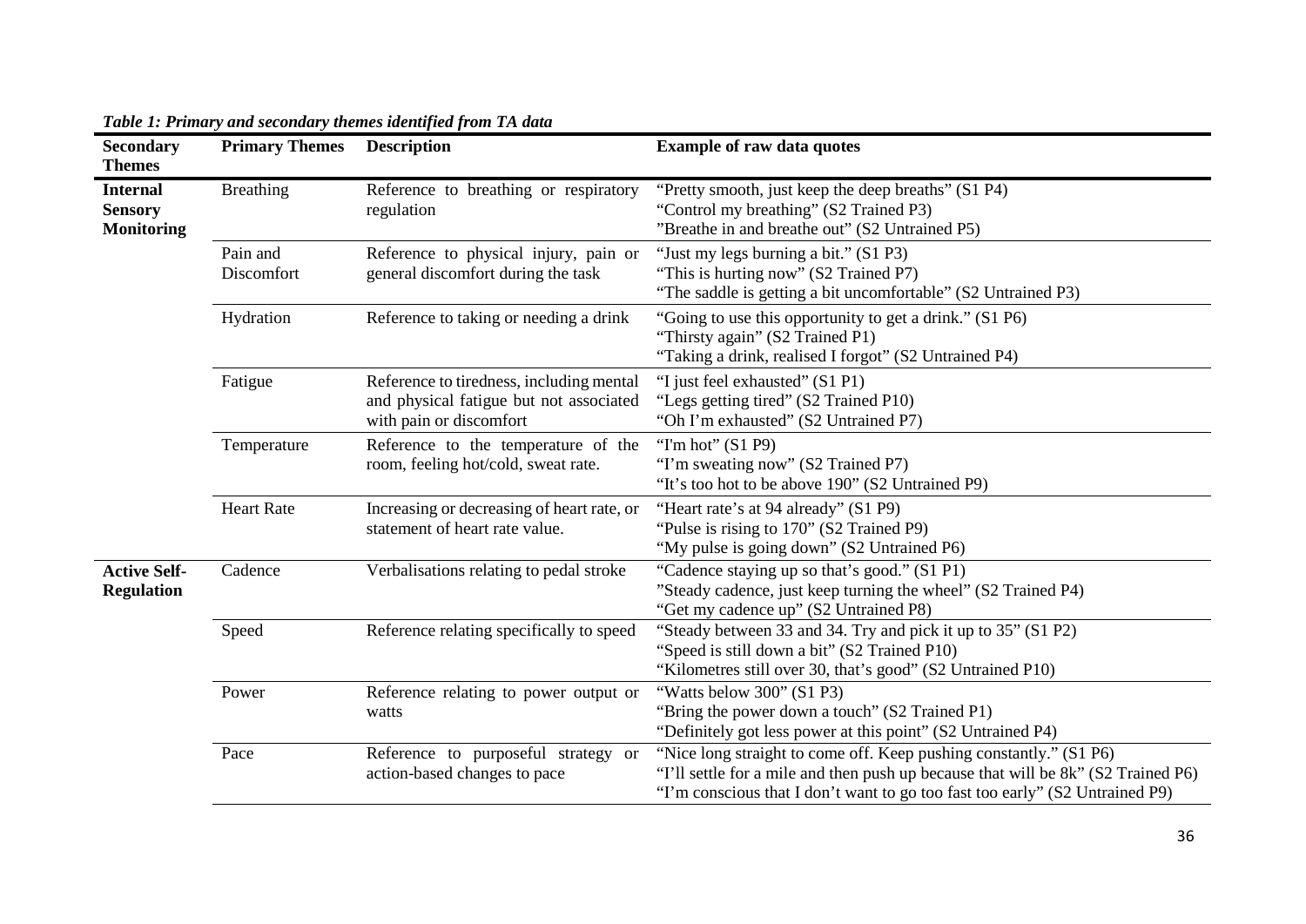*Table 1: Primary and secondary themes identified from TA data*

| Secondary Themes | Primary Themes | Description | Example of raw data quotes |
|---|---|---|---|
| **Internal Sensory Monitoring** | Breathing | Reference to breathing or respiratory regulation | "Pretty smooth, just keep the deep breaths" (S1 P4)<br>"Control my breathing" (S2 Trained P3)<br>"Breathe in and breathe out" (S2 Untrained P5) |
| | Pain and Discomfort | Reference to physical injury, pain or general discomfort during the task | "Just my legs burning a bit." (S1 P3)<br>"This is hurting now" (S2 Trained P7)<br>"The saddle is getting a bit uncomfortable" (S2 Untrained P3) |
| | Hydration | Reference to taking or needing a drink | "Going to use this opportunity to get a drink." (S1 P6)<br>"Thirsty again" (S2 Trained P1)<br>"Taking a drink, realised I forgot" (S2 Untrained P4) |
| | Fatigue | Reference to tiredness, including mental and physical fatigue but not associated with pain or discomfort | "I just feel exhausted" (S1 P1)<br>"Legs getting tired" (S2 Trained P10)<br>"Oh I'm exhausted" (S2 Untrained P7) |
| | Temperature | Reference to the temperature of the room, feeling hot/cold, sweat rate. | "I'm hot" (S1 P9)<br>"I'm sweating now" (S2 Trained P7)<br>"It's too hot to be above 190" (S2 Untrained P9) |
| | Heart Rate | Increasing or decreasing of heart rate, or statement of heart rate value. | "Heart rate's at 94 already" (S1 P9)<br>"Pulse is rising to 170" (S2 Trained P9)<br>"My pulse is going down" (S2 Untrained P6) |
| **Active Self-Regulation** | Cadence | Verbalisations relating to pedal stroke | "Cadence staying up so that's good." (S1 P1)<br>"Steady cadence, just keep turning the wheel" (S2 Trained P4)<br>"Get my cadence up" (S2 Untrained P8) |
| | Speed | Reference relating specifically to speed | "Steady between 33 and 34. Try and pick it up to 35" (S1 P2)<br>"Speed is still down a bit" (S2 Trained P10)<br>"Kilometres still over 30, that's good" (S2 Untrained P10) |
| | Power | Reference relating to power output or watts | "Watts below 300" (S1 P3)<br>"Bring the power down a touch" (S2 Trained P1)<br>"Definitely got less power at this point" (S2 Untrained P4) |
| | Pace | Reference to purposeful strategy or action-based changes to pace | "Nice long straight to come off. Keep pushing constantly." (S1 P6)<br>"I'll settle for a mile and then push up because that will be 8k" (S2 Trained P6)<br>"I'm conscious that I don't want to go too fast too early" (S2 Untrained P9) |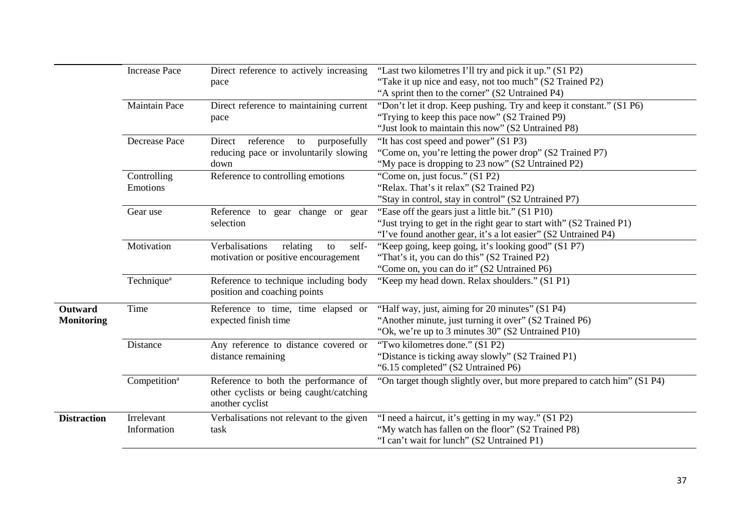| | | | |
|---|---|---|---|
| | Increase Pace | Direct reference to actively increasing pace | "Last two kilometres I'll try and pick it up." (S1 P2)<br>"Take it up nice and easy, not too much" (S2 Trained P2)<br>"A sprint then to the corner" (S2 Untrained P4) |
| | Maintain Pace | Direct reference to maintaining current pace | "Don't let it drop. Keep pushing. Try and keep it constant." (S1 P6)<br>"Trying to keep this pace now" (S2 Trained P9)<br>"Just look to maintain this now" (S2 Untrained P8) |
| | Decrease Pace | Direct reference to purposefully reducing pace or involuntarily slowing down | "It has cost speed and power" (S1 P3)<br>"Come on, you're letting the power drop" (S2 Trained P7)<br>"My pace is dropping to 23 now" (S2 Untrained P2) |
| | Controlling Emotions | Reference to controlling emotions | "Come on, just focus." (S1 P2)<br>"Relax. That's it relax" (S2 Trained P2)<br>"Stay in control, stay in control" (S2 Untrained P7) |
| | Gear use | Reference to gear change or gear selection | "Ease off the gears just a little bit." (S1 P10)<br>"Just trying to get in the right gear to start with" (S2 Trained P1)<br>"I've found another gear, it's a lot easier" (S2 Untrained P4) |
| | Motivation | Verbalisations relating to self-motivation or positive encouragement | "Keep going, keep going, it's looking good" (S1 P7)<br>"That's it, you can do this" (S2 Trained P2)<br>"Come on, you can do it" (S2 Untrained P6) |
| | Technique[a] | Reference to technique including body position and coaching points | "Keep my head down. Relax shoulders." (S1 P1) |
| **Outward Monitoring** | Time | Reference to time, time elapsed or expected finish time | "Half way, just, aiming for 20 minutes" (S1 P4)<br>"Another minute, just turning it over" (S2 Trained P6)<br>"Ok, we're up to 3 minutes 30" (S2 Untrained P10) |
| | Distance | Any reference to distance covered or distance remaining | "Two kilometres done." (S1 P2)<br>"Distance is ticking away slowly" (S2 Trained P1)<br>"6.15 completed" (S2 Untrained P6) |
| | Competition[a] | Reference to both the performance of other cyclists or being caught/catching another cyclist | "On target though slightly over, but more prepared to catch him" (S1 P4) |
| **Distraction** | Irrelevant Information | Verbalisations not relevant to the given task | "I need a haircut, it's getting in my way." (S1 P2)<br>"My watch has fallen on the floor" (S2 Trained P8)<br>"I can't wait for lunch" (S2 Untrained P1) |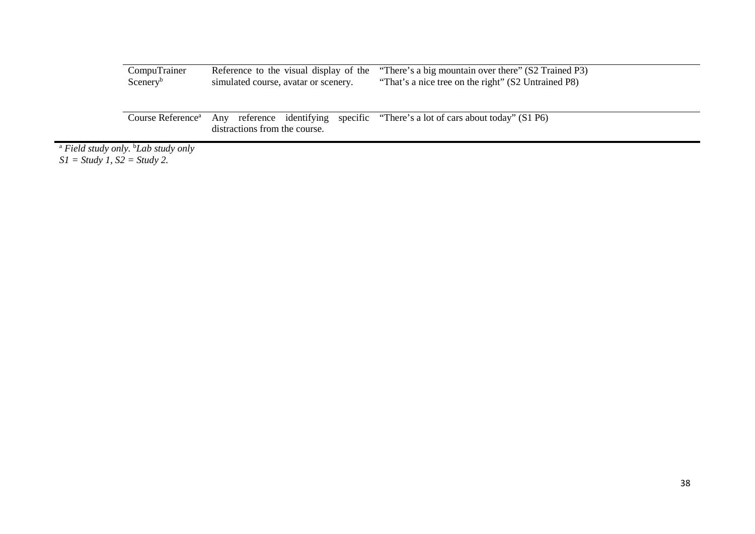| | | |
|---|---|---|
| CompuTrainer Scenery[b] | Reference to the visual display of the simulated course, avatar or scenery. | "There's a big mountain over there" (S2 Trained P3)<br>"That's a nice tree on the right" (S2 Untrained P8) |
| Course Reference[a] | Any reference identifying specific distractions from the course. | "There's a lot of cars about today" (S1 P6) |

[a] *Field study only.* [b]*Lab study only*
*S1 = Study 1, S2 = Study 2.*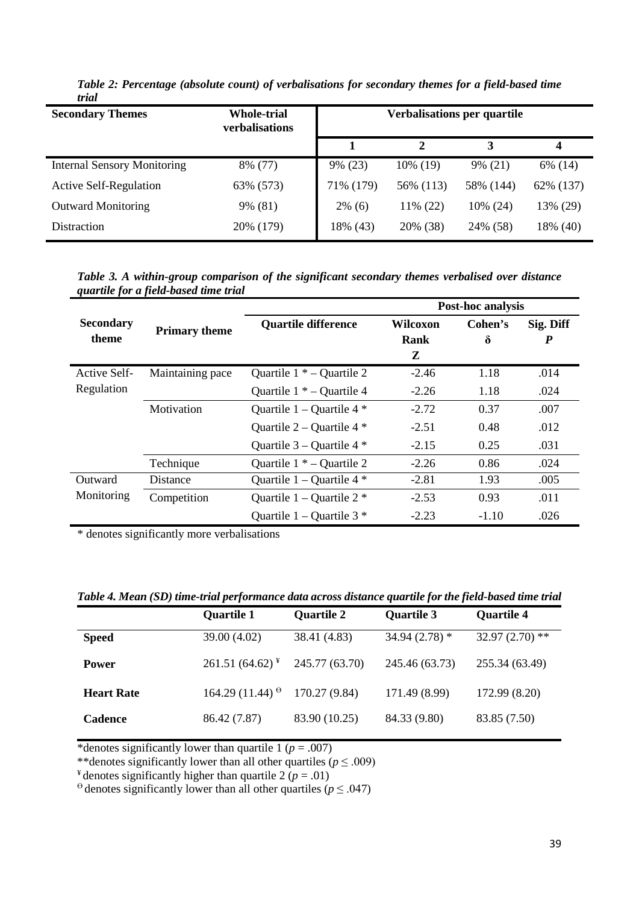*Table 2: Percentage (absolute count) of verbalisations for secondary themes for a field-based time trial*

| Secondary Themes | Whole-trial verbalisations | Verbalisations per quartile | | | |
|---|---|---|---|---|---|
| | | 1 | 2 | 3 | 4 |
| Internal Sensory Monitoring | 8% (77) | 9% (23) | 10% (19) | 9% (21) | 6% (14) |
| Active Self-Regulation | 63% (573) | 71% (179) | 56% (113) | 58% (144) | 62% (137) |
| Outward Monitoring | 9% (81) | 2% (6) | 11% (22) | 10% (24) | 13% (29) |
| Distraction | 20% (179) | 18% (43) | 20% (38) | 24% (58) | 18% (40) |

*Table 3. A within-group comparison of the significant secondary themes verbalised over distance quartile for a field-based time trial*

| Secondary theme | Primary theme | Quartile difference | Post-hoc analysis | | |
|---|---|---|---|---|---|
| | | | Wilcoxon Rank Z | Cohen's δ | Sig. Diff *P* |
| Active Self-Regulation | Maintaining pace | Quartile 1 * – Quartile 2 | -2.46 | 1.18 | .014 |
| | | Quartile 1 * – Quartile 4 | -2.26 | 1.18 | .024 |
| | Motivation | Quartile 1 – Quartile 4 * | -2.72 | 0.37 | .007 |
| | | Quartile 2 – Quartile 4 * | -2.51 | 0.48 | .012 |
| | | Quartile 3 – Quartile 4 * | -2.15 | 0.25 | .031 |
| | Technique | Quartile 1 * – Quartile 2 | -2.26 | 0.86 | .024 |
| Outward Monitoring | Distance | Quartile 1 – Quartile 4 * | -2.81 | 1.93 | .005 |
| | Competition | Quartile 1 – Quartile 2 * | -2.53 | 0.93 | .011 |
| | | Quartile 1 – Quartile 3 * | -2.23 | -1.10 | .026 |

\* denotes significantly more verbalisations

*Table 4. Mean (SD) time-trial performance data across distance quartile for the field-based time trial*

| | Quartile 1 | Quartile 2 | Quartile 3 | Quartile 4 |
|---|---|---|---|---|
| **Speed** | 39.00 (4.02) | 38.41 (4.83) | 34.94 (2.78) * | 32.97 (2.70) ** |
| **Power** | 261.51 (64.62) [¥] | 245.77 (63.70) | 245.46 (63.73) | 255.34 (63.49) |
| **Heart Rate** | 164.29 (11.44) [ϴ] | 170.27 (9.84) | 171.49 (8.99) | 172.99 (8.20) |
| **Cadence** | 86.42 (7.87) | 83.90 (10.25) | 84.33 (9.80) | 83.85 (7.50) |

*denotes significantly lower than quartile 1 ($p$ = .007)

**denotes significantly lower than all other quartiles ($p \leq .009$)

[¥] denotes significantly higher than quartile 2 ($p$ = .01)

[ϴ] denotes significantly lower than all other quartiles ($p \leq .047$)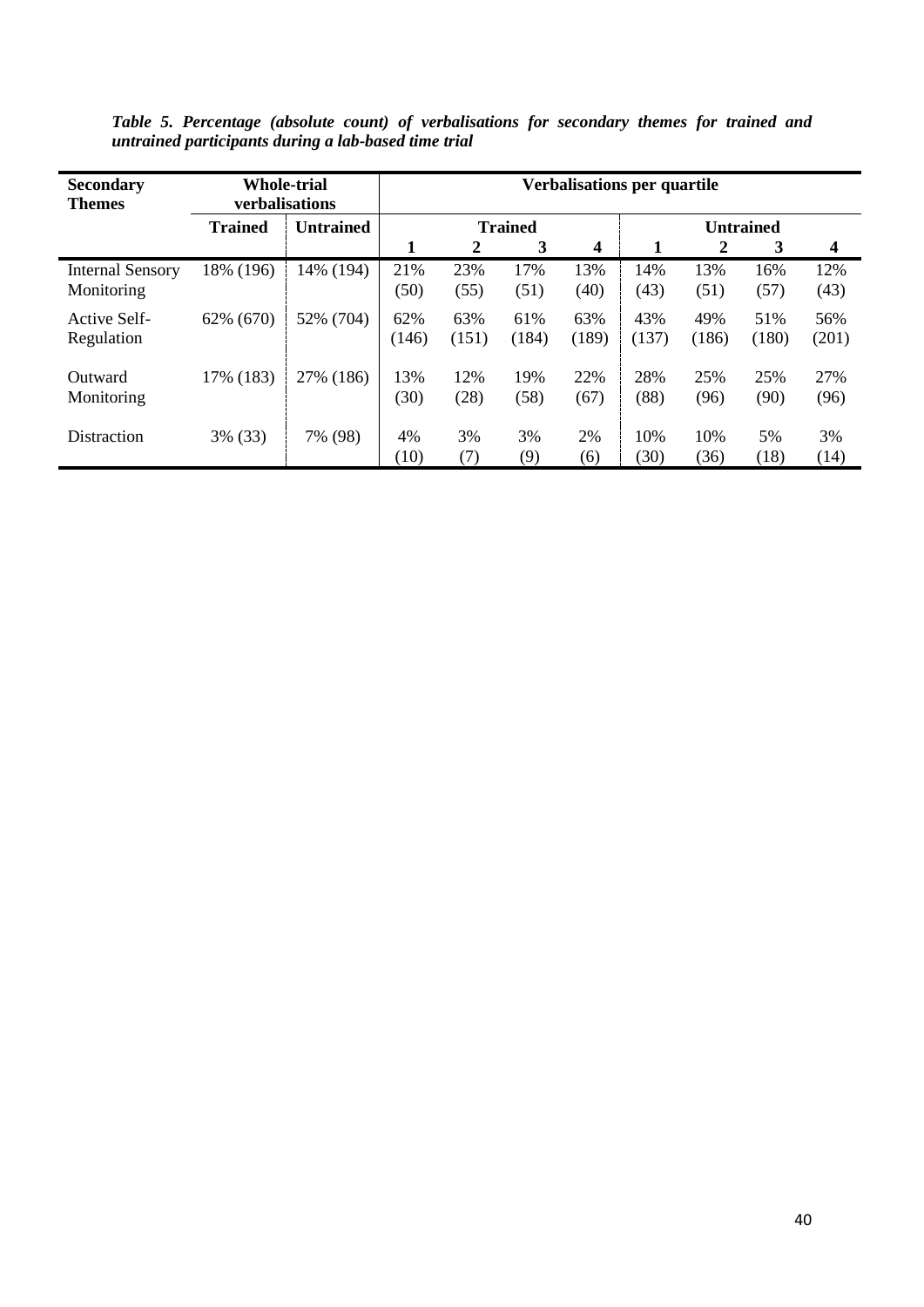*Table 5. Percentage (absolute count) of verbalisations for secondary themes for trained and untrained participants during a lab-based time trial*

| Secondary Themes | Whole-trial verbalisations | | Verbalisations per quartile | | | | | | | |
|---|---|---|---|---|---|---|---|---|---|---|
| | | | Trained | | | | Untrained | | | |
| | Trained | Untrained | 1 | 2 | 3 | 4 | 1 | 2 | 3 | 4 |
| Internal Sensory Monitoring | 18% (196) | 14% (194) | 21% (50) | 23% (55) | 17% (51) | 13% (40) | 14% (43) | 13% (51) | 16% (57) | 12% (43) |
| Active Self-Regulation | 62% (670) | 52% (704) | 62% (146) | 63% (151) | 61% (184) | 63% (189) | 43% (137) | 49% (186) | 51% (180) | 56% (201) |
| Outward Monitoring | 17% (183) | 27% (186) | 13% (30) | 12% (28) | 19% (58) | 22% (67) | 28% (88) | 25% (96) | 25% (90) | 27% (96) |
| Distraction | 3% (33) | 7% (98) | 4% (10) | 3% (7) | 3% (9) | 2% (6) | 10% (30) | 10% (36) | 5% (18) | 3% (14) |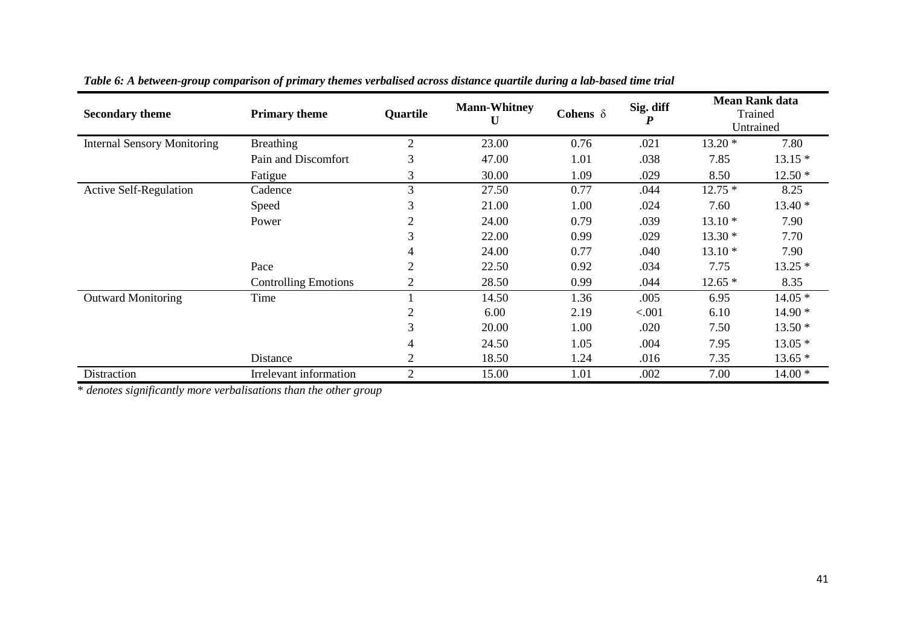*Table 6: A between-group comparison of primary themes verbalised across distance quartile during a lab-based time trial*

| Secondary theme | Primary theme | Quartile | Mann-Whitney U | Cohens δ | Sig. diff *P* | Mean Rank data Trained | Untrained |
|---|---|---|---|---|---|---|---|
| Internal Sensory Monitoring | Breathing | 2 | 23.00 | 0.76 | .021 | 13.20 * | 7.80 |
| | Pain and Discomfort | 3 | 47.00 | 1.01 | .038 | 7.85 | 13.15 * |
| | Fatigue | 3 | 30.00 | 1.09 | .029 | 8.50 | 12.50 * |
| Active Self-Regulation | Cadence | 3 | 27.50 | 0.77 | .044 | 12.75 * | 8.25 |
| | Speed | 3 | 21.00 | 1.00 | .024 | 7.60 | 13.40 * |
| | Power | 2 | 24.00 | 0.79 | .039 | 13.10 * | 7.90 |
| | | 3 | 22.00 | 0.99 | .029 | 13.30 * | 7.70 |
| | | 4 | 24.00 | 0.77 | .040 | 13.10 * | 7.90 |
| | Pace | 2 | 22.50 | 0.92 | .034 | 7.75 | 13.25 * |
| | Controlling Emotions | 2 | 28.50 | 0.99 | .044 | 12.65 * | 8.35 |
| Outward Monitoring | Time | 1 | 14.50 | 1.36 | .005 | 6.95 | 14.05 * |
| | | 2 | 6.00 | 2.19 | <.001 | 6.10 | 14.90 * |
| | | 3 | 20.00 | 1.00 | .020 | 7.50 | 13.50 * |
| | | 4 | 24.50 | 1.05 | .004 | 7.95 | 13.05 * |
| | Distance | 2 | 18.50 | 1.24 | .016 | 7.35 | 13.65 * |
| Distraction | Irrelevant information | 2 | 15.00 | 1.01 | .002 | 7.00 | 14.00 * |

* *denotes significantly more verbalisations than the other group*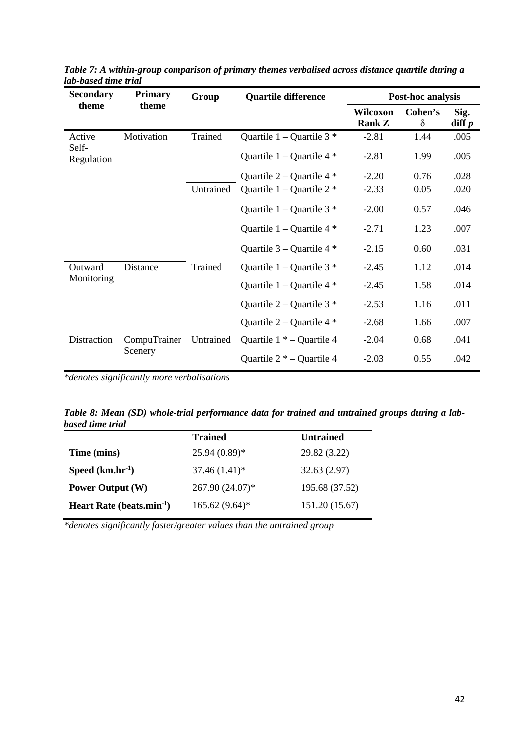***Table 7: A within-group comparison of primary themes verbalised across distance quartile during a lab-based time trial***

| Secondary theme | Primary theme | Group | Quartile difference | Post-hoc analysis | | |
|---|---|---|---|---|---|---|
| | | | | **Wilcoxon Rank Z** | **Cohen's δ** | **Sig. diff *p*** |
| Active Self-Regulation | Motivation | Trained | Quartile 1 – Quartile 3 * | -2.81 | 1.44 | .005 |
| | | | Quartile 1 – Quartile 4 * | -2.81 | 1.99 | .005 |
| | | | Quartile 2 – Quartile 4 * | -2.20 | 0.76 | .028 |
| | | Untrained | Quartile 1 – Quartile 2 * | -2.33 | 0.05 | .020 |
| | | | Quartile 1 – Quartile 3 * | -2.00 | 0.57 | .046 |
| | | | Quartile 1 – Quartile 4 * | -2.71 | 1.23 | .007 |
| | | | Quartile 3 – Quartile 4 * | -2.15 | 0.60 | .031 |
| Outward Monitoring | Distance | Trained | Quartile 1 – Quartile 3 * | -2.45 | 1.12 | .014 |
| | | | Quartile 1 – Quartile 4 * | -2.45 | 1.58 | .014 |
| | | | Quartile 2 – Quartile 3 * | -2.53 | 1.16 | .011 |
| | | | Quartile 2 – Quartile 4 * | -2.68 | 1.66 | .007 |
| Distraction | CompuTrainer Scenery | Untrained | Quartile 1 * – Quartile 4 | -2.04 | 0.68 | .041 |
| | | | Quartile 2 * – Quartile 4 | -2.03 | 0.55 | .042 |

*\*denotes significantly more verbalisations*

***Table 8: Mean (SD) whole-trial performance data for trained and untrained groups during a lab-based time trial***

| | **Trained** | **Untrained** |
|---|---|---|
| **Time (mins)** | 25.94 (0.89)* | 29.82 (3.22) |
| **Speed ($km.hr^{-1}$)** | 37.46 (1.41)* | 32.63 (2.97) |
| **Power Output (W)** | 267.90 (24.07)* | 195.68 (37.52) |
| **Heart Rate ($beats.min^{-1}$)** | 165.62 (9.64)* | 151.20 (15.67) |

*\*denotes significantly faster/greater values than the untrained group*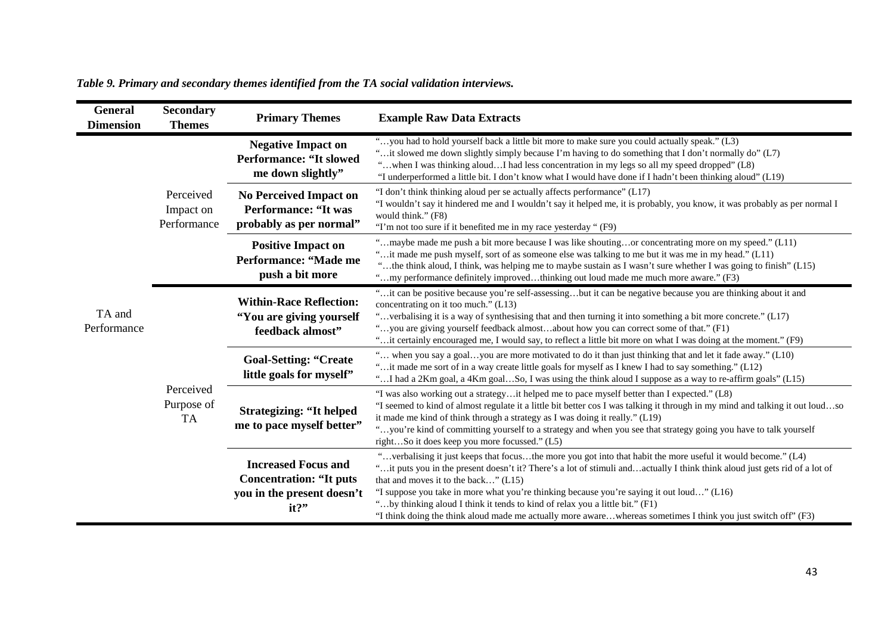*Table 9. Primary and secondary themes identified from the TA social validation interviews.*

| General Dimension | Secondary Themes | Primary Themes | Example Raw Data Extracts |
|---|---|---|---|
| TA and Performance | Perceived Impact on Performance | **Negative Impact on Performance: "It slowed me down slightly"** | "…you had to hold yourself back a little bit more to make sure you could actually speak." (L3)<br>"…it slowed me down slightly simply because I'm having to do something that I don't normally do" (L7)<br>"…when I was thinking aloud…I had less concentration in my legs so all my speed dropped" (L8)<br>"I underperformed a little bit. I don't know what I would have done if I hadn't been thinking aloud" (L19) |
| | | **No Perceived Impact on Performance: "It was probably as per normal"** | "I don't think thinking aloud per se actually affects performance" (L17)<br>"I wouldn't say it hindered me and I wouldn't say it helped me, it is probably, you know, it was probably as per normal I would think." (F8)<br>"I'm not too sure if it benefited me in my race yesterday " (F9) |
| | | **Positive Impact on Performance: "Made me push a bit more** | "…maybe made me push a bit more because I was like shouting…or concentrating more on my speed." (L11)<br>"…it made me push myself, sort of as someone else was talking to me but it was me in my head." (L11)<br>"…the think aloud, I think, was helping me to maybe sustain as I wasn't sure whether I was going to finish" (L15)<br>"…my performance definitely improved…thinking out loud made me much more aware." (F3) |
| | Perceived Purpose of TA | **Within-Race Reflection: "You are giving yourself feedback almost"** | "…it can be positive because you're self-assessing…but it can be negative because you are thinking about it and concentrating on it too much." (L13)<br>"…verbalising it is a way of synthesising that and then turning it into something a bit more concrete." (L17)<br>"…you are giving yourself feedback almost…about how you can correct some of that." (F1)<br>"…it certainly encouraged me, I would say, to reflect a little bit more on what I was doing at the moment." (F9) |
| | | **Goal-Setting: "Create little goals for myself"** | "… when you say a goal…you are more motivated to do it than just thinking that and let it fade away." (L10)<br>"…it made me sort of in a way create little goals for myself as I knew I had to say something." (L12)<br>"…I had a 2Km goal, a 4Km goal…So, I was using the think aloud I suppose as a way to re-affirm goals" (L15) |
| | | **Strategizing: "It helped me to pace myself better"** | "I was also working out a strategy…it helped me to pace myself better than I expected." (L8)<br>"I seemed to kind of almost regulate it a little bit better cos I was talking it through in my mind and talking it out loud…so it made me kind of think through a strategy as I was doing it really." (L19)<br>"…you're kind of committing yourself to a strategy and when you see that strategy going you have to talk yourself right…So it does keep you more focussed." (L5) |
| | | **Increased Focus and Concentration: "It puts you in the present doesn't it?"** | "…verbalising it just keeps that focus…the more you got into that habit the more useful it would become." (L4)<br>"…it puts you in the present doesn't it? There's a lot of stimuli and…actually I think think aloud just gets rid of a lot of that and moves it to the back…" (L15)<br>"I suppose you take in more what you're thinking because you're saying it out loud…" (L16)<br>"…by thinking aloud I think it tends to kind of relax you a little bit." (F1)<br>"I think doing the think aloud made me actually more aware…whereas sometimes I think you just switch off" (F3) |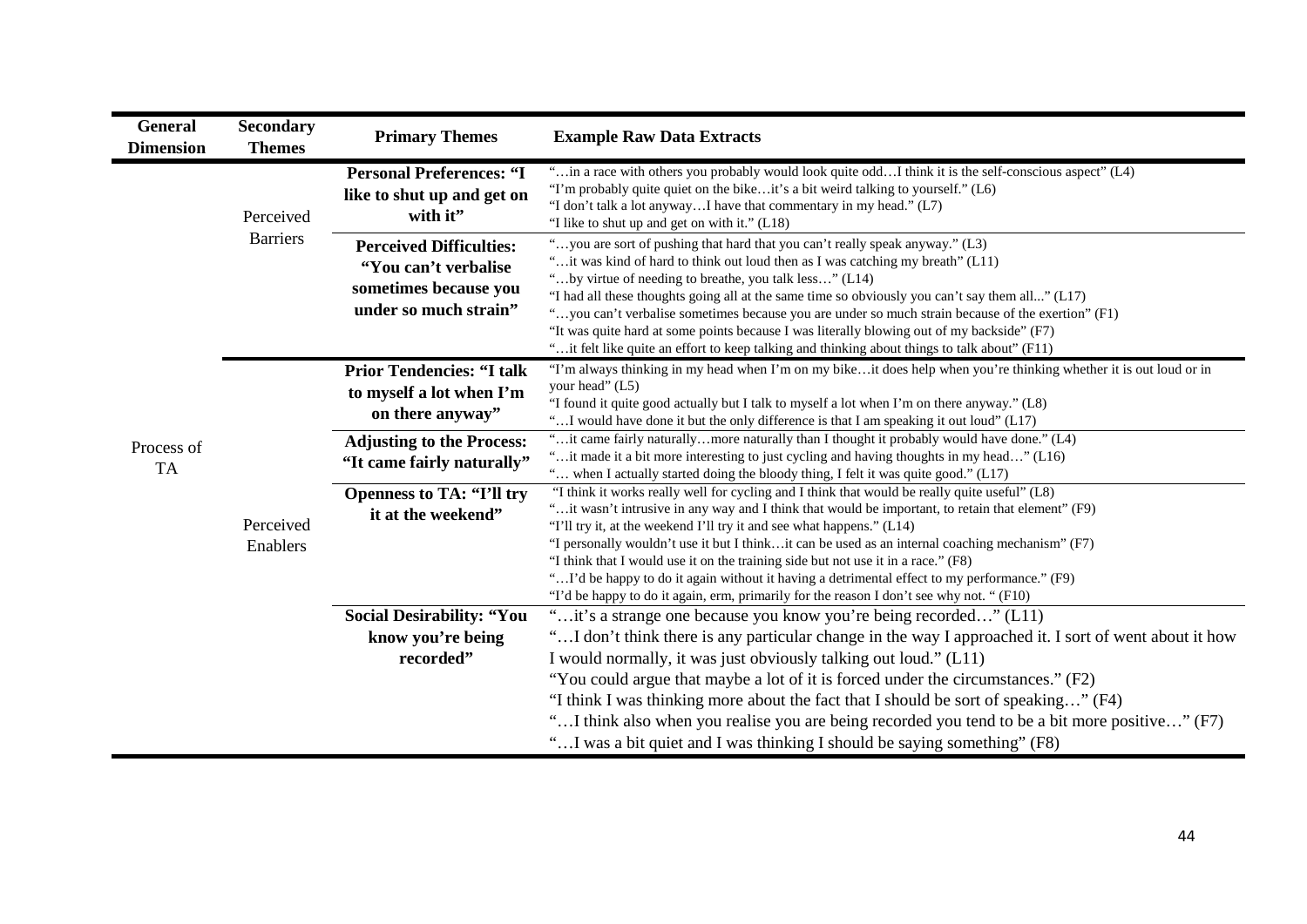| General Dimension | Secondary Themes | Primary Themes | Example Raw Data Extracts |
|---|---|---|---|
| Process of TA | Perceived Barriers | **Personal Preferences: "I like to shut up and get on with it"** | "…in a race with others you probably would look quite odd…I think it is the self-conscious aspect" (L4)<br>"I'm probably quite quiet on the bike…it's a bit weird talking to yourself." (L6)<br>"I don't talk a lot anyway…I have that commentary in my head." (L7)<br>"I like to shut up and get on with it." (L18) |
| | | **Perceived Difficulties: "You can't verbalise sometimes because you under so much strain"** | "…you are sort of pushing that hard that you can't really speak anyway." (L3)<br>"…it was kind of hard to think out loud then as I was catching my breath" (L11)<br>"…by virtue of needing to breathe, you talk less…" (L14)<br>"I had all these thoughts going all at the same time so obviously you can't say them all..." (L17)<br>"…you can't verbalise sometimes because you are under so much strain because of the exertion" (F1)<br>"It was quite hard at some points because I was literally blowing out of my backside" (F7)<br>"…it felt like quite an effort to keep talking and thinking about things to talk about" (F11) |
| | Perceived Enablers | **Prior Tendencies: "I talk to myself a lot when I'm on there anyway"** | "I'm always thinking in my head when I'm on my bike…it does help when you're thinking whether it is out loud or in your head" (L5)<br>"I found it quite good actually but I talk to myself a lot when I'm on there anyway." (L8)<br>"…I would have done it but the only difference is that I am speaking it out loud" (L17) |
| | | **Adjusting to the Process: "It came fairly naturally"** | "…it came fairly naturally…more naturally than I thought it probably would have done." (L4)<br>"…it made it a bit more interesting to just cycling and having thoughts in my head…" (L16)<br>"… when I actually started doing the bloody thing, I felt it was quite good." (L17) |
| | | **Openness to TA: "I'll try it at the weekend"** | "I think it works really well for cycling and I think that would be really quite useful" (L8)<br>"…it wasn't intrusive in any way and I think that would be important, to retain that element" (F9)<br>"I'll try it, at the weekend I'll try it and see what happens." (L14)<br>"I personally wouldn't use it but I think…it can be used as an internal coaching mechanism" (F7)<br>"I think that I would use it on the training side but not use it in a race." (F8)<br>"…I'd be happy to do it again without it having a detrimental effect to my performance." (F9)<br>"I'd be happy to do it again, erm, primarily for the reason I don't see why not. " (F10) |
| | | **Social Desirability: "You know you're being recorded"** | "…it's a strange one because you know you're being recorded…" (L11)<br>"…I don't think there is any particular change in the way I approached it. I sort of went about it how I would normally, it was just obviously talking out loud." (L11)<br>"You could argue that maybe a lot of it is forced under the circumstances." (F2)<br>"I think I was thinking more about the fact that I should be sort of speaking…" (F4)<br>"…I think also when you realise you are being recorded you tend to be a bit more positive…" (F7)<br>"…I was a bit quiet and I was thinking I should be saying something" (F8) |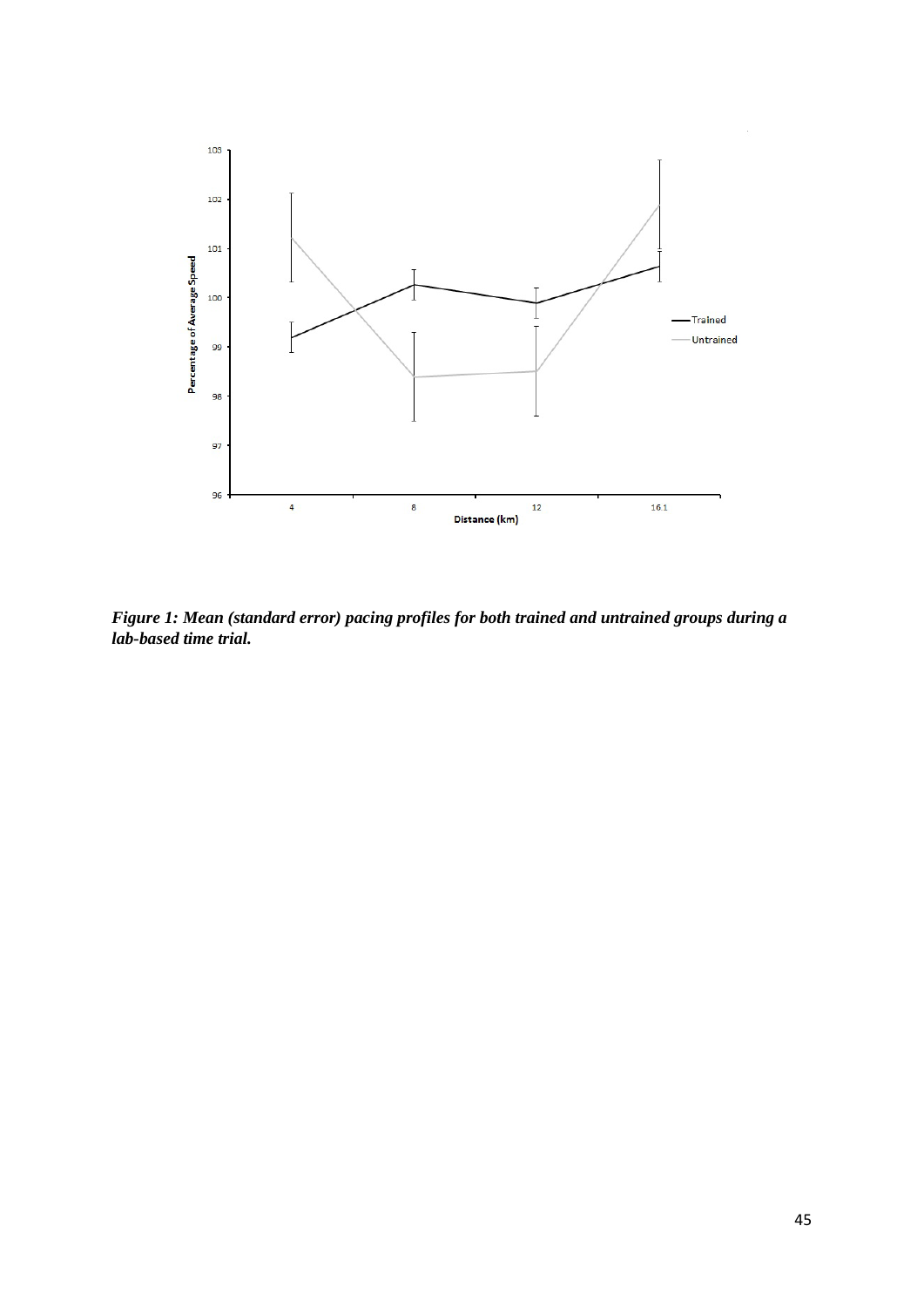103
102
101
100
99
98
97
96

Percentage of Average Speed

4
8
12
16.1

Distance (km)

Trained
Untrained

*Figure 1: Mean (standard error) pacing profiles for both trained and untrained groups during a lab-based time trial.*